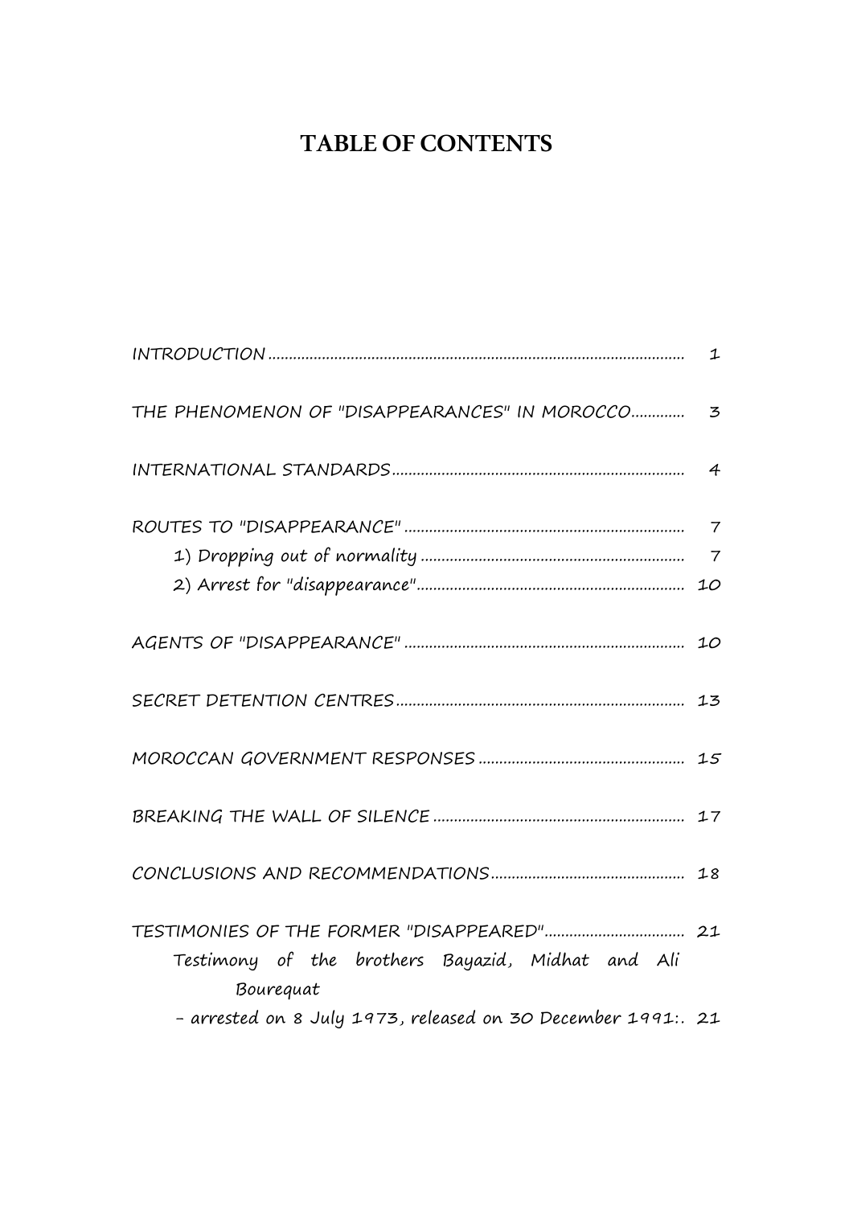# TABLE OF CONTENTS

INTRODUCTION .................................................................................................... 1

THE PHENOMENON OF "DISAPPEARANCES" IN MOROCCO............. 3

INTERNATIONAL STANDARDS....................................................................... 4

ROUTES TO "DISAPPEARANCE" .................................................................... 7

1) Dropping out of normality ............................................................... 7

2) Arrest for "disappearance"................................................................ 10

AGENTS OF "DISAPPEARANCE" .................................................................... 10

SECRET DETENTION CENTRES ..................................................................... 13

MOROCCAN GOVERNMENT RESPONSES .................................................. 15

BREAKING THE WALL OF SILENCE ............................................................. 17

CONCLUSIONS AND RECOMMENDATIONS.............................................. 18

TESTIMONIES OF THE FORMER "DISAPPEARED".................................. 21

Testimony of the brothers Bayazid, Midhat and Ali Bourequat

- arrested on 8 July 1973, released on 30 December 1991:. 21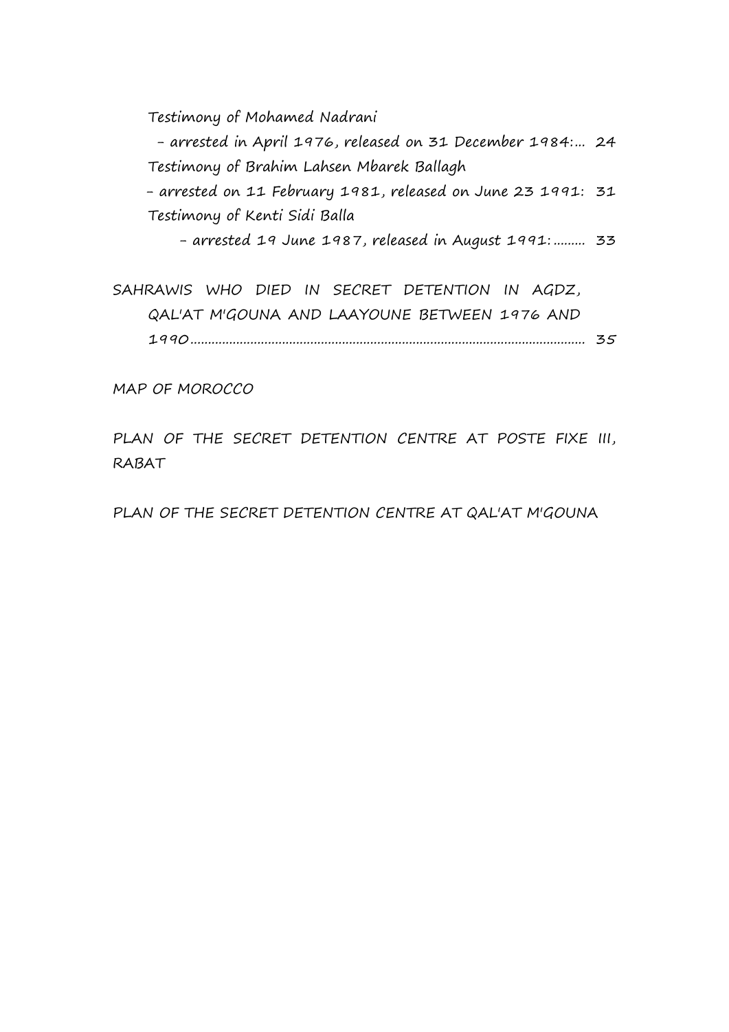Testimony of Mohamed Nadrani

- arrested in April 1976, released on 31 December 1984:... 24

Testimony of Brahim Lahsen Mbarek Ballagh

- arrested on 11 February 1981, released on June 23 1991: 31

Testimony of Kenti Sidi Balla

- arrested 19 June 1987, released in August 1991:......... 33

SAHRAWIS WHO DIED IN SECRET DETENTION IN AGDZ, QAL'AT M'GOUNA AND LAAYOUNE BETWEEN 1976 AND 1990.................................................................................................................. 35

MAP OF MOROCCO

PLAN OF THE SECRET DETENTION CENTRE AT POSTE FIXE III, RABAT

PLAN OF THE SECRET DETENTION CENTRE AT QAL'AT M'GOUNA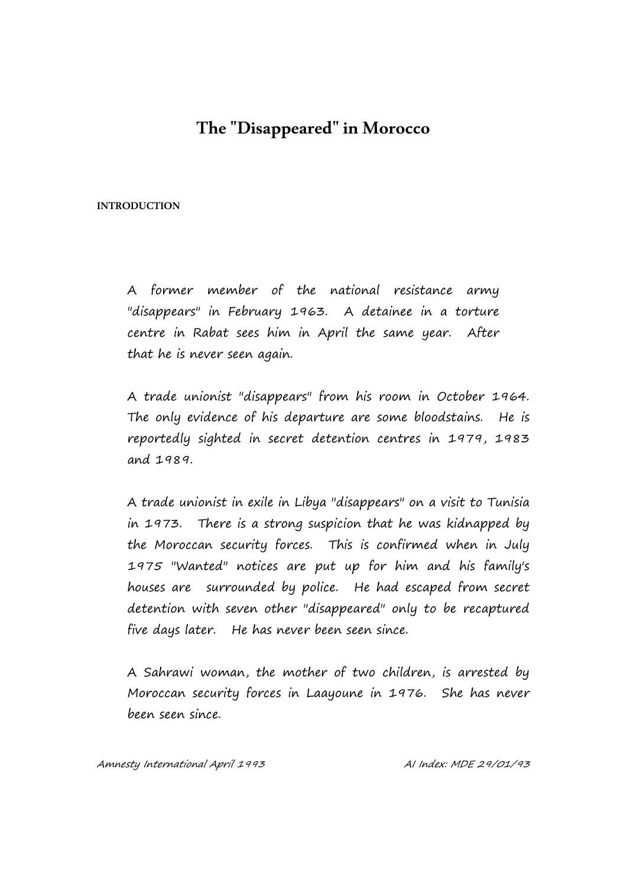# The "Disappeared" in Morocco

## INTRODUCTION

*A former member of the national resistance army "disappears" in February 1963. A detainee in a torture centre in Rabat sees him in April the same year. After that he is never seen again.*

*A trade unionist "disappears" from his room in October 1964. The only evidence of his departure are some bloodstains. He is reportedly sighted in secret detention centres in 1979, 1983 and 1989.*

*A trade unionist in exile in Libya "disappears" on a visit to Tunisia in 1973. There is a strong suspicion that he was kidnapped by the Moroccan security forces. This is confirmed when in July 1975 "Wanted" notices are put up for him and his family's houses are surrounded by police. He had escaped from secret detention with seven other "disappeared" only to be recaptured five days later. He has never been seen since.*

*A Sahrawi woman, the mother of two children, is arrested by Moroccan security forces in Laayoune in 1976. She has never been seen since.*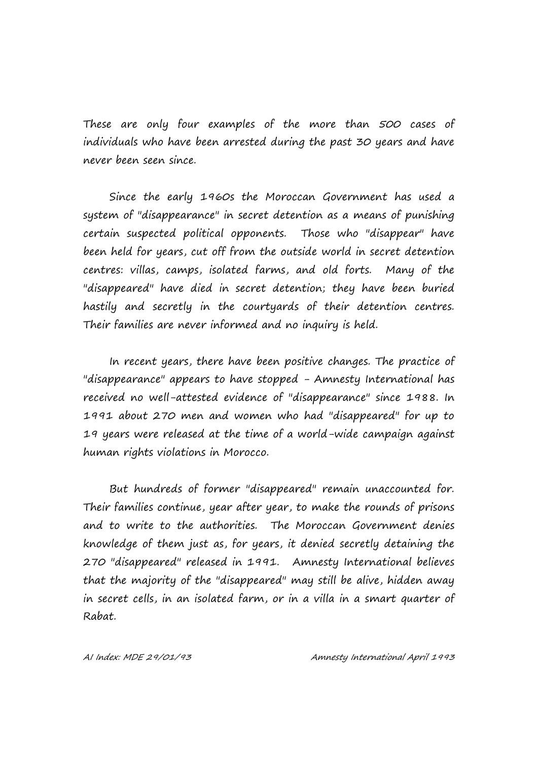These are only four examples of the more than 500 cases of individuals who have been arrested during the past 30 years and have never been seen since.

Since the early 1960s the Moroccan Government has used a system of "disappearance" in secret detention as a means of punishing certain suspected political opponents. Those who "disappear" have been held for years, cut off from the outside world in secret detention centres: villas, camps, isolated farms, and old forts. Many of the "disappeared" have died in secret detention; they have been buried hastily and secretly in the courtyards of their detention centres. Their families are never informed and no inquiry is held.

In recent years, there have been positive changes. The practice of "disappearance" appears to have stopped - Amnesty International has received no well-attested evidence of "disappearance" since 1988. In 1991 about 270 men and women who had "disappeared" for up to 19 years were released at the time of a world-wide campaign against human rights violations in Morocco.

But hundreds of former "disappeared" remain unaccounted for. Their families continue, year after year, to make the rounds of prisons and to write to the authorities. The Moroccan Government denies knowledge of them just as, for years, it denied secretly detaining the 270 "disappeared" released in 1991. Amnesty International believes that the majority of the "disappeared" may still be alive, hidden away in secret cells, in an isolated farm, or in a villa in a smart quarter of Rabat.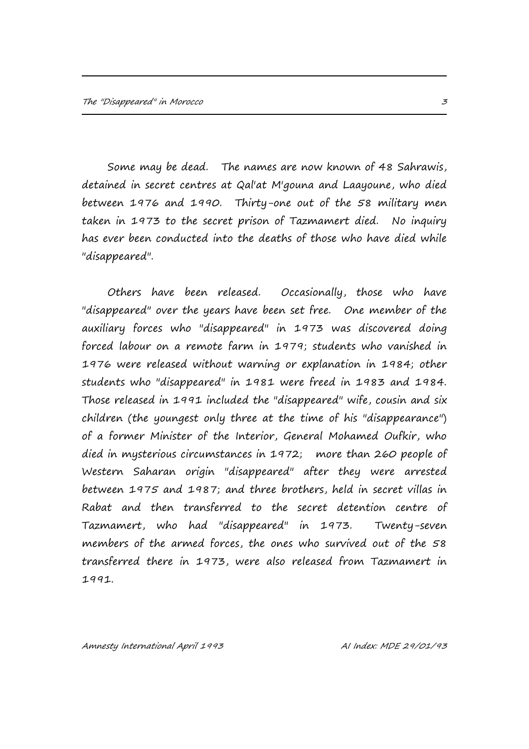Some may be dead. The names are now known of 48 Sahrawis, detained in secret centres at Qal'at M'gouna and Laayoune, who died between 1976 and 1990. Thirty-one out of the 58 military men taken in 1973 to the secret prison of Tazmamert died. No inquiry has ever been conducted into the deaths of those who have died while "disappeared".

Others have been released. Occasionally, those who have "disappeared" over the years have been set free. One member of the auxiliary forces who "disappeared" in 1973 was discovered doing forced labour on a remote farm in 1979; students who vanished in 1976 were released without warning or explanation in 1984; other students who "disappeared" in 1981 were freed in 1983 and 1984. Those released in 1991 included the "disappeared" wife, cousin and six children (the youngest only three at the time of his "disappearance") of a former Minister of the Interior, General Mohamed Oufkir, who died in mysterious circumstances in 1972; more than 260 people of Western Saharan origin "disappeared" after they were arrested between 1975 and 1987; and three brothers, held in secret villas in Rabat and then transferred to the secret detention centre of Tazmamert, who had "disappeared" in 1973. Twenty-seven members of the armed forces, the ones who survived out of the 58 transferred there in 1973, were also released from Tazmamert in 1991.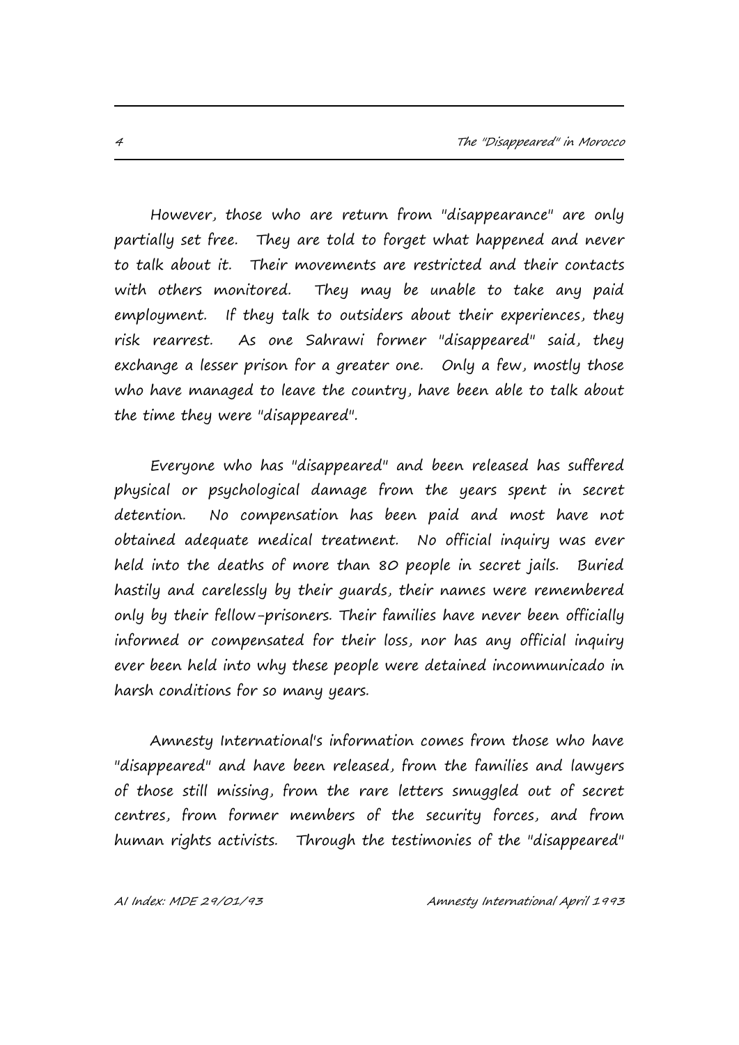However, those who are return from "disappearance" are only partially set free. They are told to forget what happened and never to talk about it. Their movements are restricted and their contacts with others monitored. They may be unable to take any paid employment. If they talk to outsiders about their experiences, they risk rearrest. As one Sahrawi former "disappeared" said, they exchange a lesser prison for a greater one. Only a few, mostly those who have managed to leave the country, have been able to talk about the time they were "disappeared".

Everyone who has "disappeared" and been released has suffered physical or psychological damage from the years spent in secret detention. No compensation has been paid and most have not obtained adequate medical treatment. No official inquiry was ever held into the deaths of more than 80 people in secret jails. Buried hastily and carelessly by their guards, their names were remembered only by their fellow-prisoners. Their families have never been officially informed or compensated for their loss, nor has any official inquiry ever been held into why these people were detained incommunicado in harsh conditions for so many years.

Amnesty International's information comes from those who have "disappeared" and have been released, from the families and lawyers of those still missing, from the rare letters smuggled out of secret centres, from former members of the security forces, and from human rights activists. Through the testimonies of the "disappeared"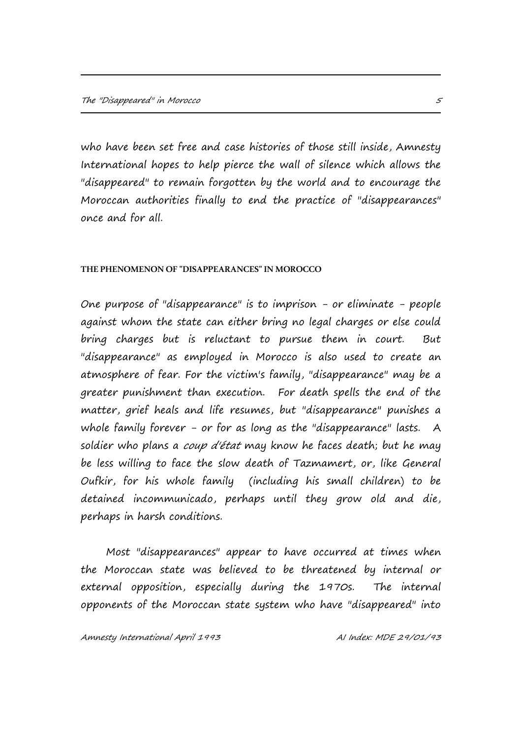who have been set free and case histories of those still inside, Amnesty International hopes to help pierce the wall of silence which allows the "disappeared" to remain forgotten by the world and to encourage the Moroccan authorities finally to end the practice of "disappearances" once and for all.

## THE PHENOMENON OF "DISAPPEARANCES" IN MOROCCO

One purpose of "disappearance" is to imprison - or eliminate - people against whom the state can either bring no legal charges or else could bring charges but is reluctant to pursue them in court. But "disappearance" as employed in Morocco is also used to create an atmosphere of fear. For the victim's family, "disappearance" may be a greater punishment than execution. For death spells the end of the matter, grief heals and life resumes, but "disappearance" punishes a whole family forever - or for as long as the "disappearance" lasts. A soldier who plans a *coup d'état* may know he faces death; but he may be less willing to face the slow death of Tazmamert, or, like General Oufkir, for his whole family (including his small children) to be detained incommunicado, perhaps until they grow old and die, perhaps in harsh conditions.

Most "disappearances" appear to have occurred at times when the Moroccan state was believed to be threatened by internal or external opposition, especially during the 1970s. The internal opponents of the Moroccan state system who have "disappeared" into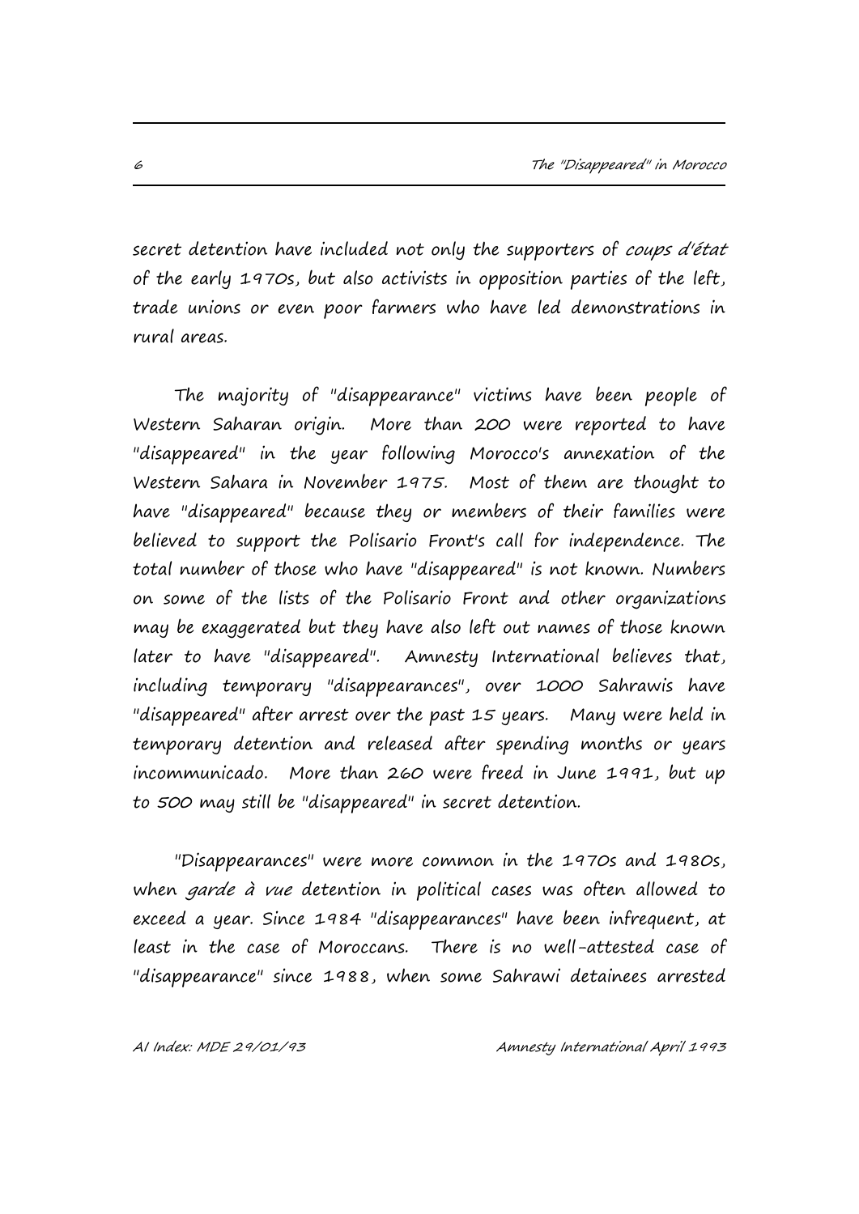secret detention have included not only the supporters of *coups d'état* of the early 1970s, but also activists in opposition parties of the left, trade unions or even poor farmers who have led demonstrations in rural areas.

The majority of "disappearance" victims have been people of Western Saharan origin. More than 200 were reported to have "disappeared" in the year following Morocco's annexation of the Western Sahara in November 1975. Most of them are thought to have "disappeared" because they or members of their families were believed to support the Polisario Front's call for independence. The total number of those who have "disappeared" is not known. Numbers on some of the lists of the Polisario Front and other organizations may be exaggerated but they have also left out names of those known later to have "disappeared". Amnesty International believes that, including temporary "disappearances", over 1000 Sahrawis have "disappeared" after arrest over the past 15 years. Many were held in temporary detention and released after spending months or years incommunicado. More than 260 were freed in June 1991, but up to 500 may still be "disappeared" in secret detention.

"Disappearances" were more common in the 1970s and 1980s, when *garde à vue* detention in political cases was often allowed to exceed a year. Since 1984 "disappearances" have been infrequent, at least in the case of Moroccans. There is no well-attested case of "disappearance" since 1988, when some Sahrawi detainees arrested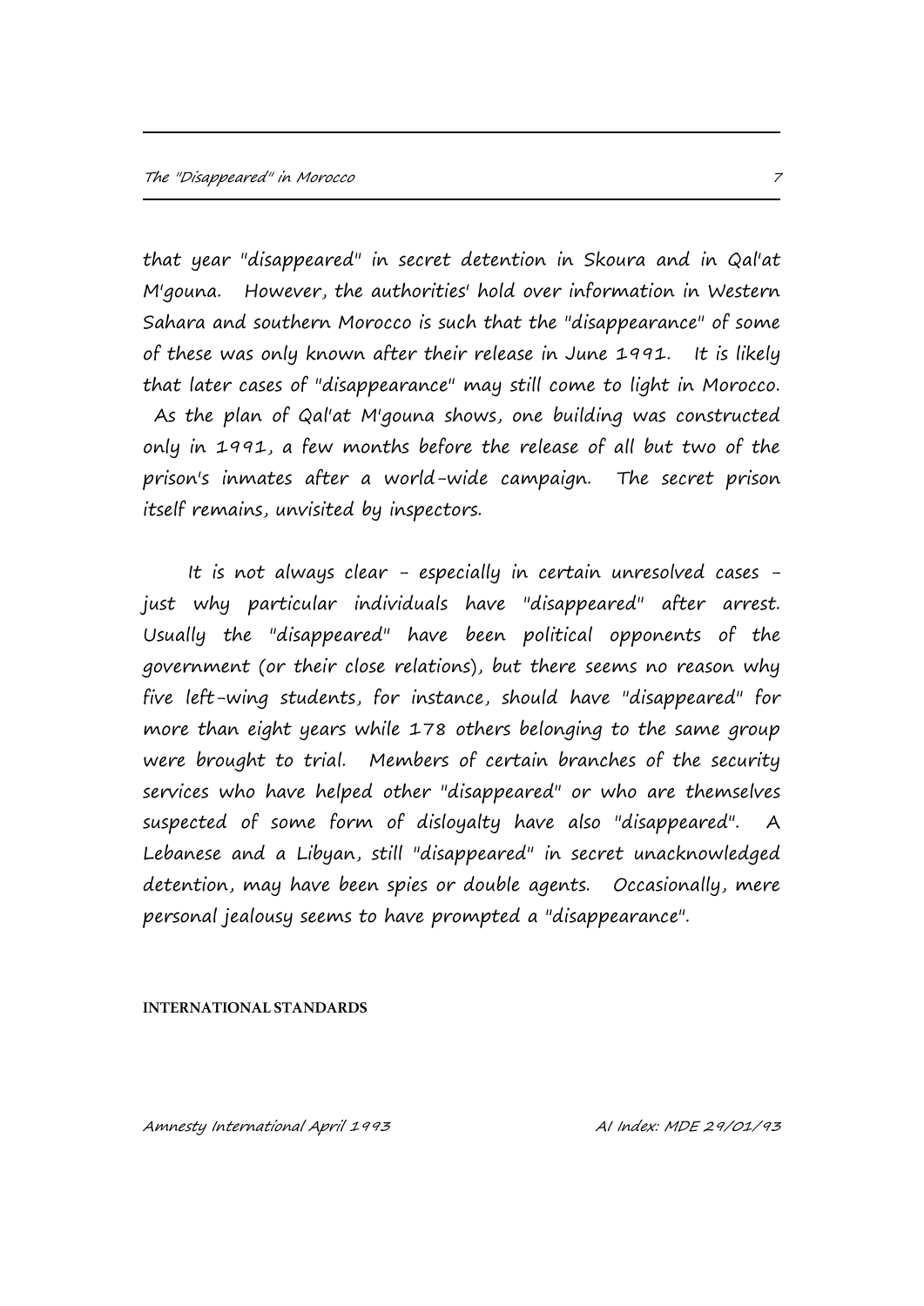that year "disappeared" in secret detention in Skoura and in Qal'at M'gouna. However, the authorities' hold over information in Western Sahara and southern Morocco is such that the "disappearance" of some of these was only known after their release in June 1991. It is likely that later cases of "disappearance" may still come to light in Morocco. As the plan of Qal'at M'gouna shows, one building was constructed only in 1991, a few months before the release of all but two of the prison's inmates after a world-wide campaign. The secret prison itself remains, unvisited by inspectors.

It is not always clear - especially in certain unresolved cases - just why particular individuals have "disappeared" after arrest. Usually the "disappeared" have been political opponents of the government (or their close relations), but there seems no reason why five left-wing students, for instance, should have "disappeared" for more than eight years while 178 others belonging to the same group were brought to trial. Members of certain branches of the security services who have helped other "disappeared" or who are themselves suspected of some form of disloyalty have also "disappeared". A Lebanese and a Libyan, still "disappeared" in secret unacknowledged detention, may have been spies or double agents. Occasionally, mere personal jealousy seems to have prompted a "disappearance".

## INTERNATIONAL STANDARDS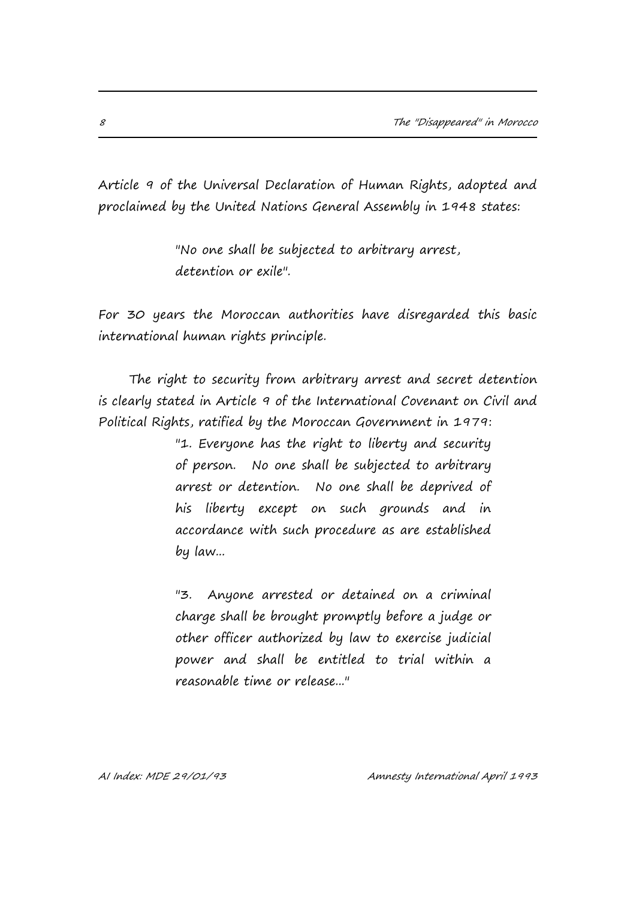Article 9 of the Universal Declaration of Human Rights, adopted and proclaimed by the United Nations General Assembly in 1948 states:

> "No one shall be subjected to arbitrary arrest, detention or exile".

For 30 years the Moroccan authorities have disregarded this basic international human rights principle.

The right to security from arbitrary arrest and secret detention is clearly stated in Article 9 of the International Covenant on Civil and Political Rights, ratified by the Moroccan Government in 1979:

> "1. Everyone has the right to liberty and security of person. No one shall be subjected to arbitrary arrest or detention. No one shall be deprived of his liberty except on such grounds and in accordance with such procedure as are established by law...
>
> "3. Anyone arrested or detained on a criminal charge shall be brought promptly before a judge or other officer authorized by law to exercise judicial power and shall be entitled to trial within a reasonable time or release..."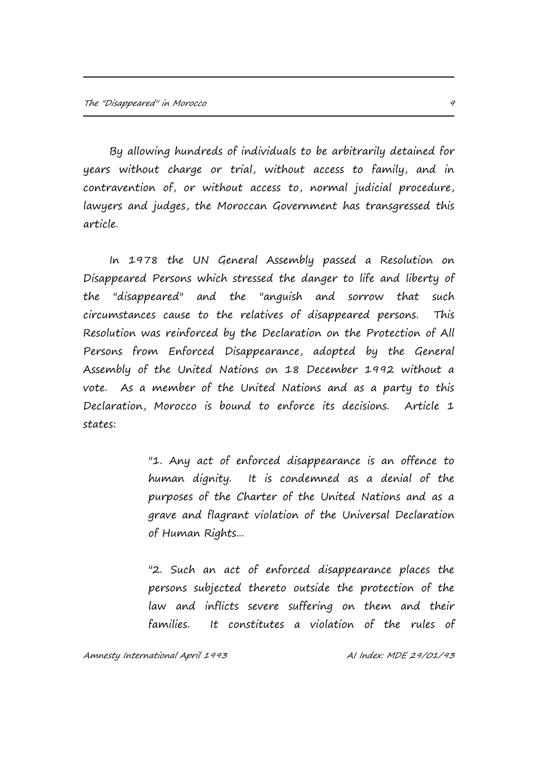By allowing hundreds of individuals to be arbitrarily detained for years without charge or trial, without access to family, and in contravention of, or without access to, normal judicial procedure, lawyers and judges, the Moroccan Government has transgressed this article.

In 1978 the UN General Assembly passed a Resolution on Disappeared Persons which stressed the danger to life and liberty of the "disappeared" and the "anguish and sorrow that such circumstances cause to the relatives of disappeared persons. This Resolution was reinforced by the Declaration on the Protection of All Persons from Enforced Disappearance, adopted by the General Assembly of the United Nations on 18 December 1992 without a vote. As a member of the United Nations and as a party to this Declaration, Morocco is bound to enforce its decisions. Article 1 states:

> "1. Any act of enforced disappearance is an offence to human dignity. It is condemned as a denial of the purposes of the Charter of the United Nations and as a grave and flagrant violation of the Universal Declaration of Human Rights...
>
> "2. Such an act of enforced disappearance places the persons subjected thereto outside the protection of the law and inflicts severe suffering on them and their families. It constitutes a violation of the rules of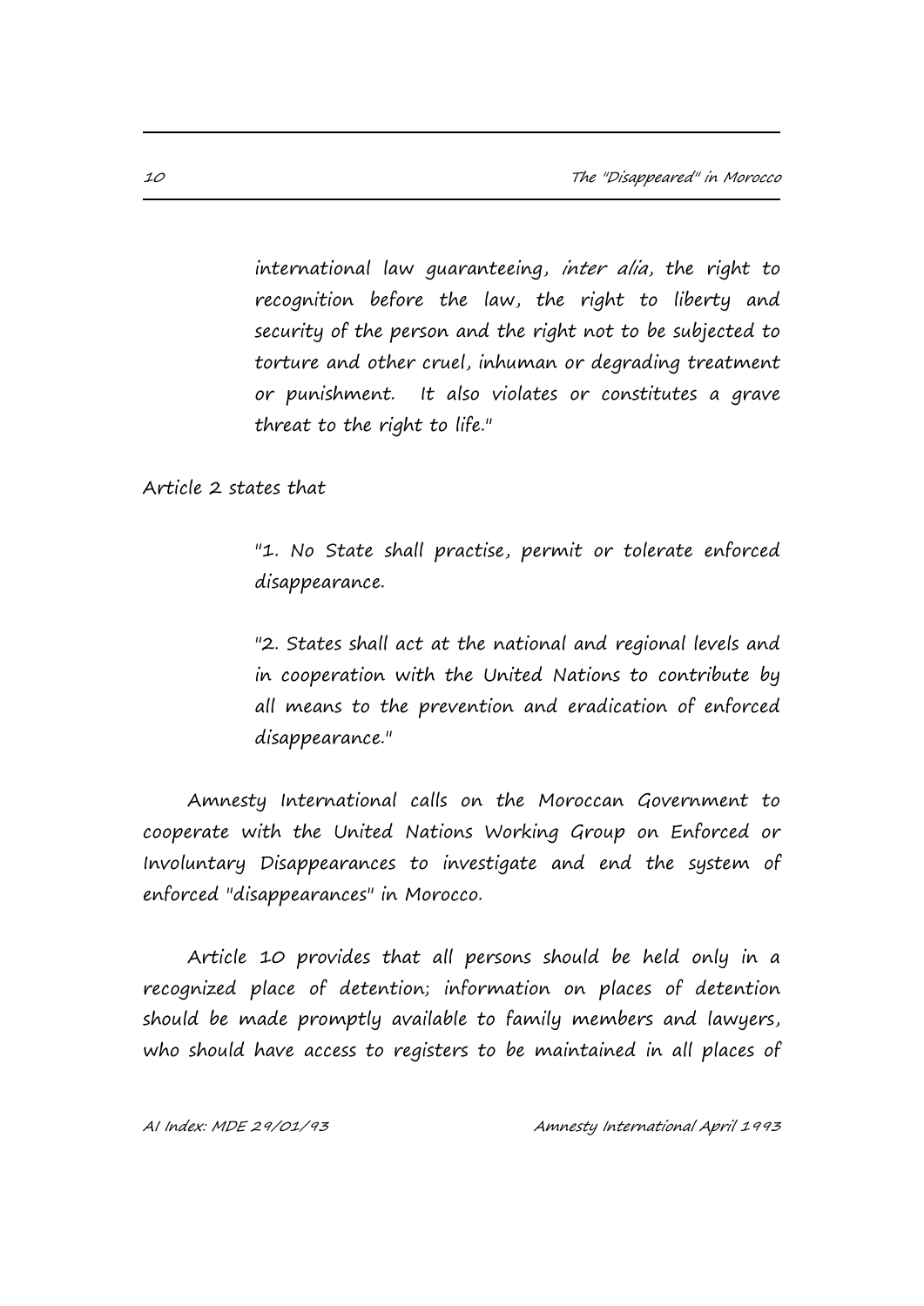> international law guaranteeing, *inter alia*, the right to recognition before the law, the right to liberty and security of the person and the right not to be subjected to torture and other cruel, inhuman or degrading treatment or punishment. It also violates or constitutes a grave threat to the right to life."

Article 2 states that

> "1. No State shall practise, permit or tolerate enforced disappearance.
>
> "2. States shall act at the national and regional levels and in cooperation with the United Nations to contribute by all means to the prevention and eradication of enforced disappearance."

Amnesty International calls on the Moroccan Government to cooperate with the United Nations Working Group on Enforced or Involuntary Disappearances to investigate and end the system of enforced "disappearances" in Morocco.

Article 10 provides that all persons should be held only in a recognized place of detention; information on places of detention should be made promptly available to family members and lawyers, who should have access to registers to be maintained in all places of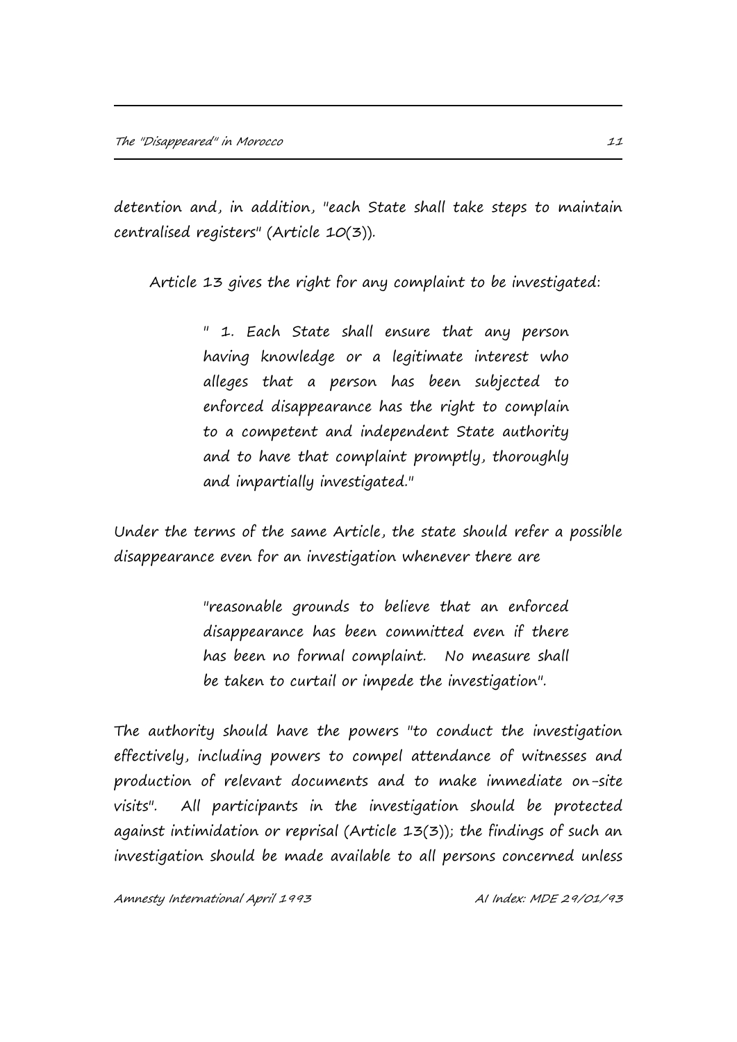detention and, in addition, "each State shall take steps to maintain centralised registers" (Article 10(3)).

Article 13 gives the right for any complaint to be investigated:

> " 1. Each State shall ensure that any person having knowledge or a legitimate interest who alleges that a person has been subjected to enforced disappearance has the right to complain to a competent and independent State authority and to have that complaint promptly, thoroughly and impartially investigated."

Under the terms of the same Article, the state should refer a possible disappearance even for an investigation whenever there are

> "reasonable grounds to believe that an enforced disappearance has been committed even if there has been no formal complaint. No measure shall be taken to curtail or impede the investigation".

The authority should have the powers "to conduct the investigation effectively, including powers to compel attendance of witnesses and production of relevant documents and to make immediate on-site visits". All participants in the investigation should be protected against intimidation or reprisal (Article 13(3)); the findings of such an investigation should be made available to all persons concerned unless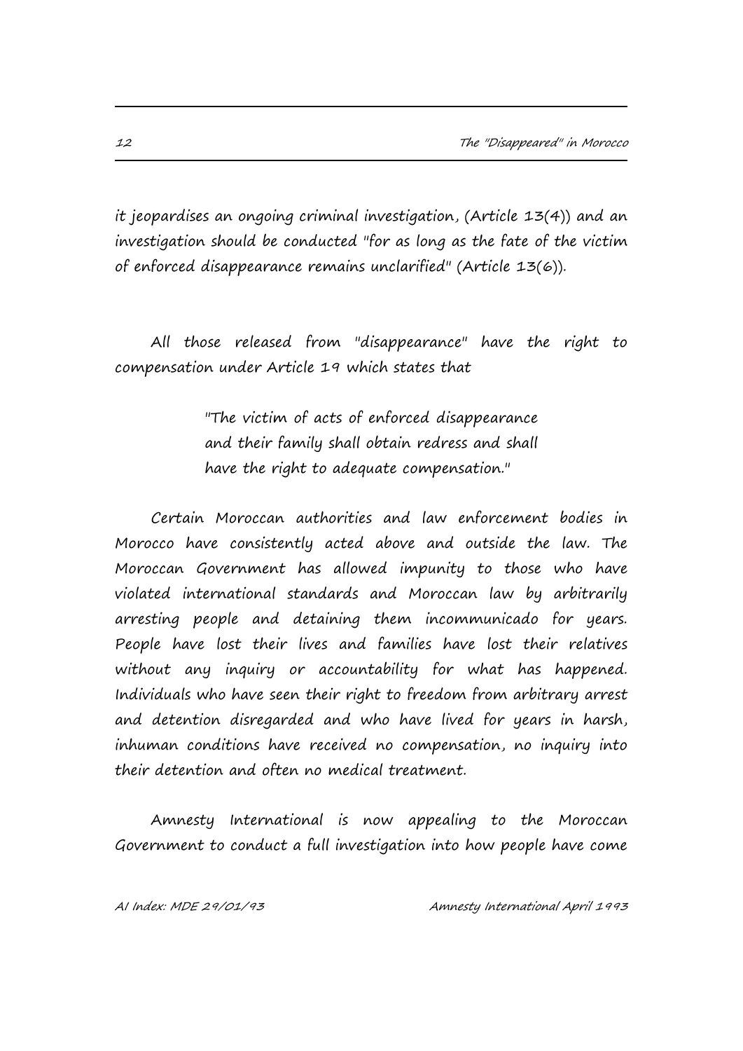it jeopardises an ongoing criminal investigation, (Article 13(4)) and an investigation should be conducted "for as long as the fate of the victim of enforced disappearance remains unclarified" (Article 13(6)).

All those released from "disappearance" have the right to compensation under Article 19 which states that

> "The victim of acts of enforced disappearance and their family shall obtain redress and shall have the right to adequate compensation."

Certain Moroccan authorities and law enforcement bodies in Morocco have consistently acted above and outside the law. The Moroccan Government has allowed impunity to those who have violated international standards and Moroccan law by arbitrarily arresting people and detaining them incommunicado for years. People have lost their lives and families have lost their relatives without any inquiry or accountability for what has happened. Individuals who have seen their right to freedom from arbitrary arrest and detention disregarded and who have lived for years in harsh, inhuman conditions have received no compensation, no inquiry into their detention and often no medical treatment.

Amnesty International is now appealing to the Moroccan Government to conduct a full investigation into how people have come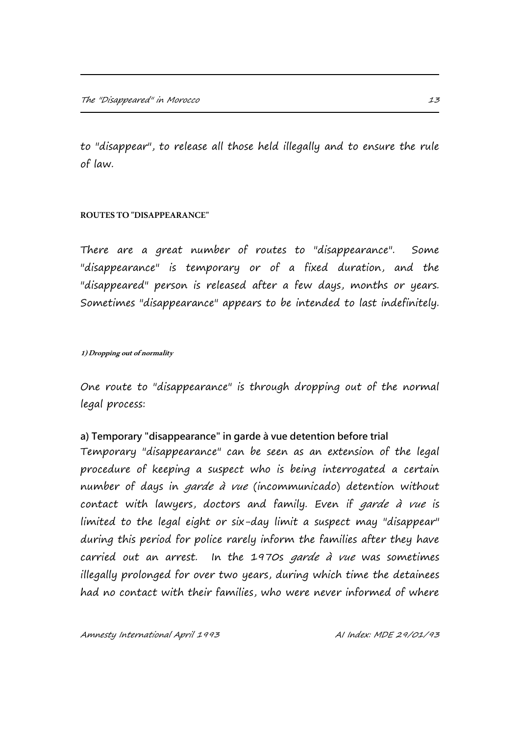to "disappear", to release all those held illegally and to ensure the rule of law.

## ROUTES TO "DISAPPEARANCE"

There are a great number of routes to "disappearance". Some "disappearance" is temporary or of a fixed duration, and the "disappeared" person is released after a few days, months or years. Sometimes "disappearance" appears to be intended to last indefinitely.

### *1) Dropping out of normality*

One route to "disappearance" is through dropping out of the normal legal process:

**a) Temporary "disappearance" in garde à vue detention before trial**

Temporary "disappearance" can be seen as an extension of the legal procedure of keeping a suspect who is being interrogated a certain number of days in *garde à vue* (incommunicado) detention without contact with lawyers, doctors and family. Even if *garde à vue* is limited to the legal eight or six-day limit a suspect may "disappear" during this period for police rarely inform the families after they have carried out an arrest. In the 1970s *garde à vue* was sometimes illegally prolonged for over two years, during which time the detainees had no contact with their families, who were never informed of where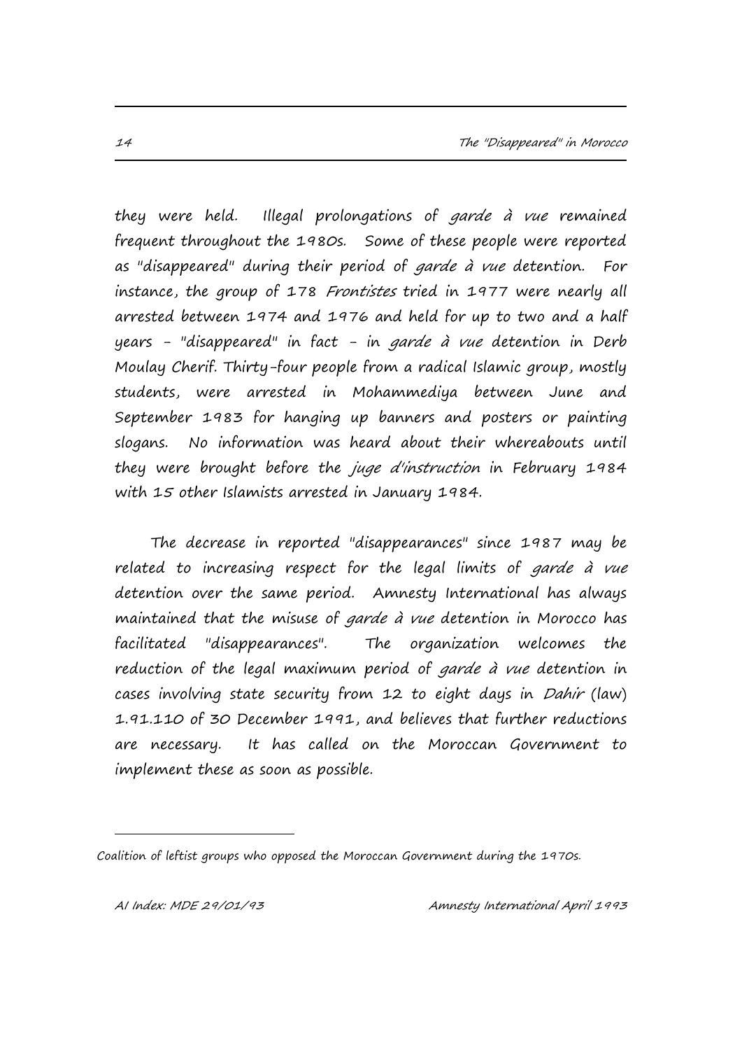they were held. Illegal prolongations of *garde à vue* remained frequent throughout the 1980s. Some of these people were reported as "disappeared" during their period of *garde à vue* detention. For instance, the group of 178 *Frontistes* tried in 1977 were nearly all arrested between 1974 and 1976 and held for up to two and a half years - "disappeared" in fact - in *garde à vue* detention in Derb Moulay Cherif. Thirty-four people from a radical Islamic group, mostly students, were arrested in Mohammediya between June and September 1983 for hanging up banners and posters or painting slogans. No information was heard about their whereabouts until they were brought before the *juge d'instruction* in February 1984 with 15 other Islamists arrested in January 1984.

The decrease in reported "disappearances" since 1987 may be related to increasing respect for the legal limits of *garde à vue* detention over the same period. Amnesty International has always maintained that the misuse of *garde à vue* detention in Morocco has facilitated "disappearances". The organization welcomes the reduction of the legal maximum period of *garde à vue* detention in cases involving state security from 12 to eight days in *Dahir* (law) 1.91.110 of 30 December 1991, and believes that further reductions are necessary. It has called on the Moroccan Government to implement these as soon as possible.

---

Coalition of leftist groups who opposed the Moroccan Government during the 1970s.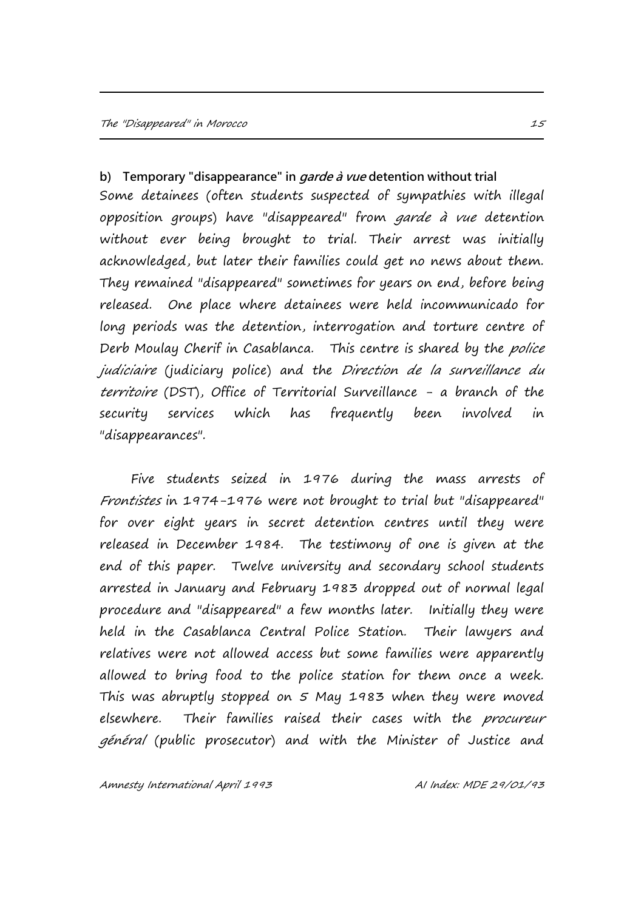### b) Temporary "disappearance" in *garde à vue* detention without trial

Some detainees (often students suspected of sympathies with illegal opposition groups) have "disappeared" from *garde à vue* detention without ever being brought to trial. Their arrest was initially acknowledged, but later their families could get no news about them. They remained "disappeared" sometimes for years on end, before being released. One place where detainees were held incommunicado for long periods was the detention, interrogation and torture centre of Derb Moulay Cherif in Casablanca. This centre is shared by the *police judiciaire* (judiciary police) and the *Direction de la surveillance du territoire* (DST), Office of Territorial Surveillance - a branch of the security services which has frequently been involved in "disappearances".

Five students seized in 1976 during the mass arrests of *Frontistes* in 1974-1976 were not brought to trial but "disappeared" for over eight years in secret detention centres until they were released in December 1984. The testimony of one is given at the end of this paper. Twelve university and secondary school students arrested in January and February 1983 dropped out of normal legal procedure and "disappeared" a few months later. Initially they were held in the Casablanca Central Police Station. Their lawyers and relatives were not allowed access but some families were apparently allowed to bring food to the police station for them once a week. This was abruptly stopped on 5 May 1983 when they were moved elsewhere. Their families raised their cases with the *procureur général* (public prosecutor) and with the Minister of Justice and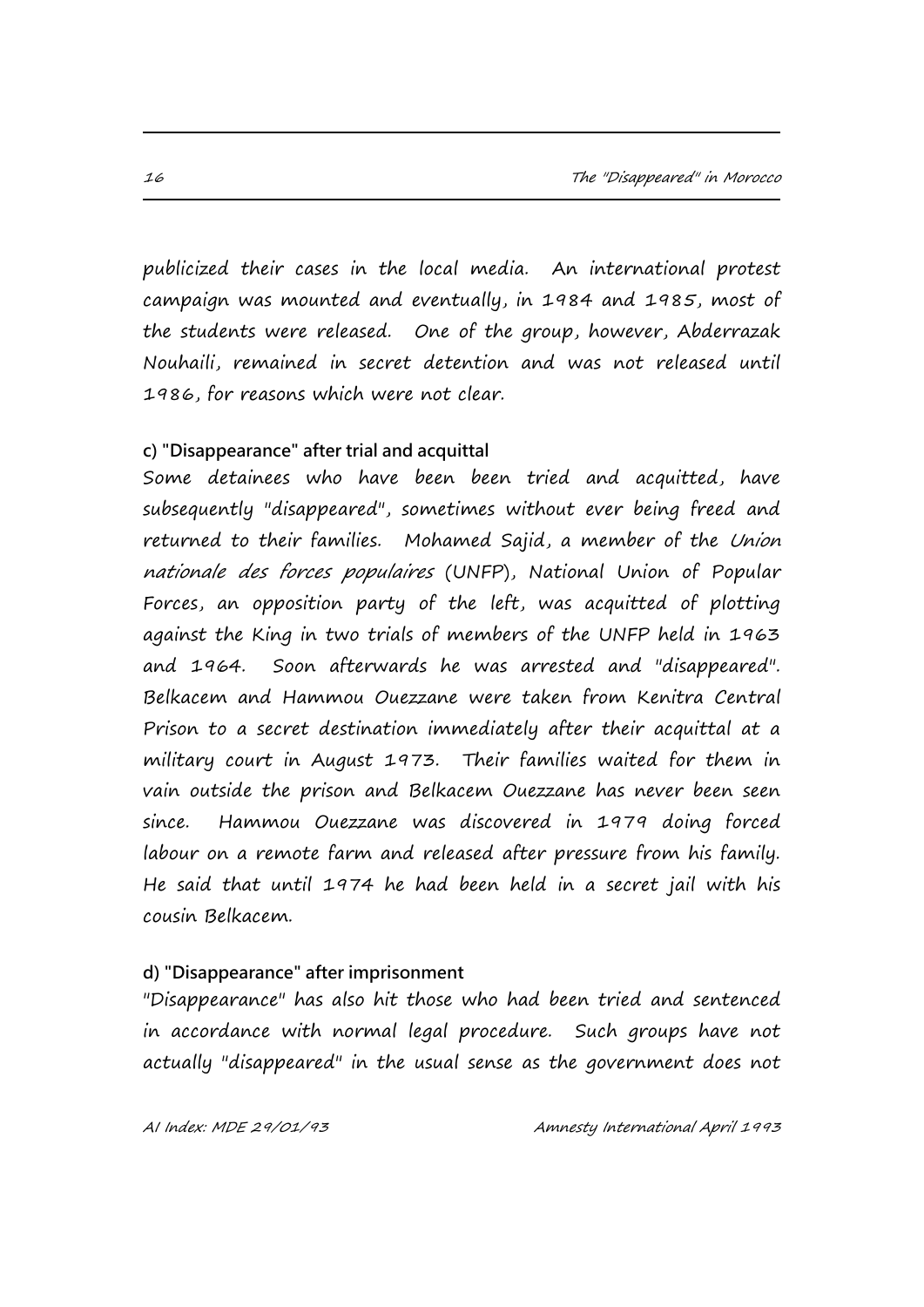publicized their cases in the local media. An international protest campaign was mounted and eventually, in 1984 and 1985, most of the students were released. One of the group, however, Abderrazak Nouhaili, remained in secret detention and was not released until 1986, for reasons which were not clear.

**c) "Disappearance" after trial and acquittal**

Some detainees who have been been tried and acquitted, have subsequently "disappeared", sometimes without ever being freed and returned to their families. Mohamed Sajid, a member of the *Union nationale des forces populaires* (UNFP), National Union of Popular Forces, an opposition party of the left, was acquitted of plotting against the King in two trials of members of the UNFP held in 1963 and 1964. Soon afterwards he was arrested and "disappeared". Belkacem and Hammou Ouezzane were taken from Kenitra Central Prison to a secret destination immediately after their acquittal at a military court in August 1973. Their families waited for them in vain outside the prison and Belkacem Ouezzane has never been seen since. Hammou Ouezzane was discovered in 1979 doing forced labour on a remote farm and released after pressure from his family. He said that until 1974 he had been held in a secret jail with his cousin Belkacem.

**d) "Disappearance" after imprisonment**

"Disappearance" has also hit those who had been tried and sentenced in accordance with normal legal procedure. Such groups have not actually "disappeared" in the usual sense as the government does not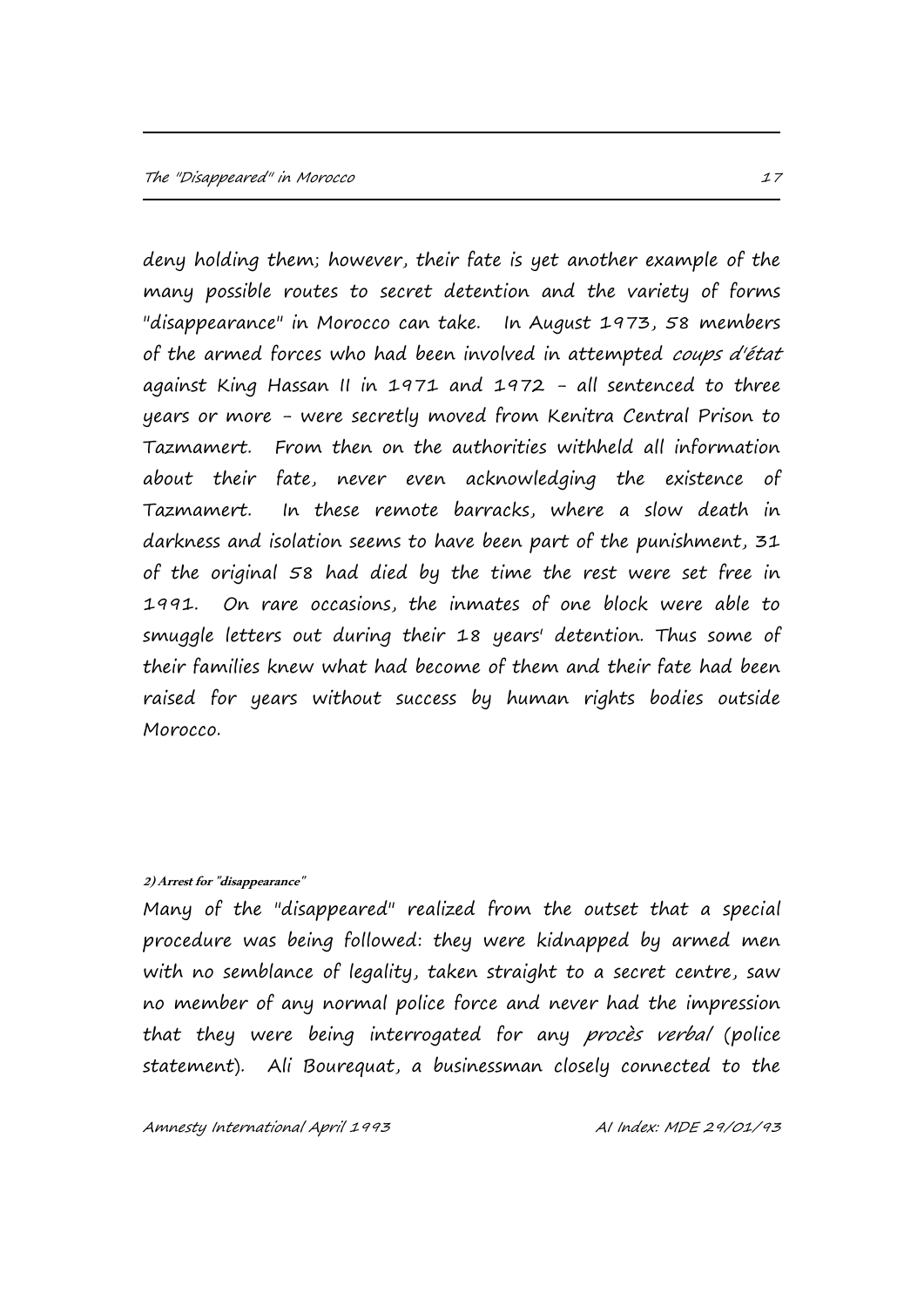deny holding them; however, their fate is yet another example of the many possible routes to secret detention and the variety of forms "disappearance" in Morocco can take. In August 1973, 58 members of the armed forces who had been involved in attempted *coups d'état* against King Hassan II in 1971 and 1972 - all sentenced to three years or more - were secretly moved from Kenitra Central Prison to Tazmamert. From then on the authorities withheld all information about their fate, never even acknowledging the existence of Tazmamert. In these remote barracks, where a slow death in darkness and isolation seems to have been part of the punishment, 31 of the original 58 had died by the time the rest were set free in 1991. On rare occasions, the inmates of one block were able to smuggle letters out during their 18 years' detention. Thus some of their families knew what had become of them and their fate had been raised for years without success by human rights bodies outside Morocco.

**2) Arrest for "disappearance"**

Many of the "disappeared" realized from the outset that a special procedure was being followed: they were kidnapped by armed men with no semblance of legality, taken straight to a secret centre, saw no member of any normal police force and never had the impression that they were being interrogated for any *procès verbal* (police statement). Ali Bourequat, a businessman closely connected to the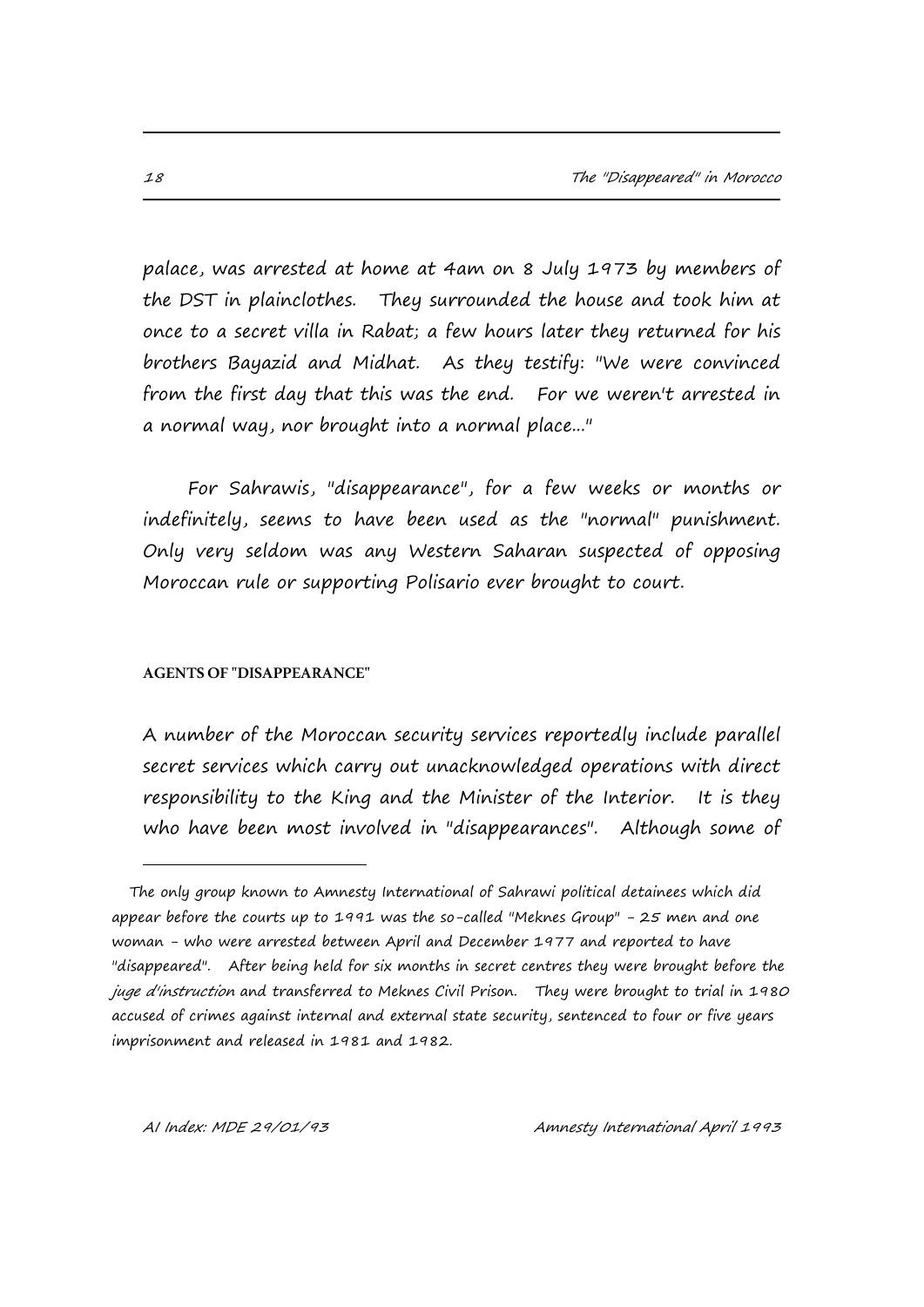palace, was arrested at home at 4am on 8 July 1973 by members of the DST in plainclothes. They surrounded the house and took him at once to a secret villa in Rabat; a few hours later they returned for his brothers Bayazid and Midhat. As they testify: "We were convinced from the first day that this was the end. For we weren't arrested in a normal way, nor brought into a normal place..."

For Sahrawis, "disappearance", for a few weeks or months or indefinitely, seems to have been used as the "normal" punishment. Only very seldom was any Western Saharan suspected of opposing Moroccan rule or supporting Polisario ever brought to court.

#### AGENTS OF "DISAPPEARANCE"

A number of the Moroccan security services reportedly include parallel secret services which carry out unacknowledged operations with direct responsibility to the King and the Minister of the Interior. It is they who have been most involved in "disappearances". Although some of

---

The only group known to Amnesty International of Sahrawi political detainees which did appear before the courts up to 1991 was the so-called "Meknes Group" - 25 men and one woman - who were arrested between April and December 1977 and reported to have "disappeared". After being held for six months in secret centres they were brought before the *juge d'instruction* and transferred to Meknes Civil Prison. They were brought to trial in 1980 accused of crimes against internal and external state security, sentenced to four or five years imprisonment and released in 1981 and 1982.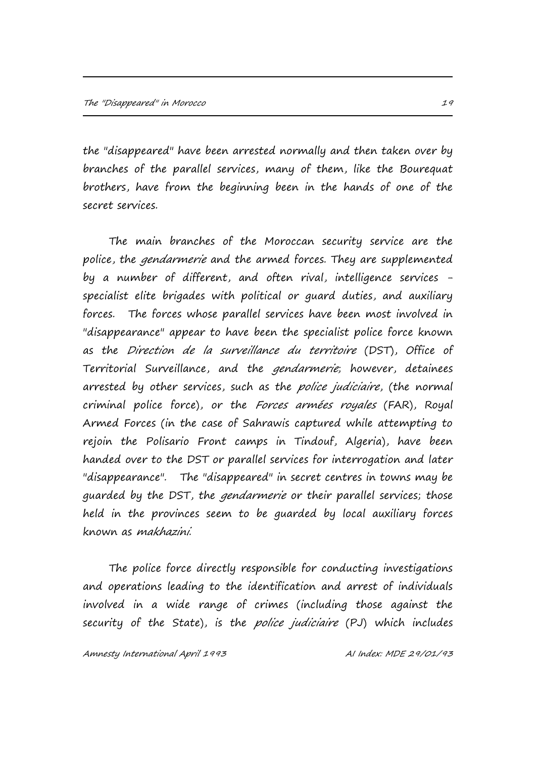the "disappeared" have been arrested normally and then taken over by branches of the parallel services, many of them, like the Bourequat brothers, have from the beginning been in the hands of one of the secret services.

The main branches of the Moroccan security service are the police, the *gendarmerie* and the armed forces. They are supplemented by a number of different, and often rival, intelligence services - specialist elite brigades with political or guard duties, and auxiliary forces. The forces whose parallel services have been most involved in "disappearance" appear to have been the specialist police force known as the *Direction de la surveillance du territoire* (DST), Office of Territorial Surveillance, and the *gendarmerie*; however, detainees arrested by other services, such as the *police judiciaire*, (the normal criminal police force), or the *Forces armées royales* (FAR), Royal Armed Forces (in the case of Sahrawis captured while attempting to rejoin the Polisario Front camps in Tindouf, Algeria), have been handed over to the DST or parallel services for interrogation and later "disappearance". The "disappeared" in secret centres in towns may be guarded by the DST, the *gendarmerie* or their parallel services; those held in the provinces seem to be guarded by local auxiliary forces known as *makhazini*.

The police force directly responsible for conducting investigations and operations leading to the identification and arrest of individuals involved in a wide range of crimes (including those against the security of the State), is the *police judiciaire* (PJ) which includes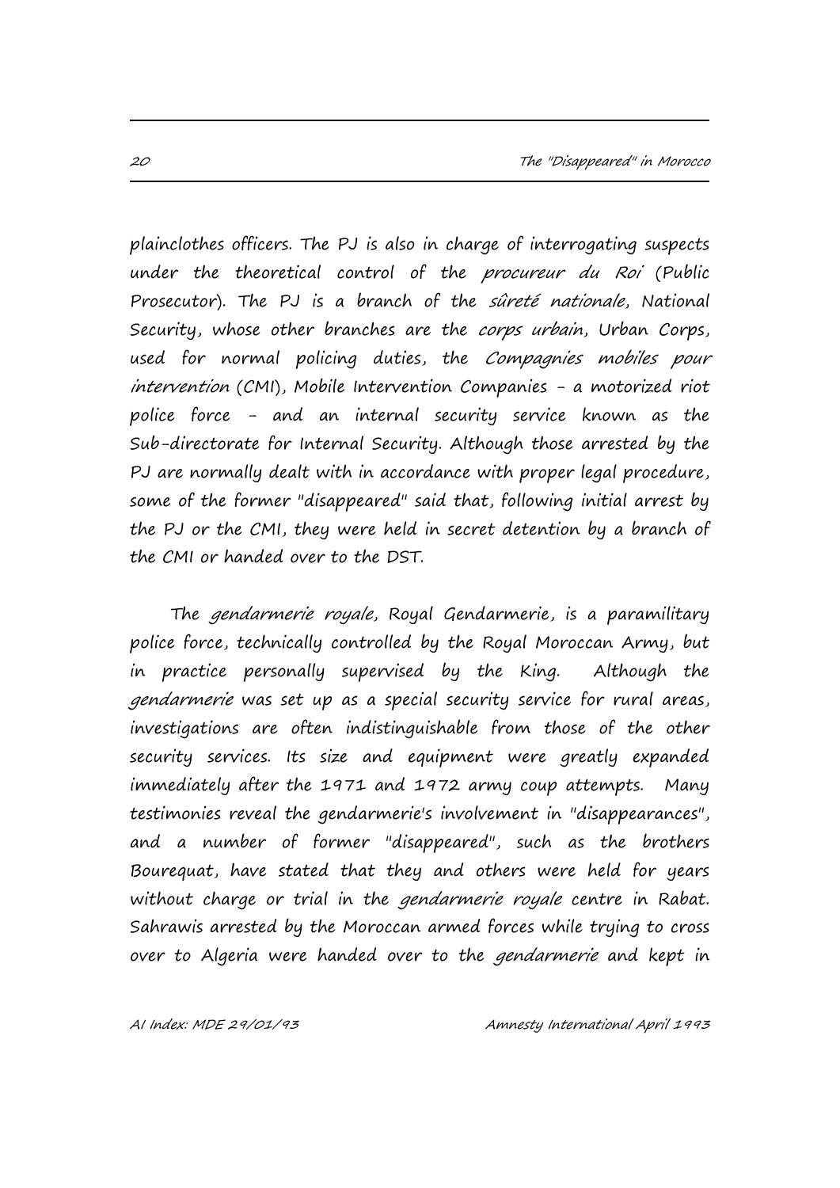plainclothes officers. The PJ is also in charge of interrogating suspects under the theoretical control of the *procureur du Roi* (Public Prosecutor). The PJ is a branch of the *sûreté nationale*, National Security, whose other branches are the *corps urbain*, Urban Corps, used for normal policing duties, the *Compagnies mobiles pour intervention* (CMI), Mobile Intervention Companies - a motorized riot police force - and an internal security service known as the Sub-directorate for Internal Security. Although those arrested by the PJ are normally dealt with in accordance with proper legal procedure, some of the former "disappeared" said that, following initial arrest by the PJ or the CMI, they were held in secret detention by a branch of the CMI or handed over to the DST.

The *gendarmerie royale*, Royal Gendarmerie, is a paramilitary police force, technically controlled by the Royal Moroccan Army, but in practice personally supervised by the King. Although the *gendarmerie* was set up as a special security service for rural areas, investigations are often indistinguishable from those of the other security services. Its size and equipment were greatly expanded immediately after the 1971 and 1972 army coup attempts. Many testimonies reveal the gendarmerie's involvement in "disappearances", and a number of former "disappeared", such as the brothers Bourequat, have stated that they and others were held for years without charge or trial in the *gendarmerie royale* centre in Rabat. Sahrawis arrested by the Moroccan armed forces while trying to cross over to Algeria were handed over to the *gendarmerie* and kept in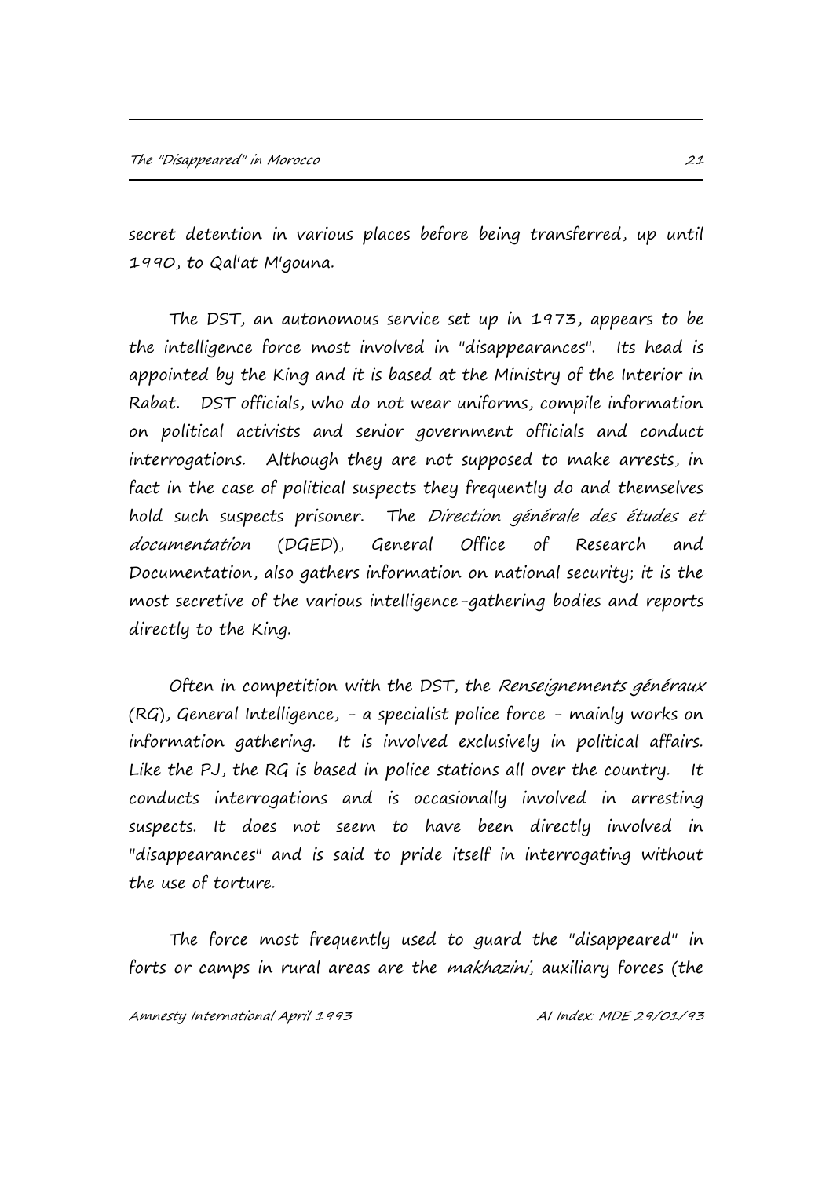secret detention in various places before being transferred, up until 1990, to Qal'at M'gouna.

The DST, an autonomous service set up in 1973, appears to be the intelligence force most involved in "disappearances". Its head is appointed by the King and it is based at the Ministry of the Interior in Rabat. DST officials, who do not wear uniforms, compile information on political activists and senior government officials and conduct interrogations. Although they are not supposed to make arrests, in fact in the case of political suspects they frequently do and themselves hold such suspects prisoner. The *Direction générale des études et documentation* (DGED), General Office of Research and Documentation, also gathers information on national security; it is the most secretive of the various intelligence-gathering bodies and reports directly to the King.

Often in competition with the DST, the *Renseignements généraux* (RG), General Intelligence, - a specialist police force - mainly works on information gathering. It is involved exclusively in political affairs. Like the PJ, the RG is based in police stations all over the country. It conducts interrogations and is occasionally involved in arresting suspects. It does not seem to have been directly involved in "disappearances" and is said to pride itself in interrogating without the use of torture.

The force most frequently used to guard the "disappeared" in forts or camps in rural areas are the *makhazini*, auxiliary forces (the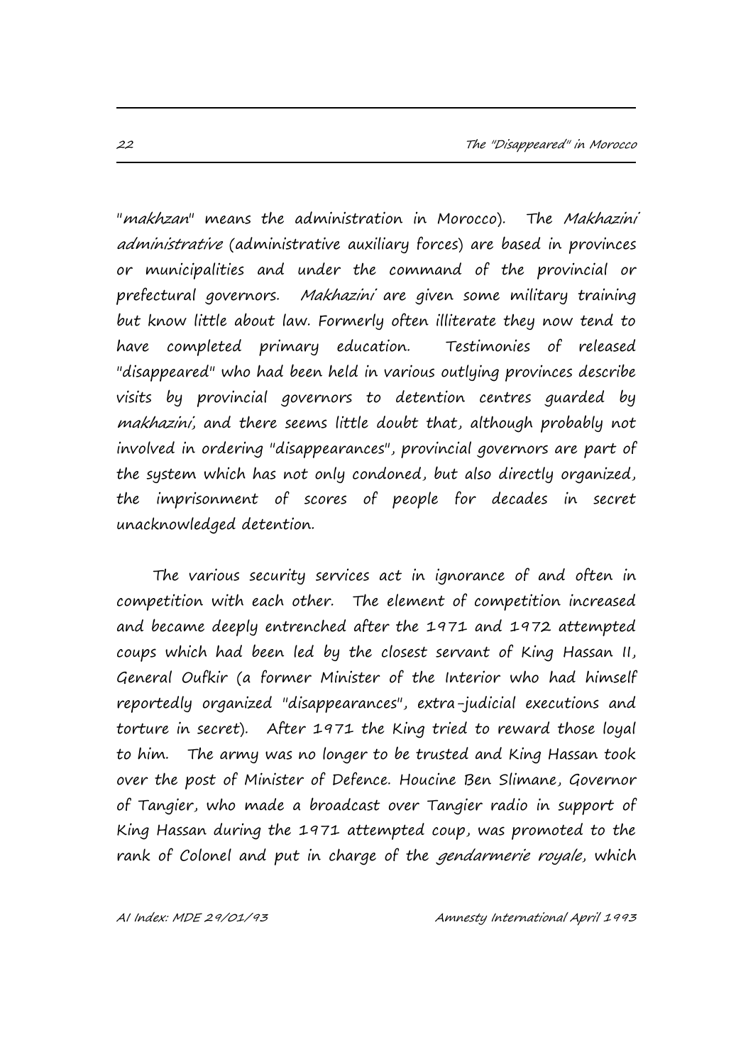"*makhzan*" means the administration in Morocco). The *Makhazini administrative* (administrative auxiliary forces) are based in provinces or municipalities and under the command of the provincial or prefectural governors. *Makhazini* are given some military training but know little about law. Formerly often illiterate they now tend to have completed primary education. Testimonies of released "disappeared" who had been held in various outlying provinces describe visits by provincial governors to detention centres guarded by *makhazini*, and there seems little doubt that, although probably not involved in ordering "disappearances", provincial governors are part of the system which has not only condoned, but also directly organized, the imprisonment of scores of people for decades in secret unacknowledged detention.

The various security services act in ignorance of and often in competition with each other. The element of competition increased and became deeply entrenched after the 1971 and 1972 attempted coups which had been led by the closest servant of King Hassan II, General Oufkir (a former Minister of the Interior who had himself reportedly organized "disappearances", extra-judicial executions and torture in secret). After 1971 the King tried to reward those loyal to him. The army was no longer to be trusted and King Hassan took over the post of Minister of Defence. Houcine Ben Slimane, Governor of Tangier, who made a broadcast over Tangier radio in support of King Hassan during the 1971 attempted coup, was promoted to the rank of Colonel and put in charge of the *gendarmerie royale*, which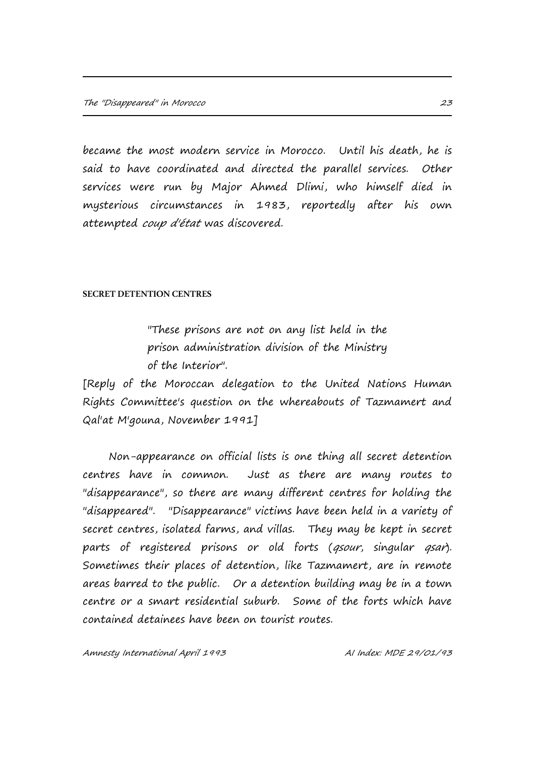became the most modern service in Morocco. Until his death, he is said to have coordinated and directed the parallel services. Other services were run by Major Ahmed Dlimi, who himself died in mysterious circumstances in 1983, reportedly after his own attempted *coup d'état* was discovered.

## SECRET DETENTION CENTRES

> "These prisons are not on any list held in the prison administration division of the Ministry of the Interior".

[Reply of the Moroccan delegation to the United Nations Human Rights Committee's question on the whereabouts of Tazmamert and Qal'at M'gouna, November 1991]

Non-appearance on official lists is one thing all secret detention centres have in common. Just as there are many routes to "disappearance", so there are many different centres for holding the "disappeared". "Disappearance" victims have been held in a variety of secret centres, isolated farms, and villas. They may be kept in secret parts of registered prisons or old forts (*qsour*, singular *qsar*). Sometimes their places of detention, like Tazmamert, are in remote areas barred to the public. Or a detention building may be in a town centre or a smart residential suburb. Some of the forts which have contained detainees have been on tourist routes.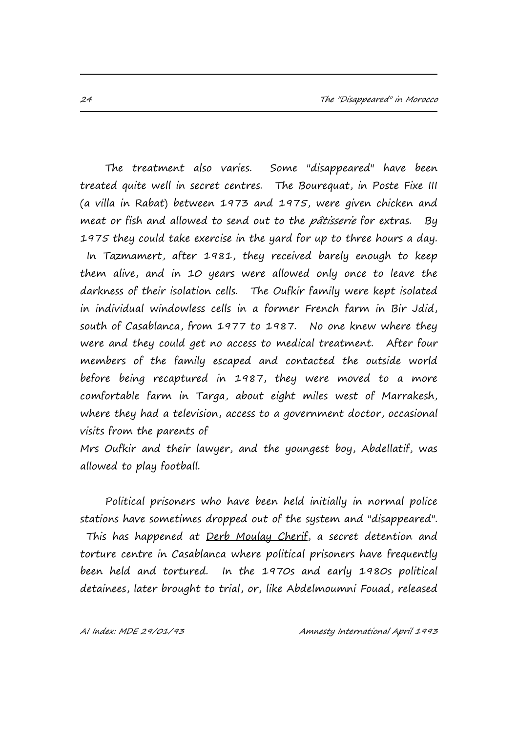The treatment also varies. Some "disappeared" have been treated quite well in secret centres. The Bourequat, in Poste Fixe III (a villa in Rabat) between 1973 and 1975, were given chicken and meat or fish and allowed to send out to the *pâtisserie* for extras. By 1975 they could take exercise in the yard for up to three hours a day. In Tazmamert, after 1981, they received barely enough to keep them alive, and in 10 years were allowed only once to leave the darkness of their isolation cells. The Oufkir family were kept isolated in individual windowless cells in a former French farm in Bir Jdid, south of Casablanca, from 1977 to 1987. No one knew where they were and they could get no access to medical treatment. After four members of the family escaped and contacted the outside world before being recaptured in 1987, they were moved to a more comfortable farm in Targa, about eight miles west of Marrakesh, where they had a television, access to a government doctor, occasional visits from the parents of Mrs Oufkir and their lawyer, and the youngest boy, Abdellatif, was allowed to play football.

Political prisoners who have been held initially in normal police stations have sometimes dropped out of the system and "disappeared". This has happened at Derb Moulay Cherif, a secret detention and torture centre in Casablanca where political prisoners have frequently been held and tortured. In the 1970s and early 1980s political detainees, later brought to trial, or, like Abdelmoumni Fouad, released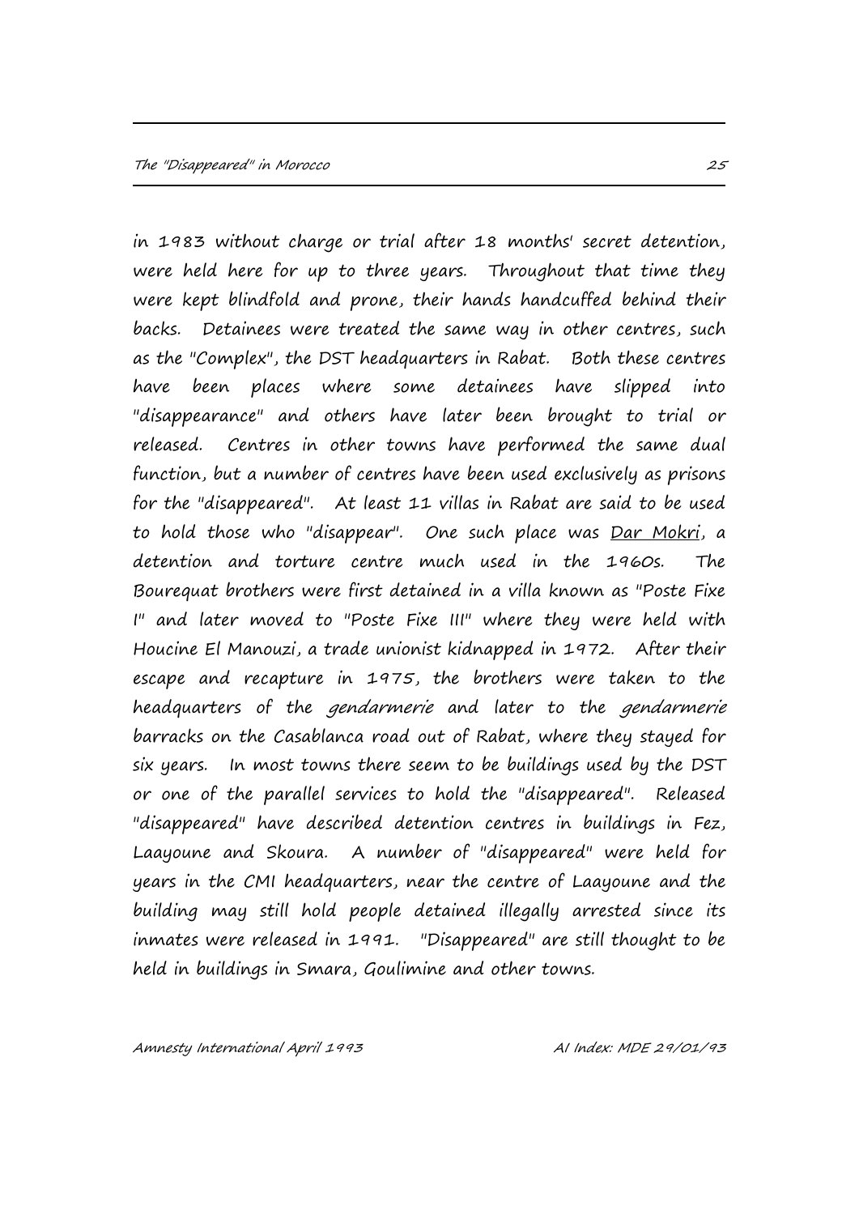in 1983 without charge or trial after 18 months' secret detention, were held here for up to three years. Throughout that time they were kept blindfold and prone, their hands handcuffed behind their backs. Detainees were treated the same way in other centres, such as the "Complex", the DST headquarters in Rabat. Both these centres have been places where some detainees have slipped into "disappearance" and others have later been brought to trial or released. Centres in other towns have performed the same dual function, but a number of centres have been used exclusively as prisons for the "disappeared". At least 11 villas in Rabat are said to be used to hold those who "disappear". One such place was Dar Mokri, a detention and torture centre much used in the 1960s. The Bourequat brothers were first detained in a villa known as "Poste Fixe I" and later moved to "Poste Fixe III" where they were held with Houcine El Manouzi, a trade unionist kidnapped in 1972. After their escape and recapture in 1975, the brothers were taken to the headquarters of the *gendarmerie* and later to the *gendarmerie* barracks on the Casablanca road out of Rabat, where they stayed for six years. In most towns there seem to be buildings used by the DST or one of the parallel services to hold the "disappeared". Released "disappeared" have described detention centres in buildings in Fez, Laayoune and Skoura. A number of "disappeared" were held for years in the CMI headquarters, near the centre of Laayoune and the building may still hold people detained illegally arrested since its inmates were released in 1991. "Disappeared" are still thought to be held in buildings in Smara, Goulimine and other towns.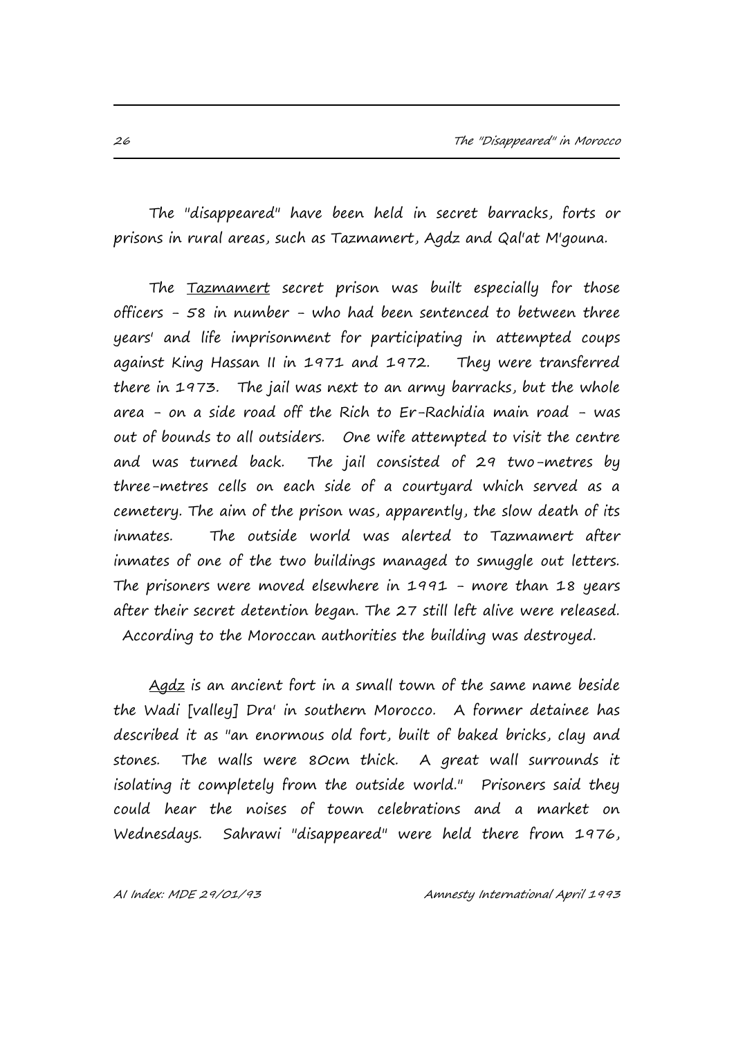The "disappeared" have been held in secret barracks, forts or prisons in rural areas, such as Tazmamert, Agdz and Qal'at M'gouna.

The <u>Tazmamert</u> secret prison was built especially for those officers - 58 in number - who had been sentenced to between three years' and life imprisonment for participating in attempted coups against King Hassan II in 1971 and 1972. They were transferred there in 1973. The jail was next to an army barracks, but the whole area - on a side road off the Rich to Er-Rachidia main road - was out of bounds to all outsiders. One wife attempted to visit the centre and was turned back. The jail consisted of 29 two-metres by three-metres cells on each side of a courtyard which served as a cemetery. The aim of the prison was, apparently, the slow death of its inmates. The outside world was alerted to Tazmamert after inmates of one of the two buildings managed to smuggle out letters. The prisoners were moved elsewhere in 1991 - more than 18 years after their secret detention began. The 27 still left alive were released. According to the Moroccan authorities the building was destroyed.

<u>Agdz</u> is an ancient fort in a small town of the same name beside the Wadi [valley] Dra' in southern Morocco. A former detainee has described it as "an enormous old fort, built of baked bricks, clay and stones. The walls were 80cm thick. A great wall surrounds it isolating it completely from the outside world." Prisoners said they could hear the noises of town celebrations and a market on Wednesdays. Sahrawi "disappeared" were held there from 1976,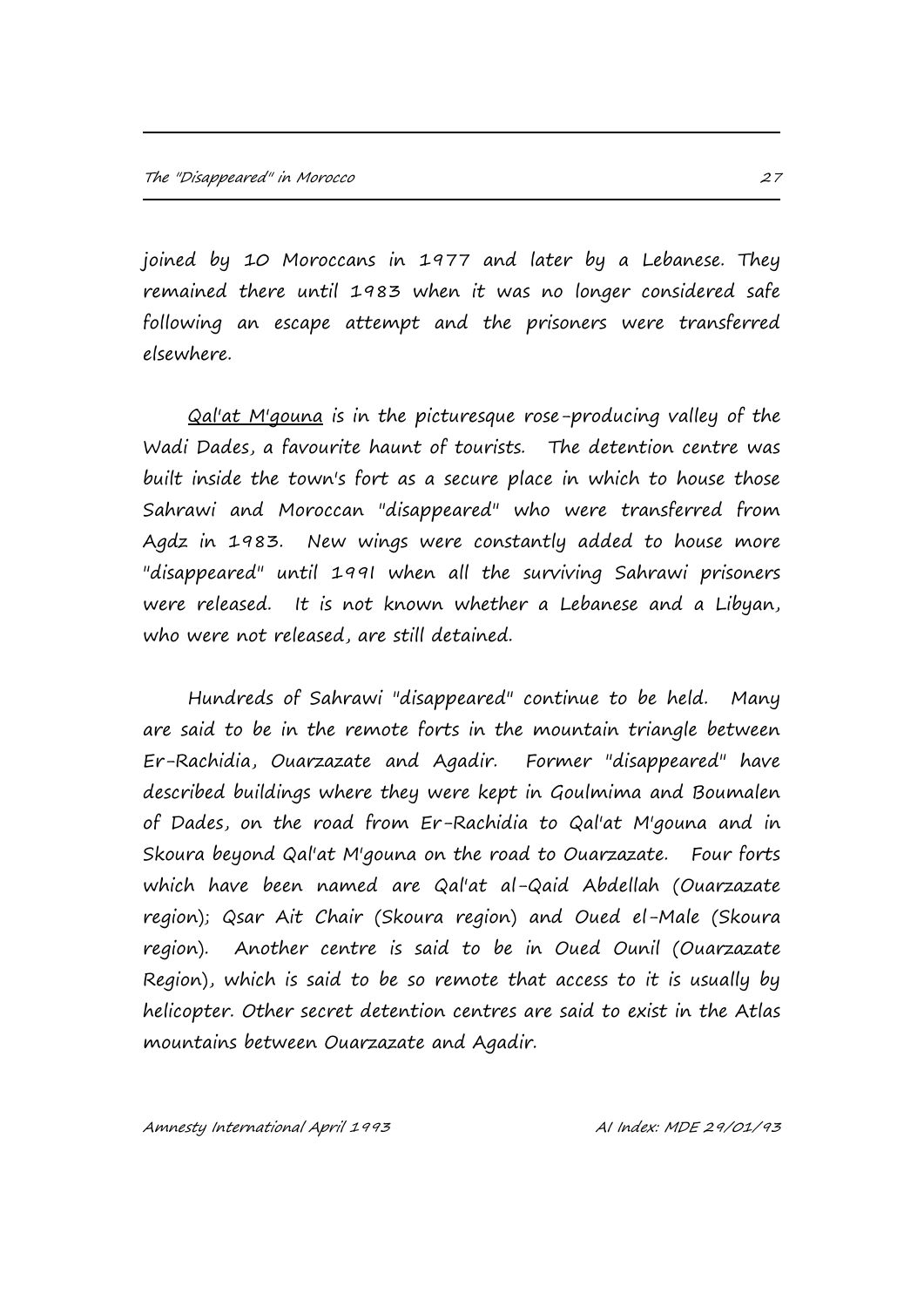joined by 10 Moroccans in 1977 and later by a Lebanese. They remained there until 1983 when it was no longer considered safe following an escape attempt and the prisoners were transferred elsewhere.

Qal'at M'gouna is in the picturesque rose-producing valley of the Wadi Dades, a favourite haunt of tourists. The detention centre was built inside the town's fort as a secure place in which to house those Sahrawi and Moroccan "disappeared" who were transferred from Agdz in 1983. New wings were constantly added to house more "disappeared" until 1991 when all the surviving Sahrawi prisoners were released. It is not known whether a Lebanese and a Libyan, who were not released, are still detained.

Hundreds of Sahrawi "disappeared" continue to be held. Many are said to be in the remote forts in the mountain triangle between Er-Rachidia, Ouarzazate and Agadir. Former "disappeared" have described buildings where they were kept in Goulmima and Boumalen of Dades, on the road from Er-Rachidia to Qal'at M'gouna and in Skoura beyond Qal'at M'gouna on the road to Ouarzazate. Four forts which have been named are Qal'at al-Qaid Abdellah (Ouarzazate region); Qsar Ait Chair (Skoura region) and Oued el-Male (Skoura region). Another centre is said to be in Oued Ounil (Ouarzazate Region), which is said to be so remote that access to it is usually by helicopter. Other secret detention centres are said to exist in the Atlas mountains between Ouarzazate and Agadir.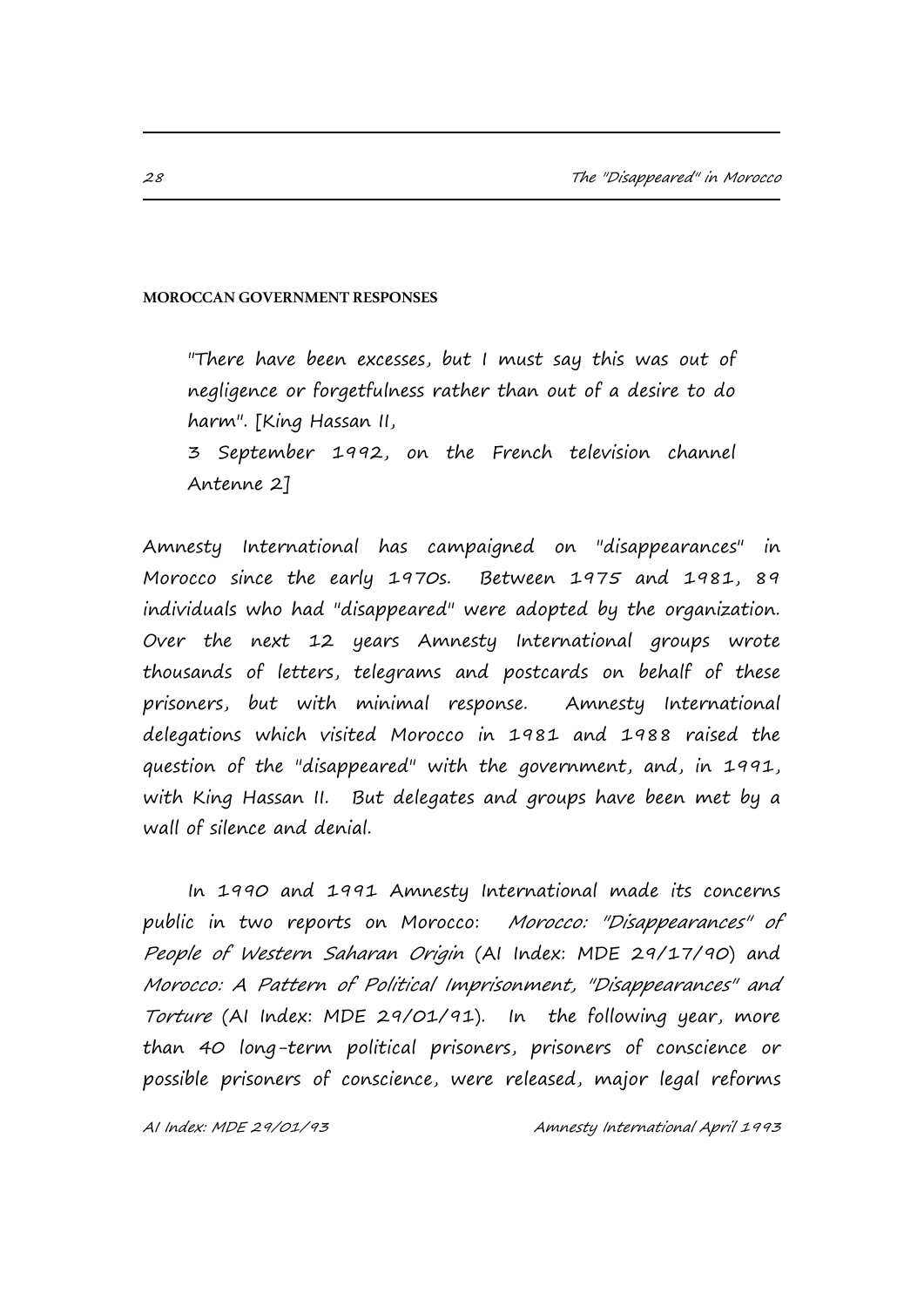## MOROCCAN GOVERNMENT RESPONSES

> "There have been excesses, but I must say this was out of negligence or forgetfulness rather than out of a desire to do harm". [King Hassan II,
> 3 September 1992, on the French television channel Antenne 2]

Amnesty International has campaigned on "disappearances" in Morocco since the early 1970s. Between 1975 and 1981, 89 individuals who had "disappeared" were adopted by the organization. Over the next 12 years Amnesty International groups wrote thousands of letters, telegrams and postcards on behalf of these prisoners, but with minimal response. Amnesty International delegations which visited Morocco in 1981 and 1988 raised the question of the "disappeared" with the government, and, in 1991, with King Hassan II. But delegates and groups have been met by a wall of silence and denial.

In 1990 and 1991 Amnesty International made its concerns public in two reports on Morocco: *Morocco: "Disappearances" of People of Western Saharan Origin* (AI Index: MDE 29/17/90) and *Morocco: A Pattern of Political Imprisonment, "Disappearances" and Torture* (AI Index: MDE 29/01/91). In the following year, more than 40 long-term political prisoners, prisoners of conscience or possible prisoners of conscience, were released, major legal reforms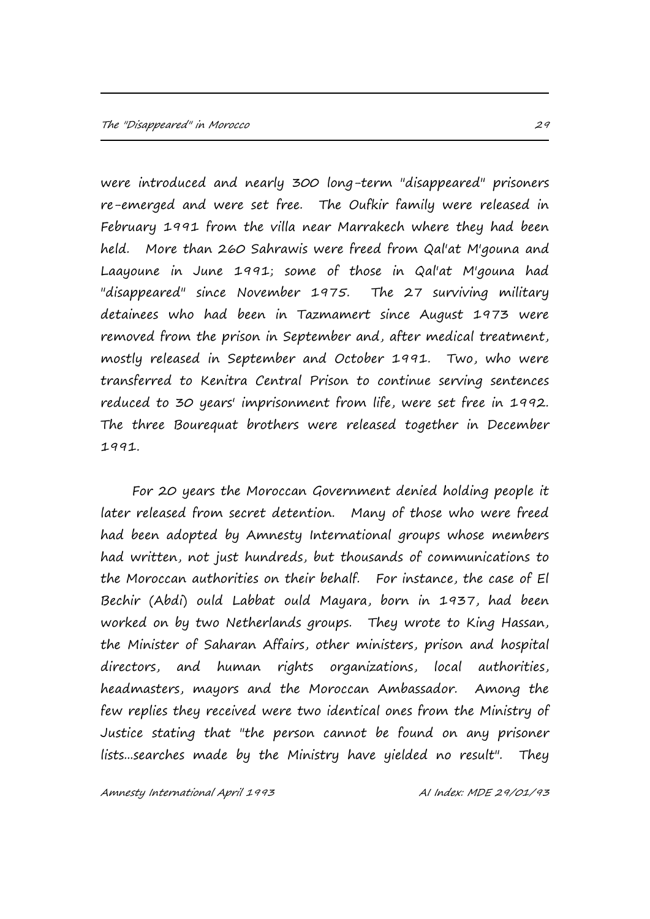were introduced and nearly 300 long-term "disappeared" prisoners re-emerged and were set free. The Oufkir family were released in February 1991 from the villa near Marrakech where they had been held. More than 260 Sahrawis were freed from Qal'at M'gouna and Laayoune in June 1991; some of those in Qal'at M'gouna had "disappeared" since November 1975. The 27 surviving military detainees who had been in Tazmamert since August 1973 were removed from the prison in September and, after medical treatment, mostly released in September and October 1991. Two, who were transferred to Kenitra Central Prison to continue serving sentences reduced to 30 years' imprisonment from life, were set free in 1992. The three Bourequat brothers were released together in December 1991.

For 20 years the Moroccan Government denied holding people it later released from secret detention. Many of those who were freed had been adopted by Amnesty International groups whose members had written, not just hundreds, but thousands of communications to the Moroccan authorities on their behalf. For instance, the case of El Bechir (Abdi) ould Labbat ould Mayara, born in 1937, had been worked on by two Netherlands groups. They wrote to King Hassan, the Minister of Saharan Affairs, other ministers, prison and hospital directors, and human rights organizations, local authorities, headmasters, mayors and the Moroccan Ambassador. Among the few replies they received were two identical ones from the Ministry of Justice stating that "the person cannot be found on any prisoner lists...searches made by the Ministry have yielded no result". They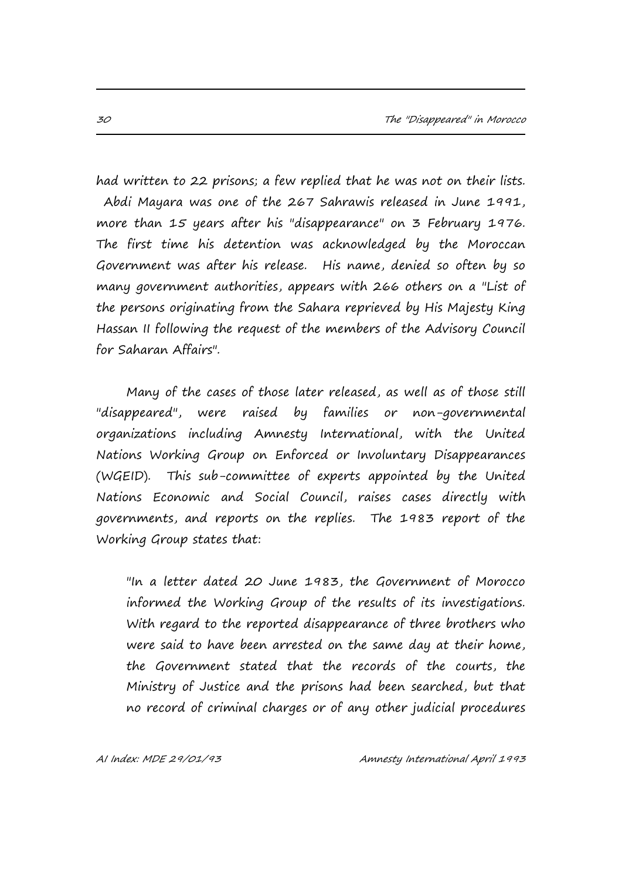had written to 22 prisons; a few replied that he was not on their lists. Abdi Mayara was one of the 267 Sahrawis released in June 1991, more than 15 years after his "disappearance" on 3 February 1976. The first time his detention was acknowledged by the Moroccan Government was after his release. His name, denied so often by so many government authorities, appears with 266 others on a "List of the persons originating from the Sahara reprieved by His Majesty King Hassan II following the request of the members of the Advisory Council for Saharan Affairs".

Many of the cases of those later released, as well as of those still "disappeared", were raised by families or non-governmental organizations including Amnesty International, with the United Nations Working Group on Enforced or Involuntary Disappearances (WGEID). This sub-committee of experts appointed by the United Nations Economic and Social Council, raises cases directly with governments, and reports on the replies. The 1983 report of the Working Group states that:

> "In a letter dated 20 June 1983, the Government of Morocco informed the Working Group of the results of its investigations. With regard to the reported disappearance of three brothers who were said to have been arrested on the same day at their home, the Government stated that the records of the courts, the Ministry of Justice and the prisons had been searched, but that no record of criminal charges or of any other judicial procedures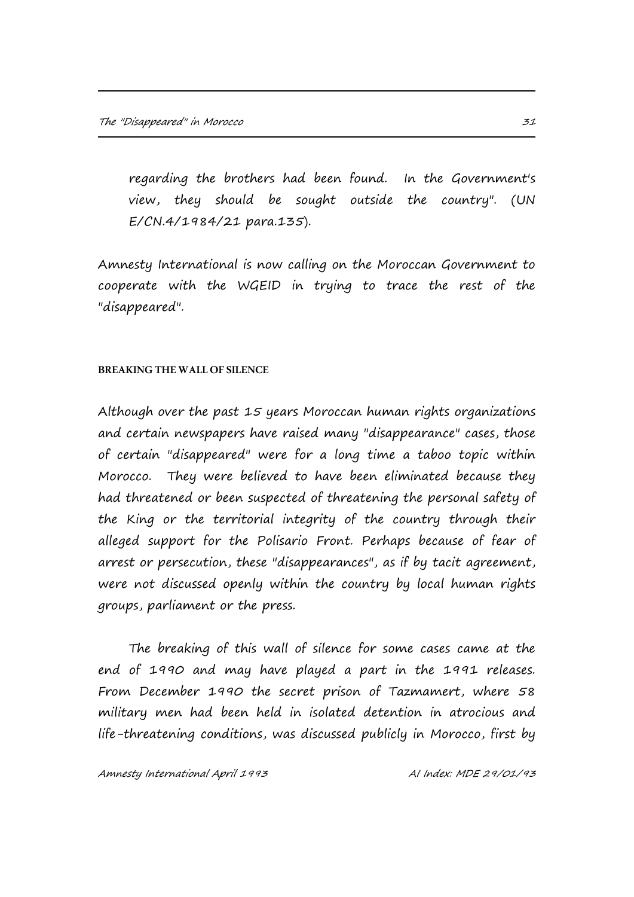regarding the brothers had been found. In the Government's view, they should be sought outside the country". (UN E/CN.4/1984/21 para.135).

Amnesty International is now calling on the Moroccan Government to cooperate with the WGEID in trying to trace the rest of the "disappeared".

### BREAKING THE WALL OF SILENCE

Although over the past 15 years Moroccan human rights organizations and certain newspapers have raised many "disappearance" cases, those of certain "disappeared" were for a long time a taboo topic within Morocco. They were believed to have been eliminated because they had threatened or been suspected of threatening the personal safety of the King or the territorial integrity of the country through their alleged support for the Polisario Front. Perhaps because of fear of arrest or persecution, these "disappearances", as if by tacit agreement, were not discussed openly within the country by local human rights groups, parliament or the press.

The breaking of this wall of silence for some cases came at the end of 1990 and may have played a part in the 1991 releases. From December 1990 the secret prison of Tazmamert, where 58 military men had been held in isolated detention in atrocious and life-threatening conditions, was discussed publicly in Morocco, first by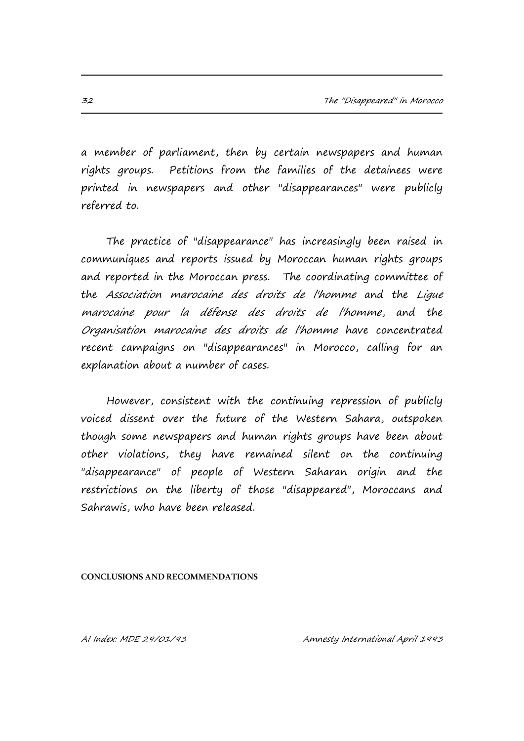a member of parliament, then by certain newspapers and human rights groups. Petitions from the families of the detainees were printed in newspapers and other "disappearances" were publicly referred to.

The practice of "disappearance" has increasingly been raised in communiques and reports issued by Moroccan human rights groups and reported in the Moroccan press. The coordinating committee of the *Association marocaine des droits de l'homme* and the *Ligue marocaine pour la défense des droits de l'homme*, and the *Organisation marocaine des droits de l'homme* have concentrated recent campaigns on "disappearances" in Morocco, calling for an explanation about a number of cases.

However, consistent with the continuing repression of publicly voiced dissent over the future of the Western Sahara, outspoken though some newspapers and human rights groups have been about other violations, they have remained silent on the continuing "disappearance" of people of Western Saharan origin and the restrictions on the liberty of those "disappeared", Moroccans and Sahrawis, who have been released.

**CONCLUSIONS AND RECOMMENDATIONS**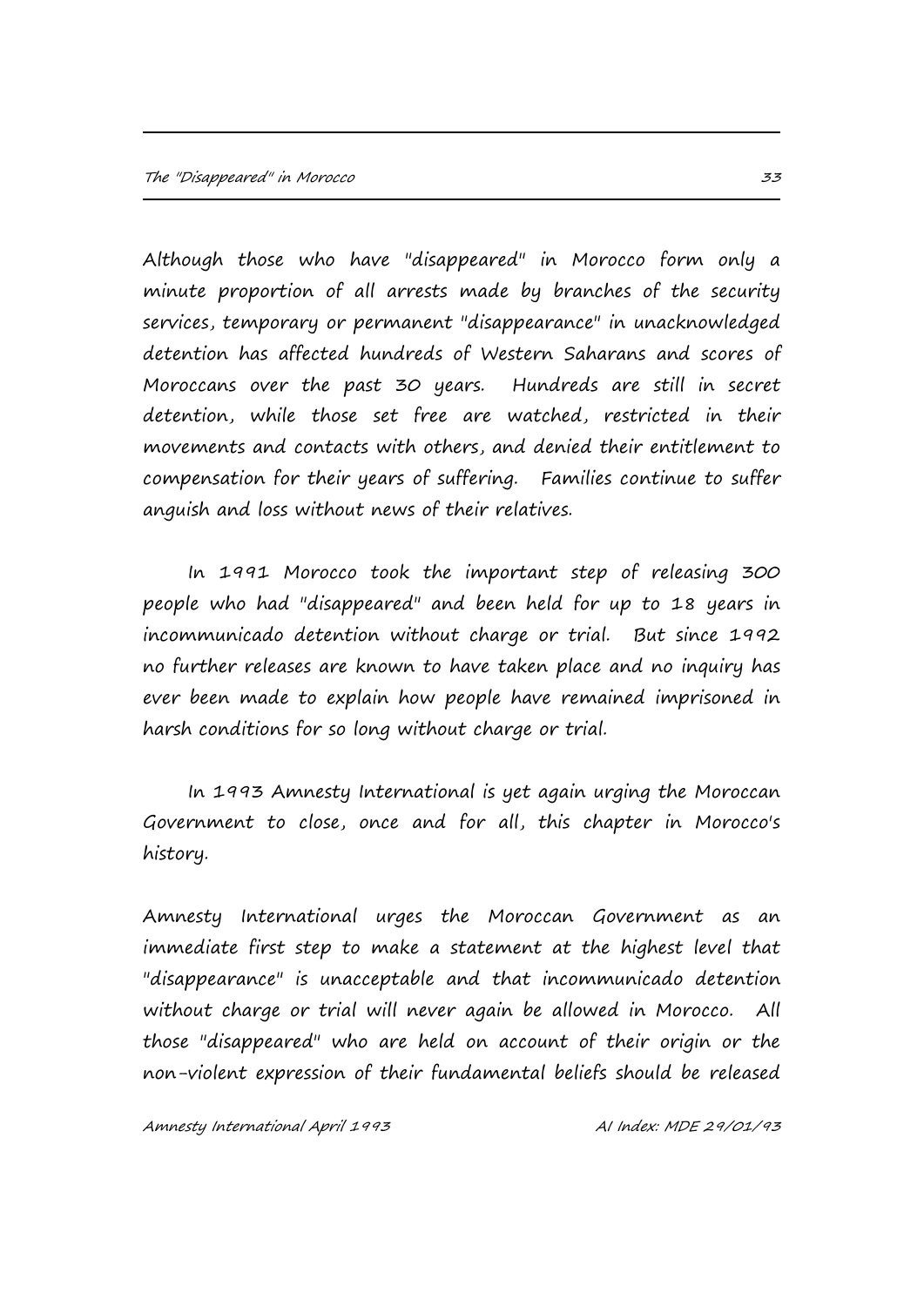Although those who have "disappeared" in Morocco form only a minute proportion of all arrests made by branches of the security services, temporary or permanent "disappearance" in unacknowledged detention has affected hundreds of Western Saharans and scores of Moroccans over the past 30 years. Hundreds are still in secret detention, while those set free are watched, restricted in their movements and contacts with others, and denied their entitlement to compensation for their years of suffering. Families continue to suffer anguish and loss without news of their relatives.

In 1991 Morocco took the important step of releasing 300 people who had "disappeared" and been held for up to 18 years in incommunicado detention without charge or trial. But since 1992 no further releases are known to have taken place and no inquiry has ever been made to explain how people have remained imprisoned in harsh conditions for so long without charge or trial.

In 1993 Amnesty International is yet again urging the Moroccan Government to close, once and for all, this chapter in Morocco's history.

Amnesty International urges the Moroccan Government as an immediate first step to make a statement at the highest level that "disappearance" is unacceptable and that incommunicado detention without charge or trial will never again be allowed in Morocco. All those "disappeared" who are held on account of their origin or the non-violent expression of their fundamental beliefs should be released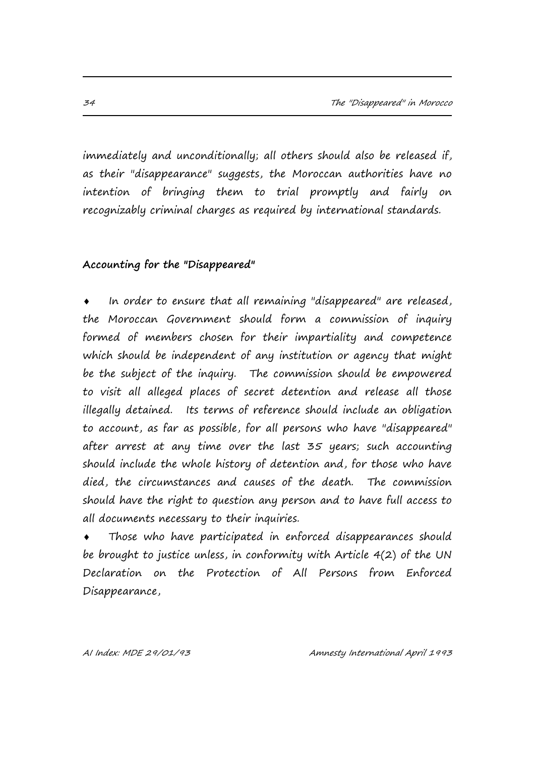*immediately and unconditionally; all others should also be released if, as their "disappearance" suggests, the Moroccan authorities have no intention of bringing them to trial promptly and fairly on recognizably criminal charges as required by international standards.*

**Accounting for the "Disappeared"**

- *In order to ensure that all remaining "disappeared" are released, the Moroccan Government should form a commission of inquiry formed of members chosen for their impartiality and competence which should be independent of any institution or agency that might be the subject of the inquiry. The commission should be empowered to visit all alleged places of secret detention and release all those illegally detained. Its terms of reference should include an obligation to account, as far as possible, for all persons who have "disappeared" after arrest at any time over the last 35 years; such accounting should include the whole history of detention and, for those who have died, the circumstances and causes of the death. The commission should have the right to question any person and to have full access to all documents necessary to their inquiries.*
- *Those who have participated in enforced disappearances should be brought to justice unless, in conformity with Article 4(2) of the UN Declaration on the Protection of All Persons from Enforced Disappearance,*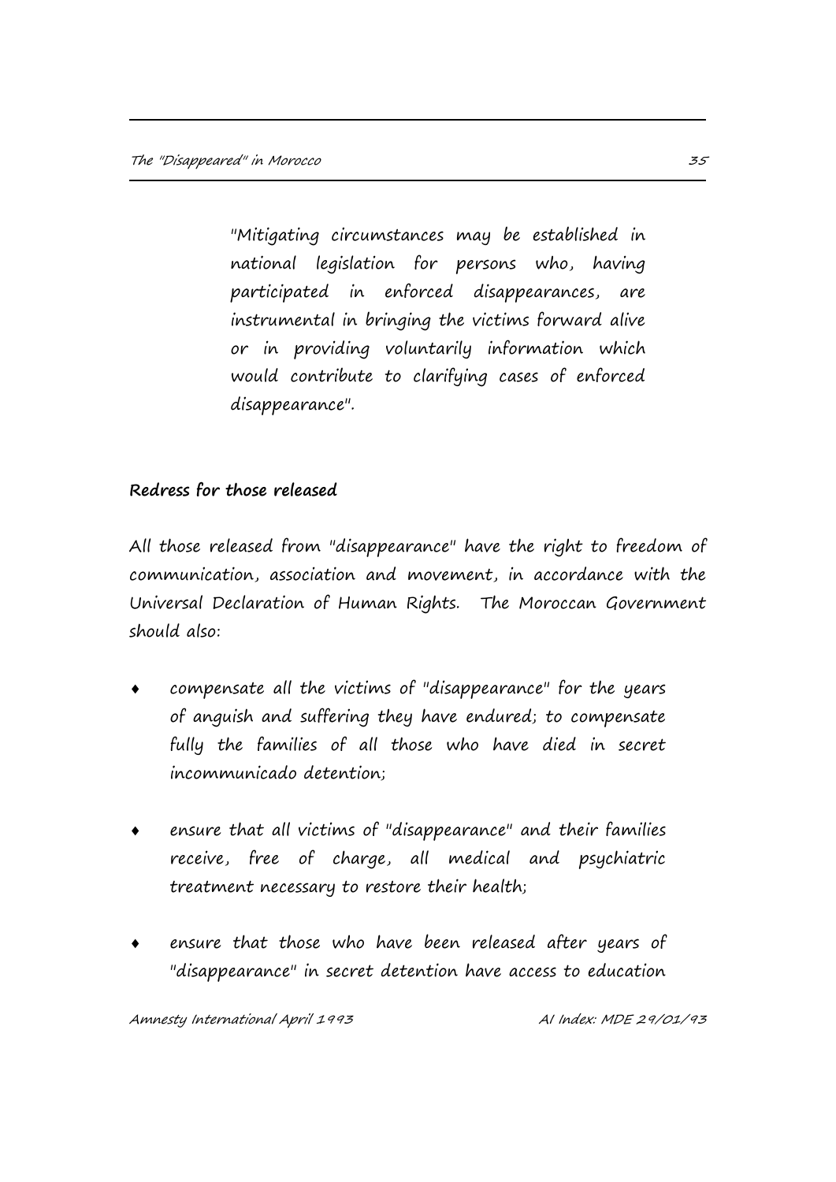> "Mitigating circumstances may be established in national legislation for persons who, having participated in enforced disappearances, are instrumental in bringing the victims forward alive or in providing voluntarily information which would contribute to clarifying cases of enforced disappearance".

**Redress for those released**

All those released from "disappearance" have the right to freedom of communication, association and movement, in accordance with the Universal Declaration of Human Rights. The Moroccan Government should also:

- compensate all the victims of "disappearance" for the years of anguish and suffering they have endured; to compensate fully the families of all those who have died in secret incommunicado detention;
- ensure that all victims of "disappearance" and their families receive, free of charge, all medical and psychiatric treatment necessary to restore their health;
- ensure that those who have been released after years of "disappearance" in secret detention have access to education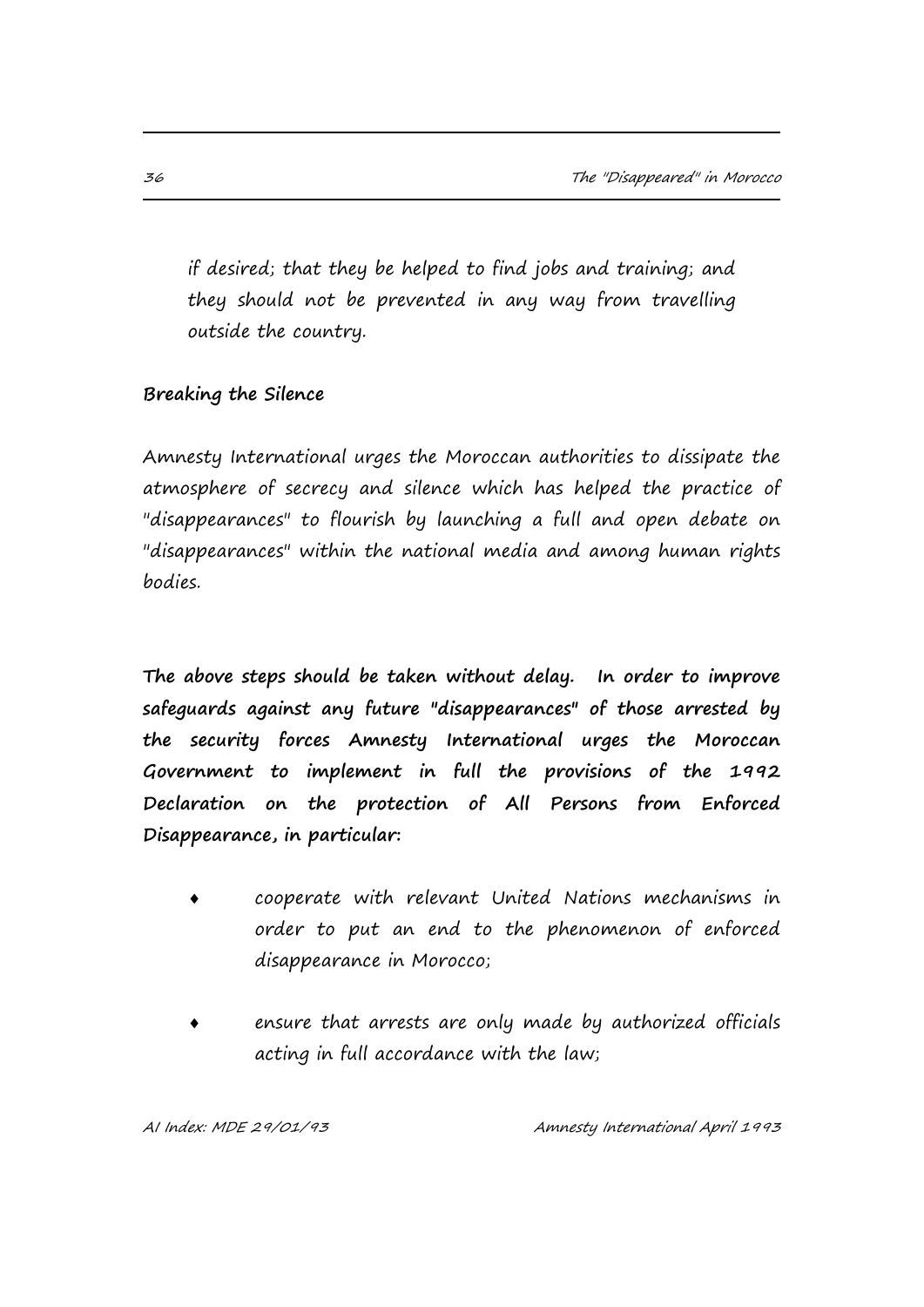if desired; that they be helped to find jobs and training; and they should not be prevented in any way from travelling outside the country.

**Breaking the Silence**

Amnesty International urges the Moroccan authorities to dissipate the atmosphere of secrecy and silence which has helped the practice of "disappearances" to flourish by launching a full and open debate on "disappearances" within the national media and among human rights bodies.

**The above steps should be taken without delay. In order to improve safeguards against any future "disappearances" of those arrested by the security forces Amnesty International urges the Moroccan Government to implement in full the provisions of the 1992 Declaration on the protection of All Persons from Enforced Disappearance, in particular:**

- cooperate with relevant United Nations mechanisms in order to put an end to the phenomenon of enforced disappearance in Morocco;
- ensure that arrests are only made by authorized officials acting in full accordance with the law;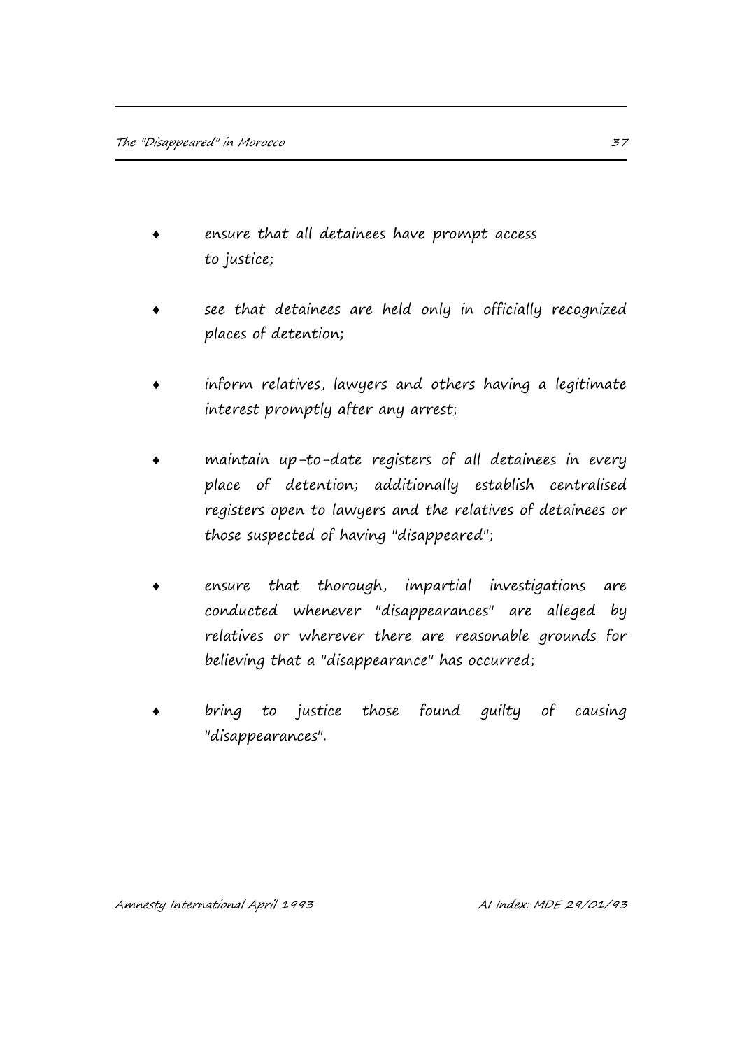- ensure that all detainees have prompt access to justice;

- see that detainees are held only in officially recognized places of detention;

- inform relatives, lawyers and others having a legitimate interest promptly after any arrest;

- maintain up-to-date registers of all detainees in every place of detention; additionally establish centralised registers open to lawyers and the relatives of detainees or those suspected of having "disappeared";

- ensure that thorough, impartial investigations are conducted whenever "disappearances" are alleged by relatives or wherever there are reasonable grounds for believing that a "disappearance" has occurred;

- bring to justice those found guilty of causing "disappearances".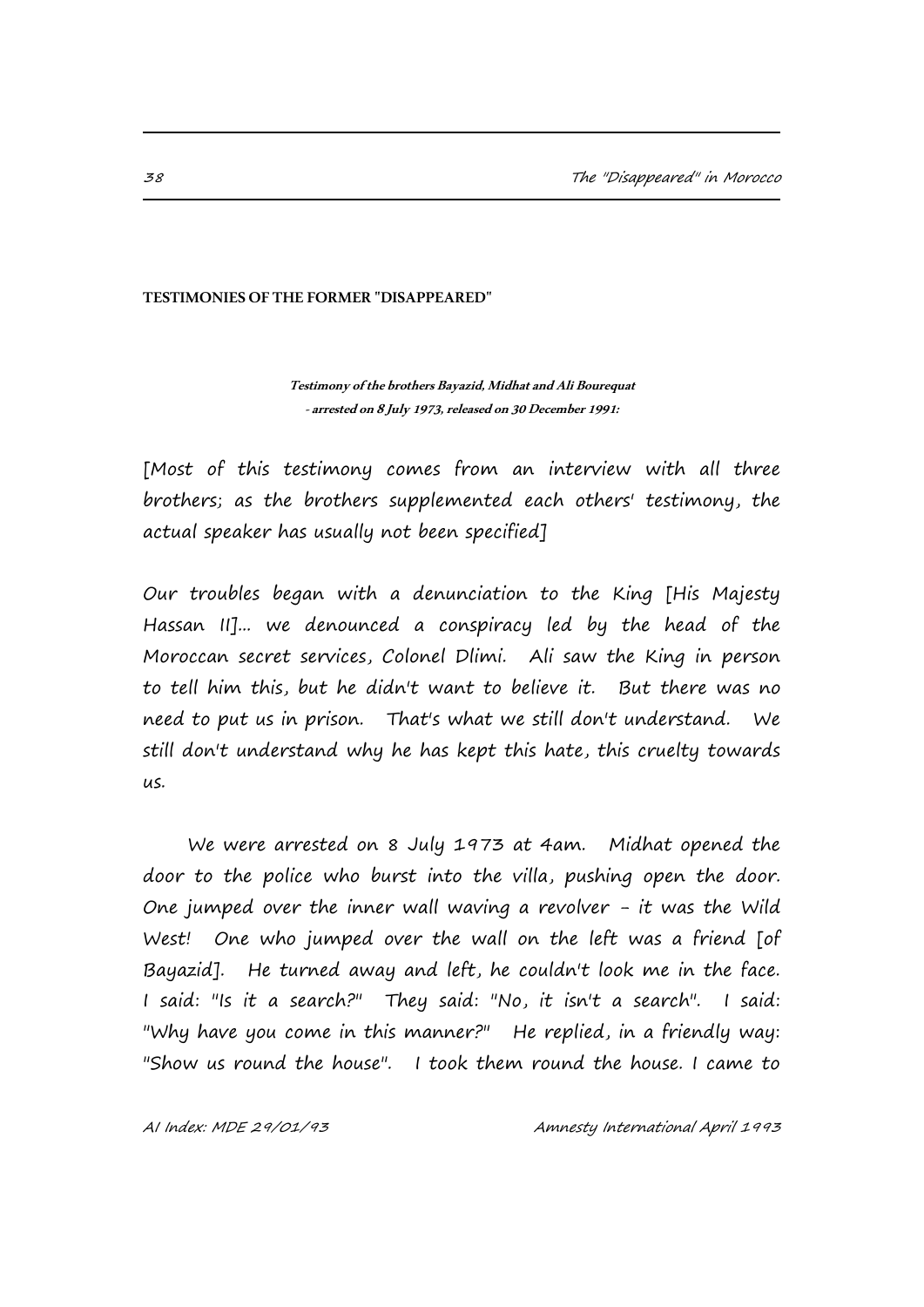**TESTIMONIES OF THE FORMER "DISAPPEARED"**

***Testimony of the brothers Bayazid, Midhat and Ali Bourequat - arrested on 8 July 1973, released on 30 December 1991:***

[Most of this testimony comes from an interview with all three brothers; as the brothers supplemented each others' testimony, the actual speaker has usually not been specified]

Our troubles began with a denunciation to the King [His Majesty Hassan II]... we denounced a conspiracy led by the head of the Moroccan secret services, Colonel Dlimi. Ali saw the King in person to tell him this, but he didn't want to believe it. But there was no need to put us in prison. That's what we still don't understand. We still don't understand why he has kept this hate, this cruelty towards us.

We were arrested on 8 July 1973 at 4am. Midhat opened the door to the police who burst into the villa, pushing open the door. One jumped over the inner wall waving a revolver - it was the Wild West! One who jumped over the wall on the left was a friend [of Bayazid]. He turned away and left, he couldn't look me in the face. I said: "Is it a search?" They said: "No, it isn't a search". I said: "Why have you come in this manner?" He replied, in a friendly way: "Show us round the house". I took them round the house. I came to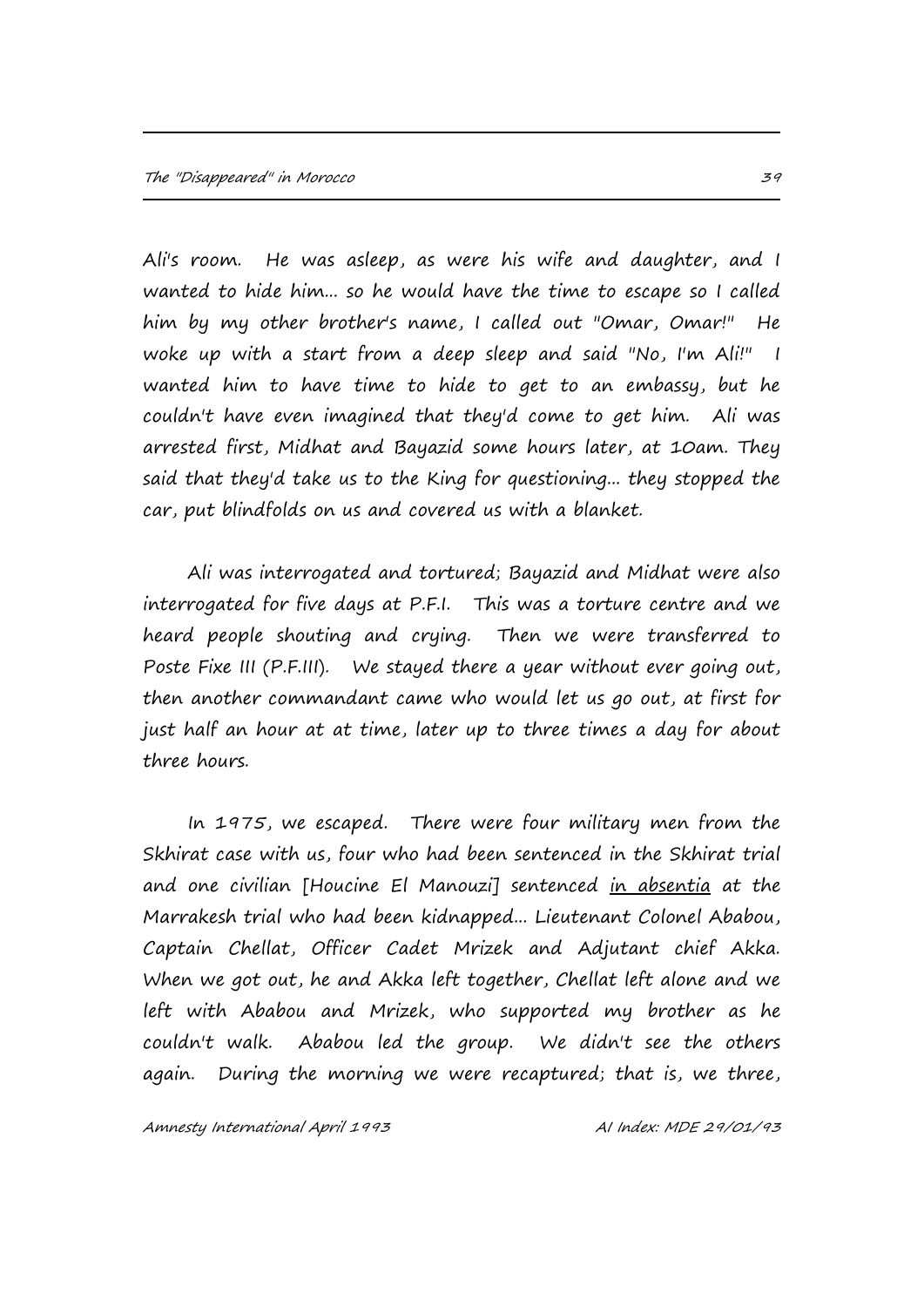Ali's room. He was asleep, as were his wife and daughter, and I wanted to hide him... so he would have the time to escape so I called him by my other brother's name, I called out "Omar, Omar!" He woke up with a start from a deep sleep and said "No, I'm Ali!" I wanted him to have time to hide to get to an embassy, but he couldn't have even imagined that they'd come to get him. Ali was arrested first, Midhat and Bayazid some hours later, at 10am. They said that they'd take us to the King for questioning... they stopped the car, put blindfolds on us and covered us with a blanket.

Ali was interrogated and tortured; Bayazid and Midhat were also interrogated for five days at P.F.I. This was a torture centre and we heard people shouting and crying. Then we were transferred to Poste Fixe III (P.F.III). We stayed there a year without ever going out, then another commandant came who would let us go out, at first for just half an hour at at time, later up to three times a day for about three hours.

In 1975, we escaped. There were four military men from the Skhirat case with us, four who had been sentenced in the Skhirat trial and one civilian [Houcine El Manouzi] sentenced _in absentia_ at the Marrakesh trial who had been kidnapped... Lieutenant Colonel Ababou, Captain Chellat, Officer Cadet Mrizek and Adjutant chief Akka. When we got out, he and Akka left together, Chellat left alone and we left with Ababou and Mrizek, who supported my brother as he couldn't walk. Ababou led the group. We didn't see the others again. During the morning we were recaptured; that is, we three,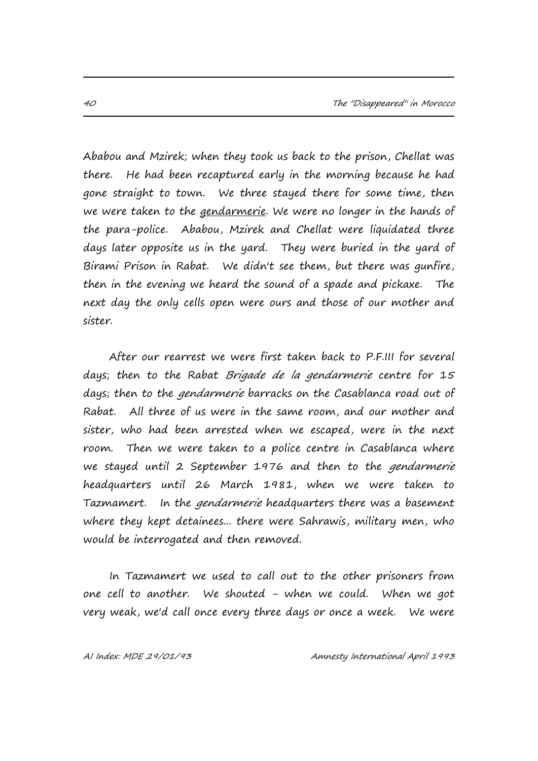Ababou and Mzirek; when they took us back to the prison, Chellat was there. He had been recaptured early in the morning because he had gone straight to town. We three stayed there for some time, then we were taken to the gendarmerie. We were no longer in the hands of the para-police. Ababou, Mzirek and Chellat were liquidated three days later opposite us in the yard. They were buried in the yard of Birami Prison in Rabat. We didn't see them, but there was gunfire, then in the evening we heard the sound of a spade and pickaxe. The next day the only cells open were ours and those of our mother and sister.

After our rearrest we were first taken back to P.F.III for several days; then to the Rabat *Brigade de la gendarmerie* centre for 15 days; then to the *gendarmerie* barracks on the Casablanca road out of Rabat. All three of us were in the same room, and our mother and sister, who had been arrested when we escaped, were in the next room. Then we were taken to a police centre in Casablanca where we stayed until 2 September 1976 and then to the *gendarmerie* headquarters until 26 March 1981, when we were taken to Tazmamert. In the *gendarmerie* headquarters there was a basement where they kept detainees... there were Sahrawis, military men, who would be interrogated and then removed.

In Tazmamert we used to call out to the other prisoners from one cell to another. We shouted - when we could. When we got very weak, we'd call once every three days or once a week. We were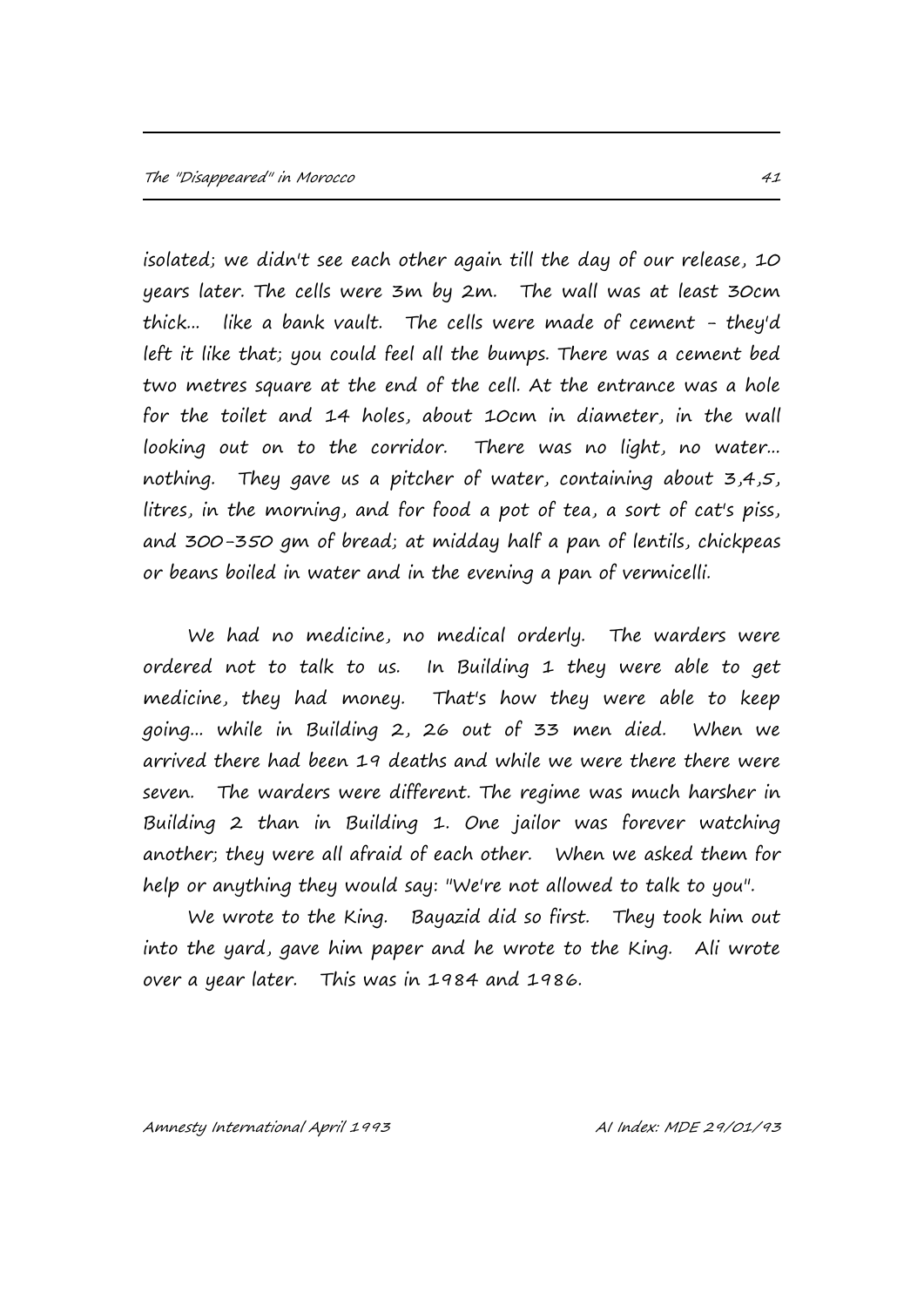isolated; we didn't see each other again till the day of our release, 10 years later. The cells were 3m by 2m. The wall was at least 30cm thick... like a bank vault. The cells were made of cement - they'd left it like that; you could feel all the bumps. There was a cement bed two metres square at the end of the cell. At the entrance was a hole for the toilet and 14 holes, about 10cm in diameter, in the wall looking out on to the corridor. There was no light, no water... nothing. They gave us a pitcher of water, containing about 3,4,5, litres, in the morning, and for food a pot of tea, a sort of cat's piss, and 300-350 gm of bread; at midday half a pan of lentils, chickpeas or beans boiled in water and in the evening a pan of vermicelli.

We had no medicine, no medical orderly. The warders were ordered not to talk to us. In Building 1 they were able to get medicine, they had money. That's how they were able to keep going... while in Building 2, 26 out of 33 men died. When we arrived there had been 19 deaths and while we were there there were seven. The warders were different. The regime was much harsher in Building 2 than in Building 1. One jailor was forever watching another; they were all afraid of each other. When we asked them for help or anything they would say: "We're not allowed to talk to you".

We wrote to the King. Bayazid did so first. They took him out into the yard, gave him paper and he wrote to the King. Ali wrote over a year later. This was in 1984 and 1986.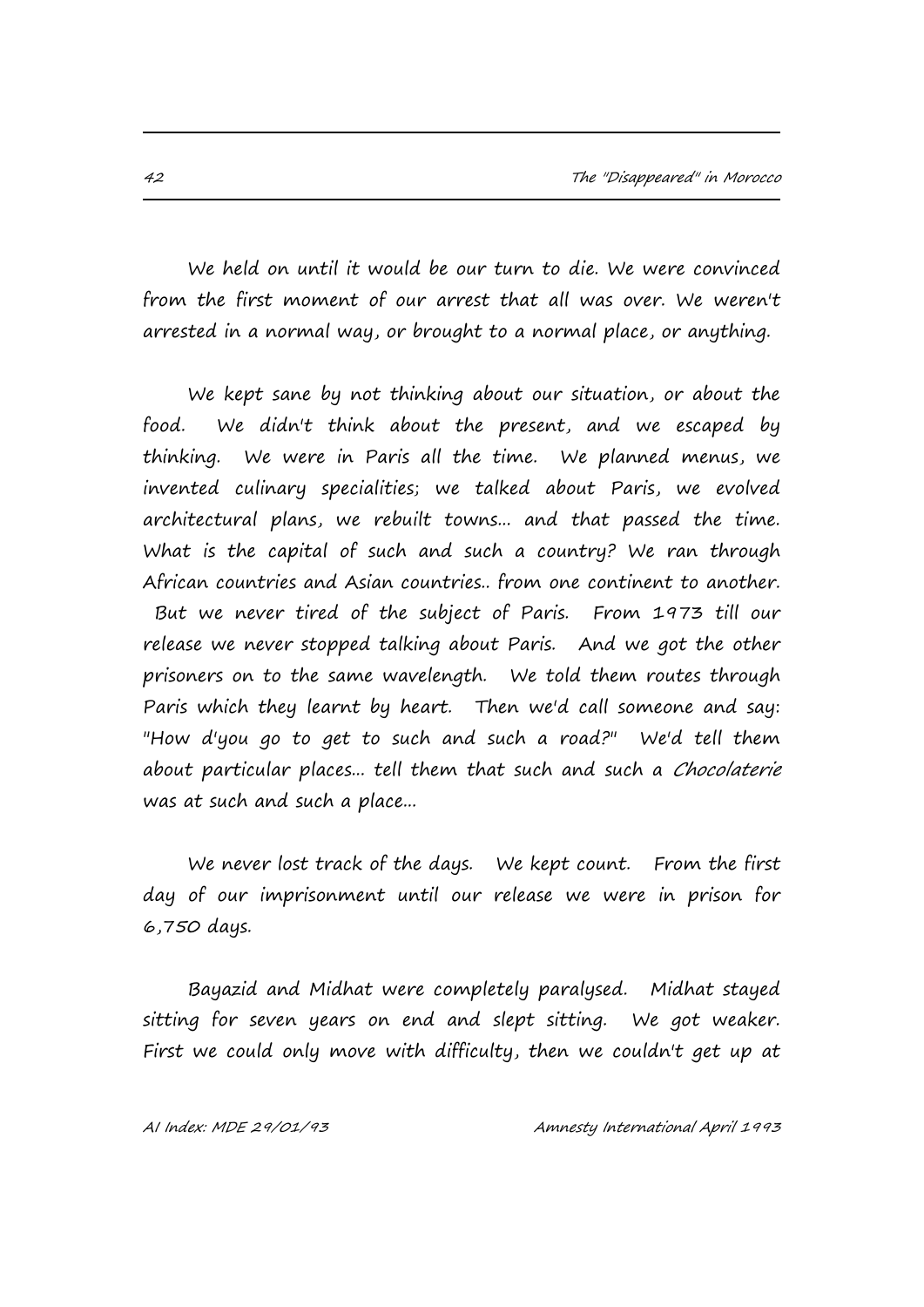We held on until it would be our turn to die. We were convinced from the first moment of our arrest that all was over. We weren't arrested in a normal way, or brought to a normal place, or anything.

We kept sane by not thinking about our situation, or about the food. We didn't think about the present, and we escaped by thinking. We were in Paris all the time. We planned menus, we invented culinary specialities; we talked about Paris, we evolved architectural plans, we rebuilt towns... and that passed the time. What is the capital of such and such a country? We ran through African countries and Asian countries.. from one continent to another. But we never tired of the subject of Paris. From 1973 till our release we never stopped talking about Paris. And we got the other prisoners on to the same wavelength. We told them routes through Paris which they learnt by heart. Then we'd call someone and say: "How d'you go to get to such and such a road?" We'd tell them about particular places... tell them that such and such a *Chocolaterie* was at such and such a place...

We never lost track of the days. We kept count. From the first day of our imprisonment until our release we were in prison for 6,750 days.

Bayazid and Midhat were completely paralysed. Midhat stayed sitting for seven years on end and slept sitting. We got weaker. First we could only move with difficulty, then we couldn't get up at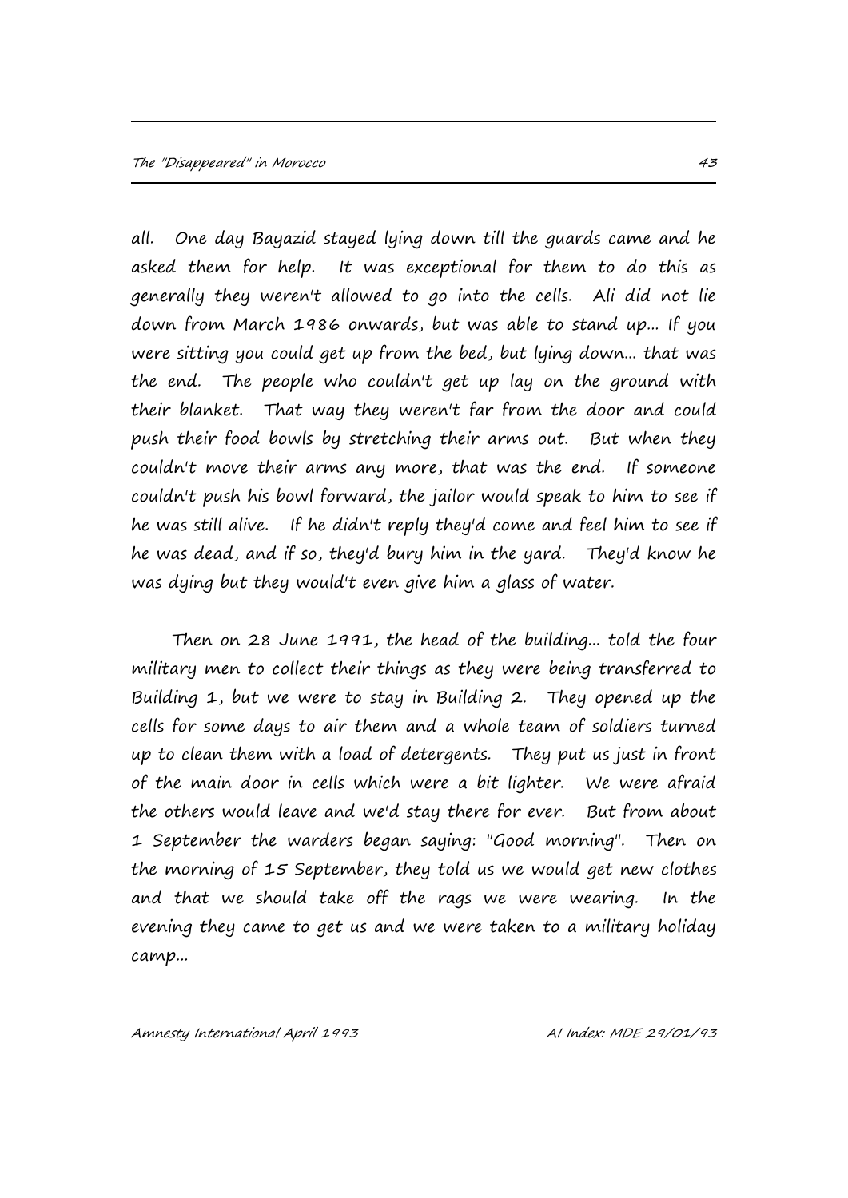all. One day Bayazid stayed lying down till the guards came and he asked them for help. It was exceptional for them to do this as generally they weren't allowed to go into the cells. Ali did not lie down from March 1986 onwards, but was able to stand up... If you were sitting you could get up from the bed, but lying down... that was the end. The people who couldn't get up lay on the ground with their blanket. That way they weren't far from the door and could push their food bowls by stretching their arms out. But when they couldn't move their arms any more, that was the end. If someone couldn't push his bowl forward, the jailor would speak to him to see if he was still alive. If he didn't reply they'd come and feel him to see if he was dead, and if so, they'd bury him in the yard. They'd know he was dying but they would't even give him a glass of water.

Then on 28 June 1991, the head of the building... told the four military men to collect their things as they were being transferred to Building 1, but we were to stay in Building 2. They opened up the cells for some days to air them and a whole team of soldiers turned up to clean them with a load of detergents. They put us just in front of the main door in cells which were a bit lighter. We were afraid the others would leave and we'd stay there for ever. But from about 1 September the warders began saying: "Good morning". Then on the morning of 15 September, they told us we would get new clothes and that we should take off the rags we were wearing. In the evening they came to get us and we were taken to a military holiday camp...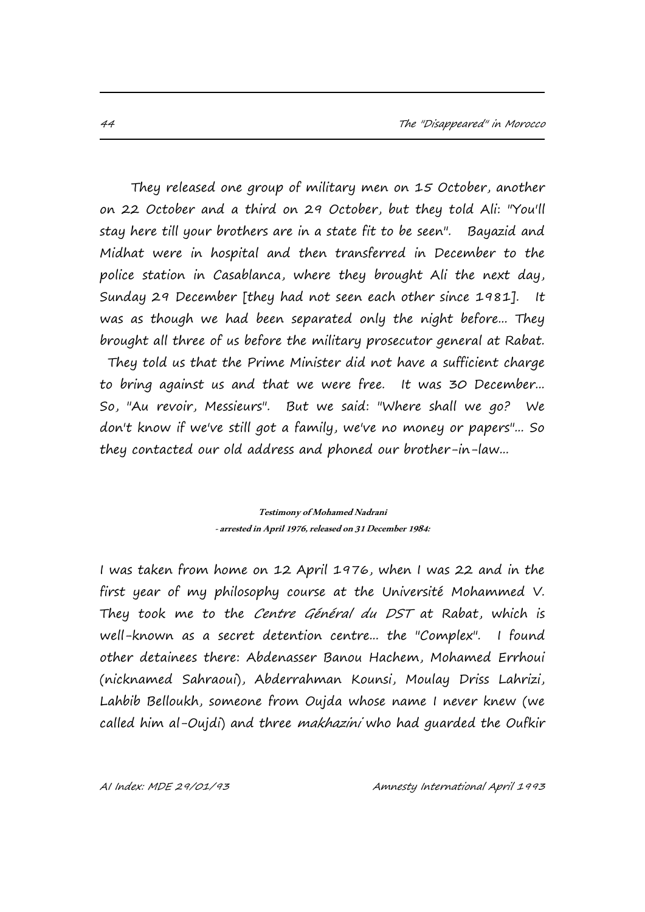They released one group of military men on 15 October, another on 22 October and a third on 29 October, but they told Ali: "You'll stay here till your brothers are in a state fit to be seen". Bayazid and Midhat were in hospital and then transferred in December to the police station in Casablanca, where they brought Ali the next day, Sunday 29 December [they had not seen each other since 1981]. It was as though we had been separated only the night before... They brought all three of us before the military prosecutor general at Rabat. They told us that the Prime Minister did not have a sufficient charge to bring against us and that we were free. It was 30 December... So, "Au revoir, Messieurs". But we said: "Where shall we go? We don't know if we've still got a family, we've no money or papers"... So they contacted our old address and phoned our brother-in-law...

**Testimony of Mohamed Nadrani**
**- arrested in April 1976, released on 31 December 1984:**

I was taken from home on 12 April 1976, when I was 22 and in the first year of my philosophy course at the Université Mohammed V. They took me to the *Centre Général du DST* at Rabat, which is well-known as a secret detention centre... the "Complex". I found other detainees there: Abdenasser Banou Hachem, Mohamed Errhoui (nicknamed Sahraoui), Abderrahman Kounsi, Moulay Driss Lahrizi, Lahbib Belloukh, someone from Oujda whose name I never knew (we called him al-Oujdi) and three *makhazini* who had guarded the Oufkir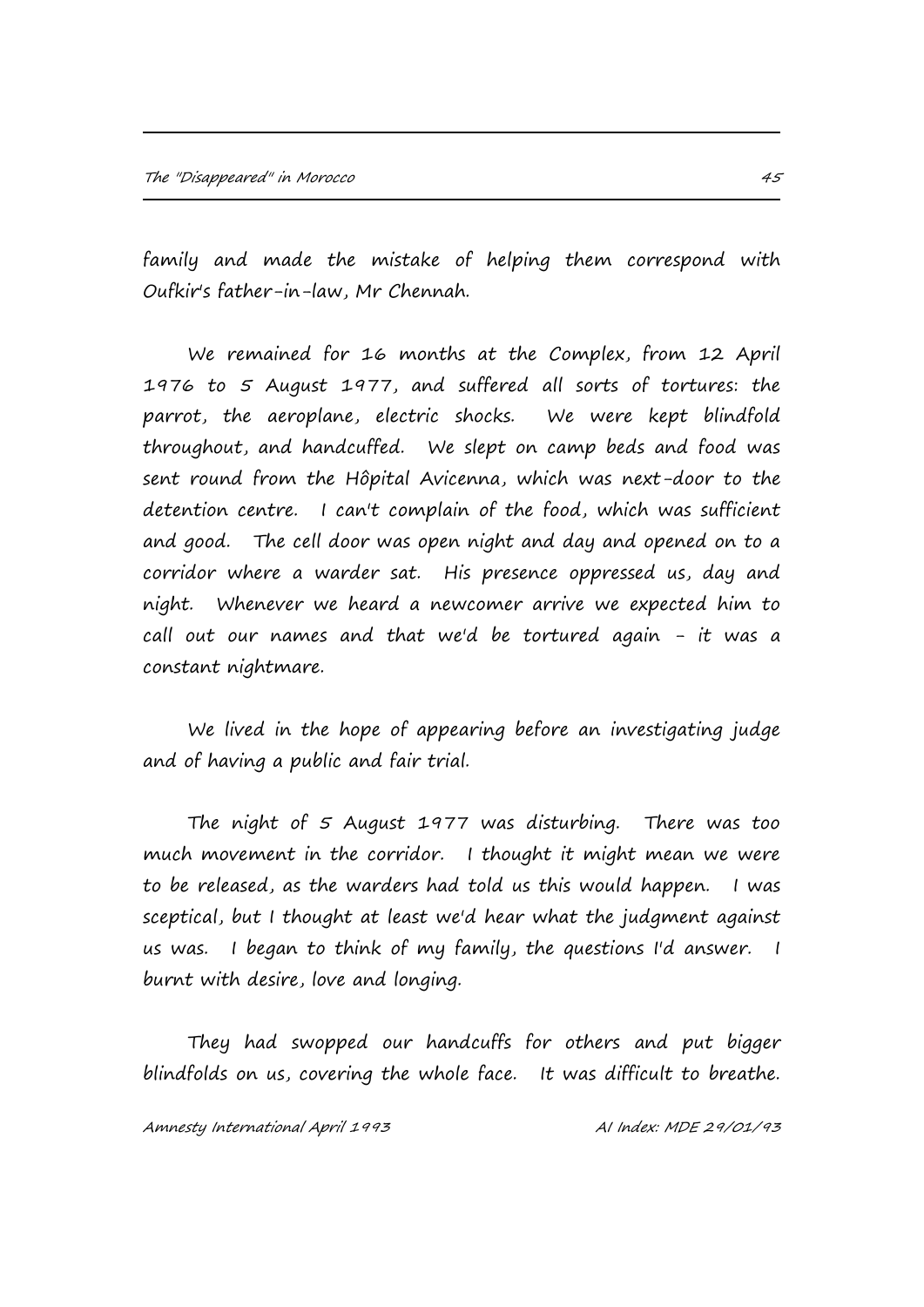family and made the mistake of helping them correspond with Oufkir's father-in-law, Mr Chennah.

We remained for 16 months at the Complex, from 12 April 1976 to 5 August 1977, and suffered all sorts of tortures: the parrot, the aeroplane, electric shocks. We were kept blindfold throughout, and handcuffed. We slept on camp beds and food was sent round from the Hôpital Avicenna, which was next-door to the detention centre. I can't complain of the food, which was sufficient and good. The cell door was open night and day and opened on to a corridor where a warder sat. His presence oppressed us, day and night. Whenever we heard a newcomer arrive we expected him to call out our names and that we'd be tortured again - it was a constant nightmare.

We lived in the hope of appearing before an investigating judge and of having a public and fair trial.

The night of 5 August 1977 was disturbing. There was too much movement in the corridor. I thought it might mean we were to be released, as the warders had told us this would happen. I was sceptical, but I thought at least we'd hear what the judgment against us was. I began to think of my family, the questions I'd answer. I burnt with desire, love and longing.

They had swopped our handcuffs for others and put bigger blindfolds on us, covering the whole face. It was difficult to breathe.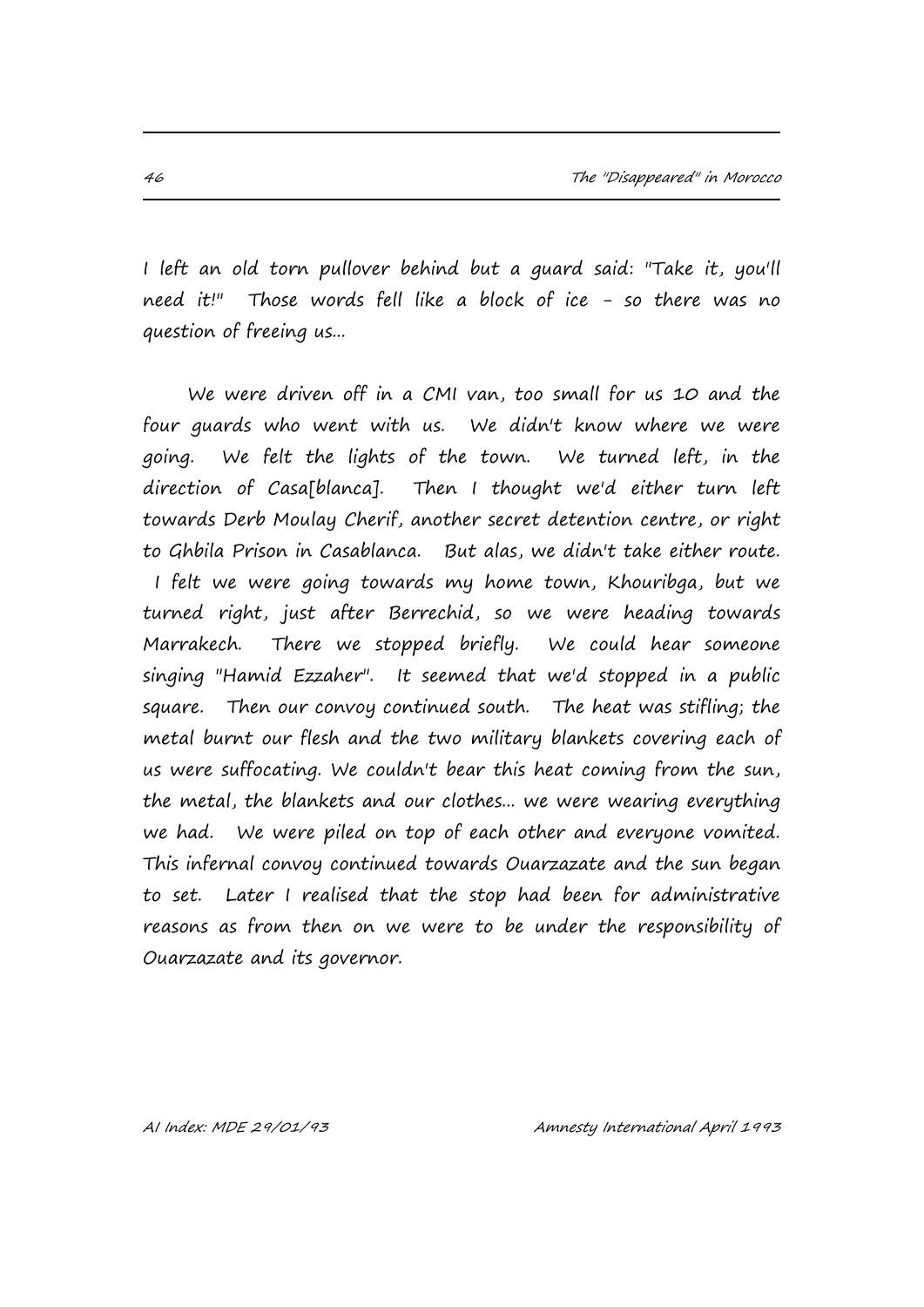I left an old torn pullover behind but a guard said: "Take it, you'll need it!" Those words fell like a block of ice - so there was no question of freeing us...

We were driven off in a CMI van, too small for us 10 and the four guards who went with us. We didn't know where we were going. We felt the lights of the town. We turned left, in the direction of Casa[blanca]. Then I thought we'd either turn left towards Derb Moulay Cherif, another secret detention centre, or right to Ghbila Prison in Casablanca. But alas, we didn't take either route. I felt we were going towards my home town, Khouribga, but we turned right, just after Berrechid, so we were heading towards Marrakech. There we stopped briefly. We could hear someone singing "Hamid Ezzaher". It seemed that we'd stopped in a public square. Then our convoy continued south. The heat was stifling; the metal burnt our flesh and the two military blankets covering each of us were suffocating. We couldn't bear this heat coming from the sun, the metal, the blankets and our clothes... we were wearing everything we had. We were piled on top of each other and everyone vomited. This infernal convoy continued towards Ouarzazate and the sun began to set. Later I realised that the stop had been for administrative reasons as from then on we were to be under the responsibility of Ouarzazate and its governor.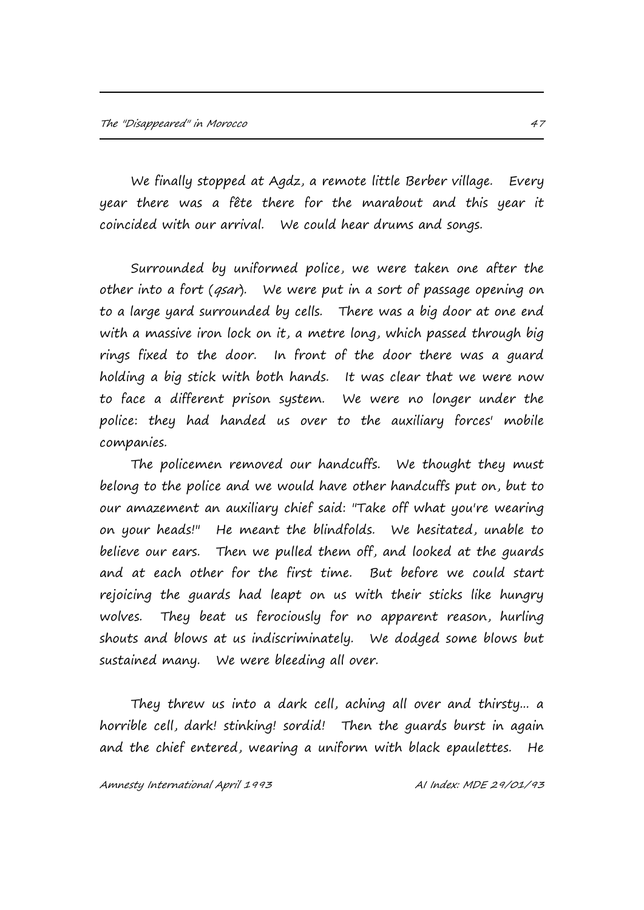We finally stopped at Agdz, a remote little Berber village. Every year there was a fête there for the marabout and this year it coincided with our arrival. We could hear drums and songs.

Surrounded by uniformed police, we were taken one after the other into a fort (*qsar*). We were put in a sort of passage opening on to a large yard surrounded by cells. There was a big door at one end with a massive iron lock on it, a metre long, which passed through big rings fixed to the door. In front of the door there was a guard holding a big stick with both hands. It was clear that we were now to face a different prison system. We were no longer under the police: they had handed us over to the auxiliary forces' mobile companies.

The policemen removed our handcuffs. We thought they must belong to the police and we would have other handcuffs put on, but to our amazement an auxiliary chief said: "Take off what you're wearing on your heads!" He meant the blindfolds. We hesitated, unable to believe our ears. Then we pulled them off, and looked at the guards and at each other for the first time. But before we could start rejoicing the guards had leapt on us with their sticks like hungry wolves. They beat us ferociously for no apparent reason, hurling shouts and blows at us indiscriminately. We dodged some blows but sustained many. We were bleeding all over.

They threw us into a dark cell, aching all over and thirsty... a horrible cell, dark! stinking! sordid! Then the guards burst in again and the chief entered, wearing a uniform with black epaulettes. He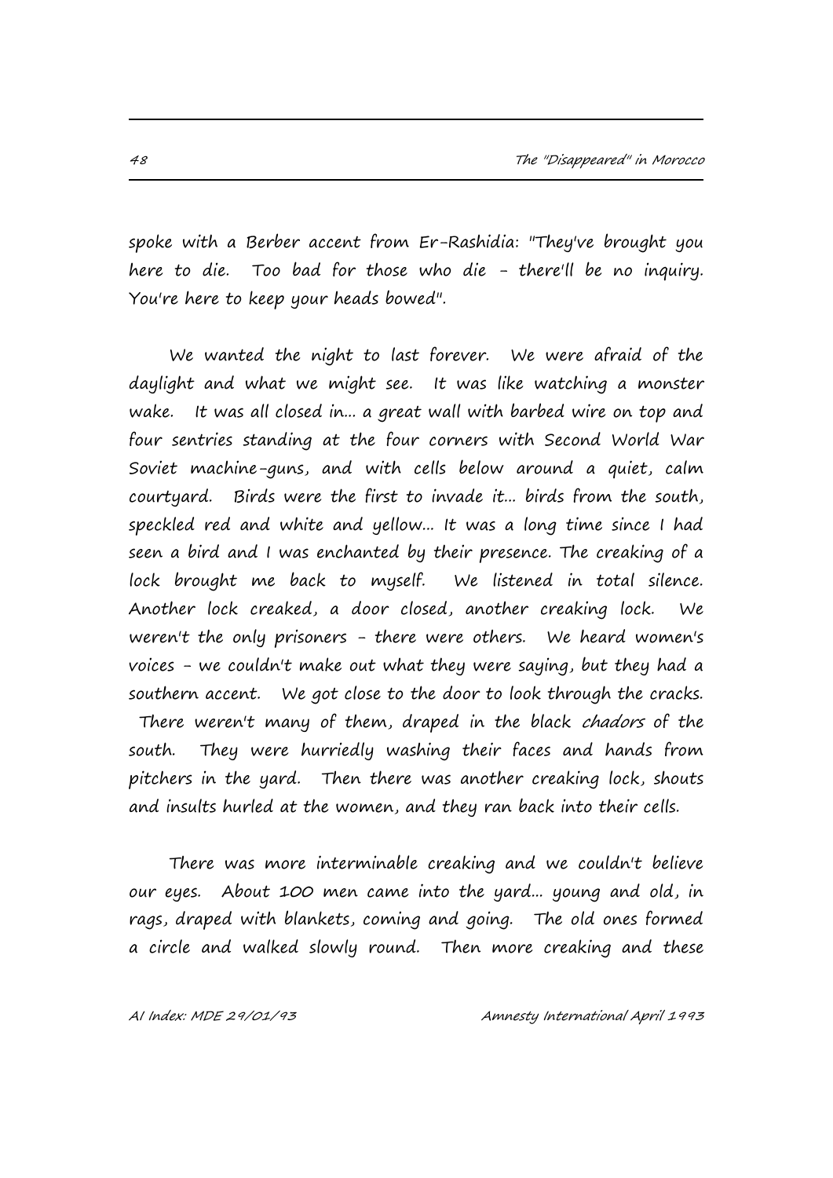spoke with a Berber accent from Er-Rashidia: "They've brought you here to die. Too bad for those who die - there'll be no inquiry. You're here to keep your heads bowed".

We wanted the night to last forever. We were afraid of the daylight and what we might see. It was like watching a monster wake. It was all closed in... a great wall with barbed wire on top and four sentries standing at the four corners with Second World War Soviet machine-guns, and with cells below around a quiet, calm courtyard. Birds were the first to invade it... birds from the south, speckled red and white and yellow... It was a long time since I had seen a bird and I was enchanted by their presence. The creaking of a lock brought me back to myself. We listened in total silence. Another lock creaked, a door closed, another creaking lock. We weren't the only prisoners - there were others. We heard women's voices - we couldn't make out what they were saying, but they had a southern accent. We got close to the door to look through the cracks. There weren't many of them, draped in the black *chadors* of the south. They were hurriedly washing their faces and hands from pitchers in the yard. Then there was another creaking lock, shouts and insults hurled at the women, and they ran back into their cells.

There was more interminable creaking and we couldn't believe our eyes. About 100 men came into the yard... young and old, in rags, draped with blankets, coming and going. The old ones formed a circle and walked slowly round. Then more creaking and these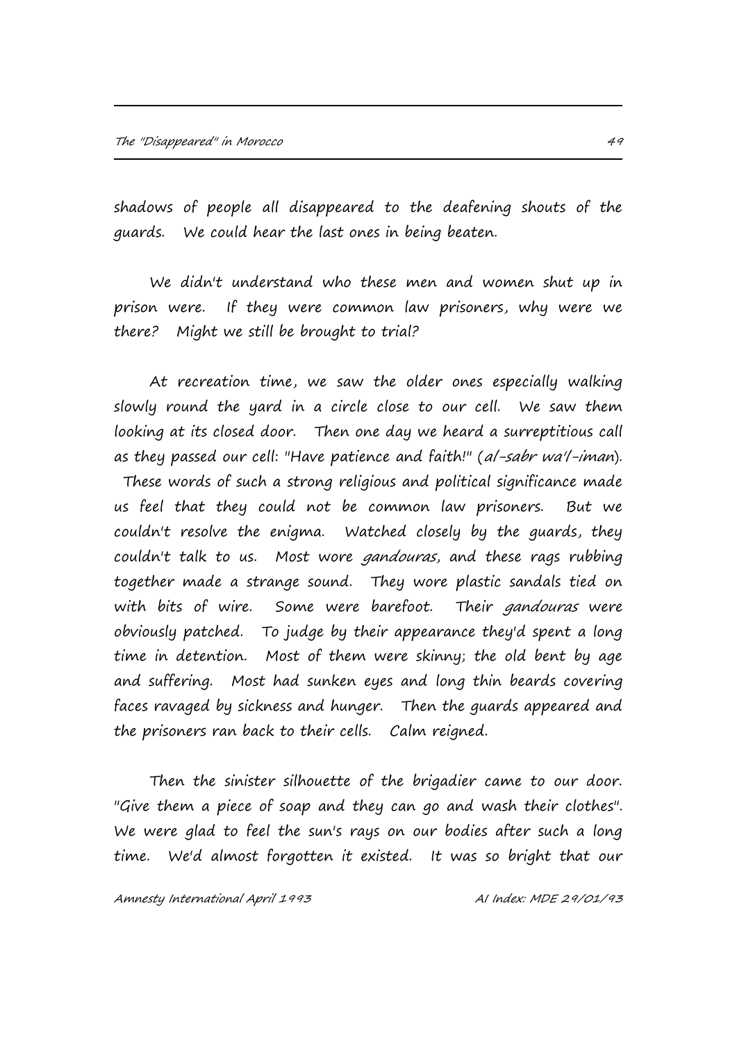shadows of people all disappeared to the deafening shouts of the guards. We could hear the last ones in being beaten.

We didn't understand who these men and women shut up in prison were. If they were common law prisoners, why were we there? Might we still be brought to trial?

At recreation time, we saw the older ones especially walking slowly round the yard in a circle close to our cell. We saw them looking at its closed door. Then one day we heard a surreptitious call as they passed our cell: "Have patience and faith!" (*al-sabr wa'l-iman*). These words of such a strong religious and political significance made us feel that they could not be common law prisoners. But we couldn't resolve the enigma. Watched closely by the guards, they couldn't talk to us. Most wore *gandouras*, and these rags rubbing together made a strange sound. They wore plastic sandals tied on with bits of wire. Some were barefoot. Their *gandouras* were obviously patched. To judge by their appearance they'd spent a long time in detention. Most of them were skinny; the old bent by age and suffering. Most had sunken eyes and long thin beards covering faces ravaged by sickness and hunger. Then the guards appeared and the prisoners ran back to their cells. Calm reigned.

Then the sinister silhouette of the brigadier came to our door. "Give them a piece of soap and they can go and wash their clothes". We were glad to feel the sun's rays on our bodies after such a long time. We'd almost forgotten it existed. It was so bright that our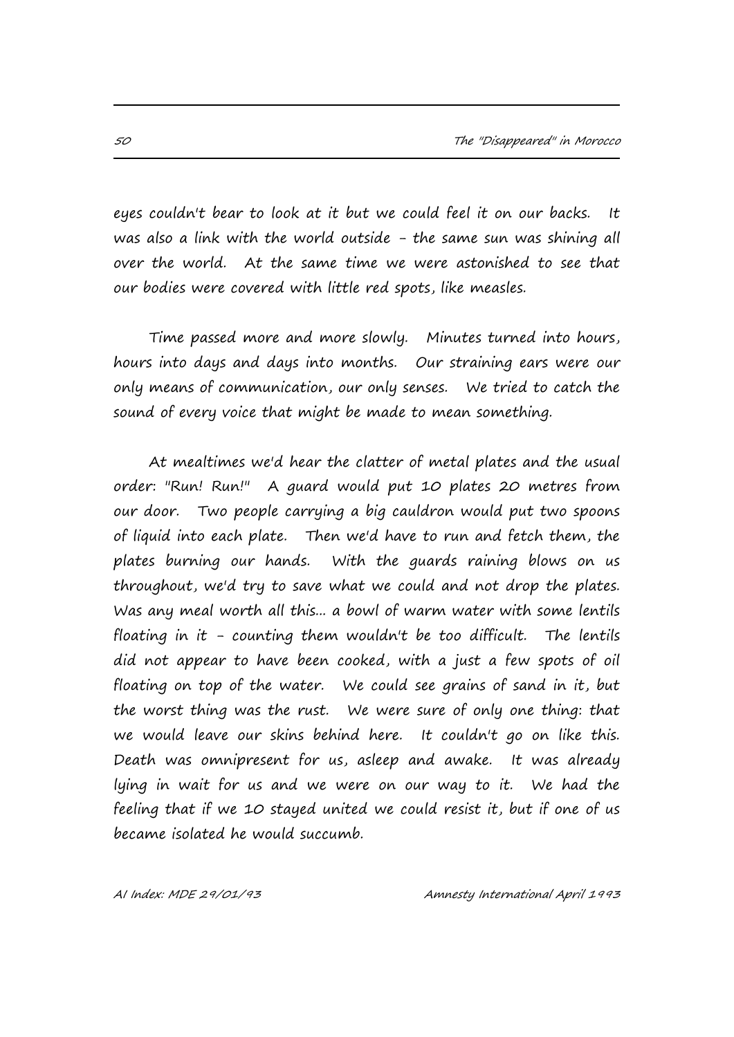eyes couldn't bear to look at it but we could feel it on our backs. It was also a link with the world outside - the same sun was shining all over the world. At the same time we were astonished to see that our bodies were covered with little red spots, like measles.

Time passed more and more slowly. Minutes turned into hours, hours into days and days into months. Our straining ears were our only means of communication, our only senses. We tried to catch the sound of every voice that might be made to mean something.

At mealtimes we'd hear the clatter of metal plates and the usual order: "Run! Run!" A guard would put 10 plates 20 metres from our door. Two people carrying a big cauldron would put two spoons of liquid into each plate. Then we'd have to run and fetch them, the plates burning our hands. With the guards raining blows on us throughout, we'd try to save what we could and not drop the plates. Was any meal worth all this... a bowl of warm water with some lentils floating in it - counting them wouldn't be too difficult. The lentils did not appear to have been cooked, with a just a few spots of oil floating on top of the water. We could see grains of sand in it, but the worst thing was the rust. We were sure of only one thing: that we would leave our skins behind here. It couldn't go on like this. Death was omnipresent for us, asleep and awake. It was already lying in wait for us and we were on our way to it. We had the feeling that if we 10 stayed united we could resist it, but if one of us became isolated he would succumb.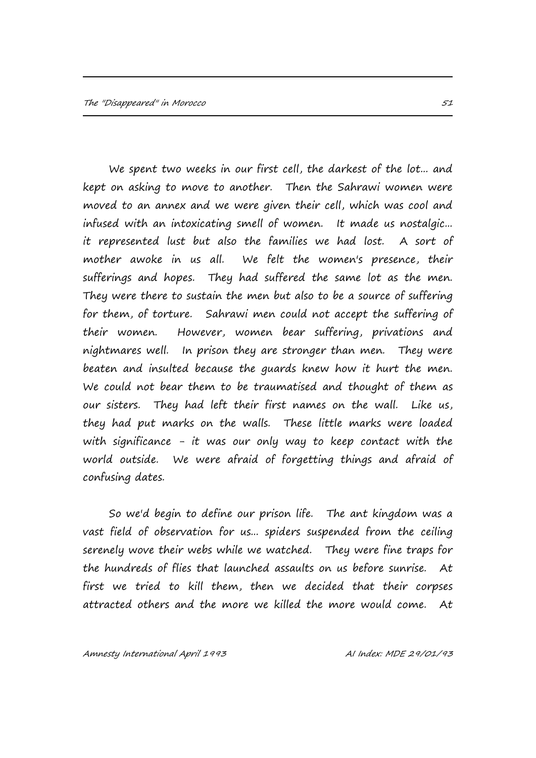We spent two weeks in our first cell, the darkest of the lot... and kept on asking to move to another. Then the Sahrawi women were moved to an annex and we were given their cell, which was cool and infused with an intoxicating smell of women. It made us nostalgic... it represented lust but also the families we had lost. A sort of mother awoke in us all. We felt the women's presence, their sufferings and hopes. They had suffered the same lot as the men. They were there to sustain the men but also to be a source of suffering for them, of torture. Sahrawi men could not accept the suffering of their women. However, women bear suffering, privations and nightmares well. In prison they are stronger than men. They were beaten and insulted because the guards knew how it hurt the men. We could not bear them to be traumatised and thought of them as our sisters. They had left their first names on the wall. Like us, they had put marks on the walls. These little marks were loaded with significance - it was our only way to keep contact with the world outside. We were afraid of forgetting things and afraid of confusing dates.

So we'd begin to define our prison life. The ant kingdom was a vast field of observation for us... spiders suspended from the ceiling serenely wove their webs while we watched. They were fine traps for the hundreds of flies that launched assaults on us before sunrise. At first we tried to kill them, then we decided that their corpses attracted others and the more we killed the more would come. At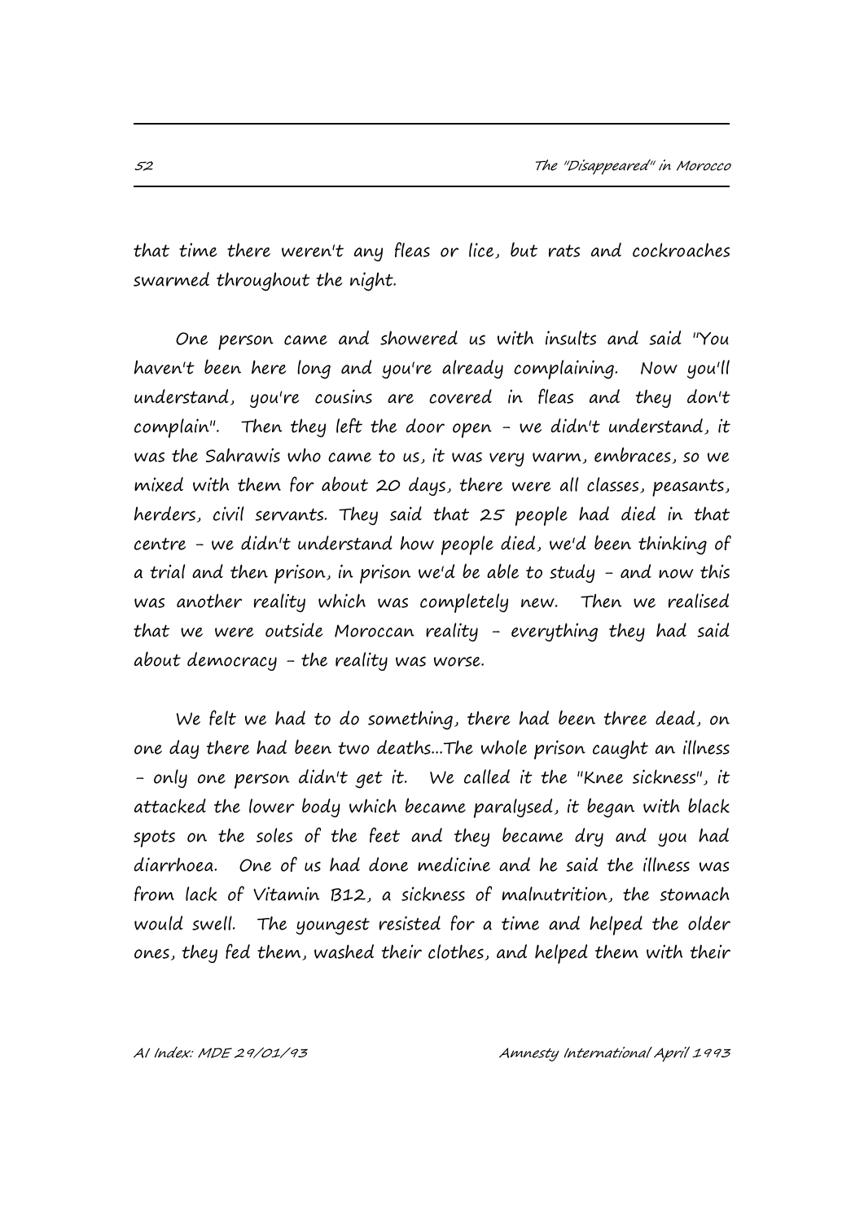that time there weren't any fleas or lice, but rats and cockroaches swarmed throughout the night.

One person came and showered us with insults and said "You haven't been here long and you're already complaining. Now you'll understand, you're cousins are covered in fleas and they don't complain". Then they left the door open - we didn't understand, it was the Sahrawis who came to us, it was very warm, embraces, so we mixed with them for about 20 days, there were all classes, peasants, herders, civil servants. They said that 25 people had died in that centre - we didn't understand how people died, we'd been thinking of a trial and then prison, in prison we'd be able to study - and now this was another reality which was completely new. Then we realised that we were outside Moroccan reality - everything they had said about democracy - the reality was worse.

We felt we had to do something, there had been three dead, on one day there had been two deaths...The whole prison caught an illness - only one person didn't get it. We called it the "Knee sickness", it attacked the lower body which became paralysed, it began with black spots on the soles of the feet and they became dry and you had diarrhoea. One of us had done medicine and he said the illness was from lack of Vitamin B12, a sickness of malnutrition, the stomach would swell. The youngest resisted for a time and helped the older ones, they fed them, washed their clothes, and helped them with their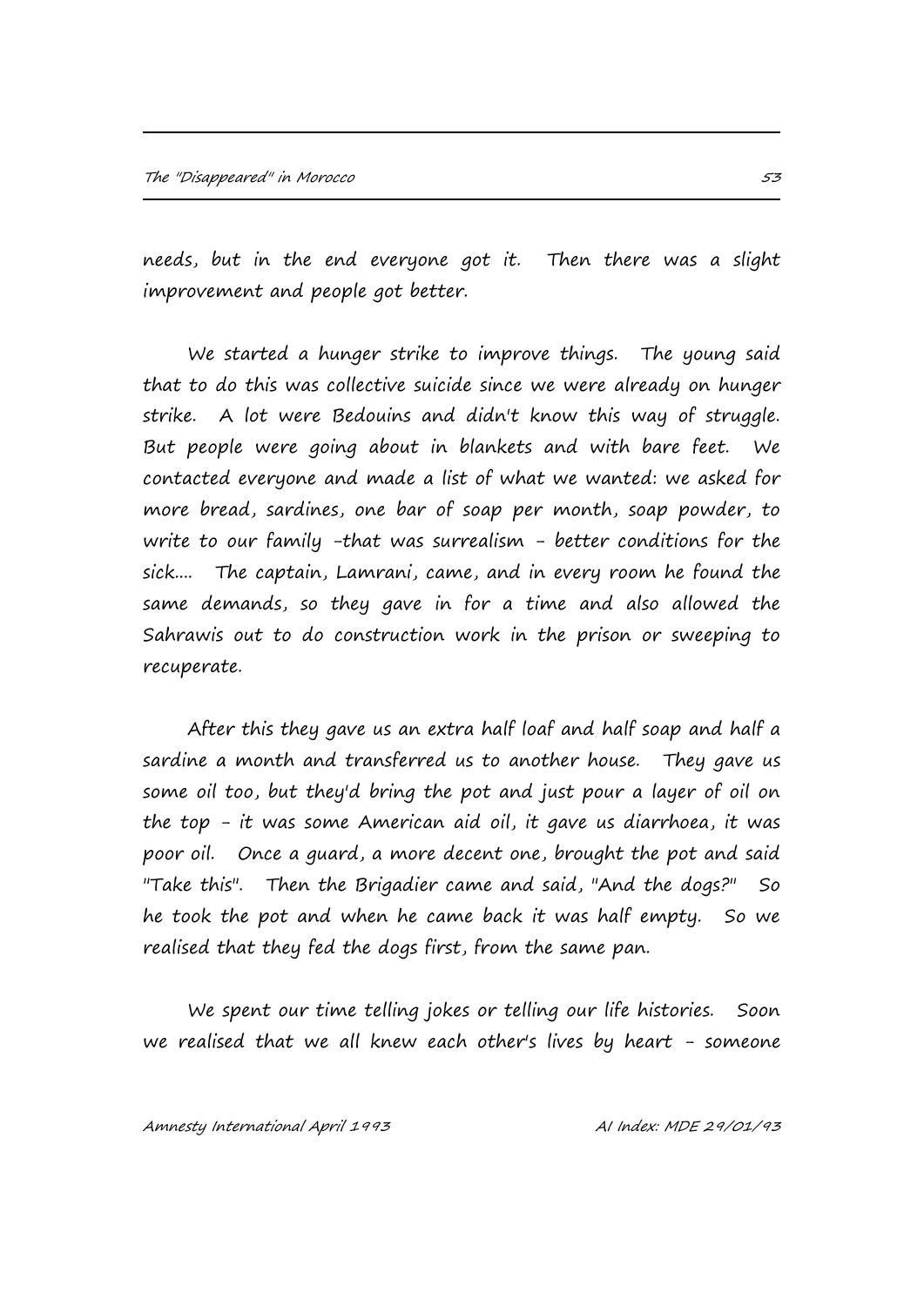needs, but in the end everyone got it. Then there was a slight improvement and people got better.

We started a hunger strike to improve things. The young said that to do this was collective suicide since we were already on hunger strike. A lot were Bedouins and didn't know this way of struggle. But people were going about in blankets and with bare feet. We contacted everyone and made a list of what we wanted: we asked for more bread, sardines, one bar of soap per month, soap powder, to write to our family -that was surrealism - better conditions for the sick.... The captain, Lamrani, came, and in every room he found the same demands, so they gave in for a time and also allowed the Sahrawis out to do construction work in the prison or sweeping to recuperate.

After this they gave us an extra half loaf and half soap and half a sardine a month and transferred us to another house. They gave us some oil too, but they'd bring the pot and just pour a layer of oil on the top - it was some American aid oil, it gave us diarrhoea, it was poor oil. Once a guard, a more decent one, brought the pot and said "Take this". Then the Brigadier came and said, "And the dogs?" So he took the pot and when he came back it was half empty. So we realised that they fed the dogs first, from the same pan.

We spent our time telling jokes or telling our life histories. Soon we realised that we all knew each other's lives by heart - someone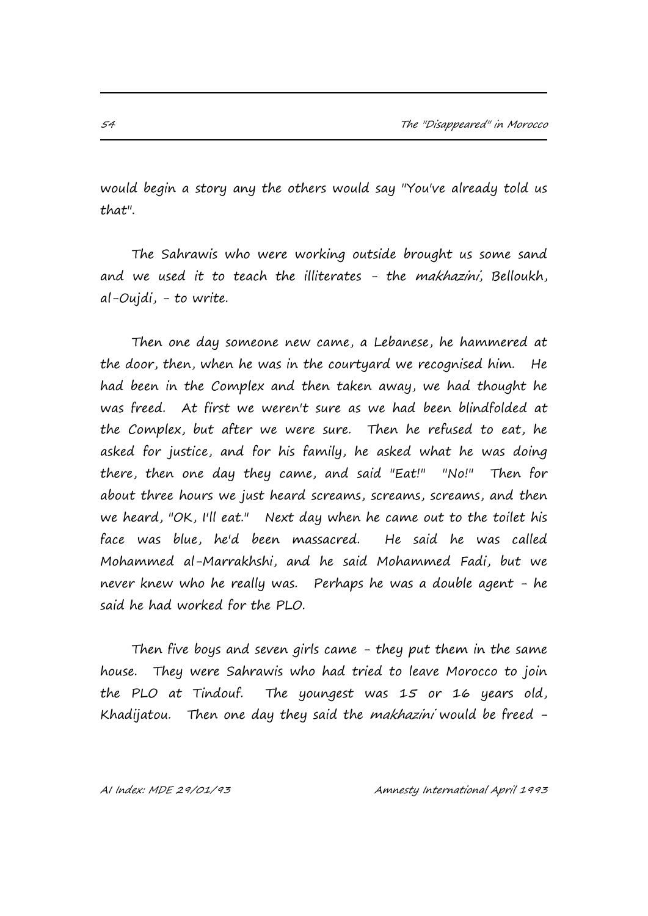would begin a story any the others would say "You've already told us that".

The Sahrawis who were working outside brought us some sand and we used it to teach the illiterates - the *makhazini*, Belloukh, al-Oujdi, - to write.

Then one day someone new came, a Lebanese, he hammered at the door, then, when he was in the courtyard we recognised him. He had been in the Complex and then taken away, we had thought he was freed. At first we weren't sure as we had been blindfolded at the Complex, but after we were sure. Then he refused to eat, he asked for justice, and for his family, he asked what he was doing there, then one day they came, and said "Eat!" "No!" Then for about three hours we just heard screams, screams, screams, and then we heard, "OK, I'll eat." Next day when he came out to the toilet his face was blue, he'd been massacred. He said he was called Mohammed al-Marrakhshi, and he said Mohammed Fadi, but we never knew who he really was. Perhaps he was a double agent - he said he had worked for the PLO.

Then five boys and seven girls came - they put them in the same house. They were Sahrawis who had tried to leave Morocco to join the PLO at Tindouf. The youngest was 15 or 16 years old, Khadijatou. Then one day they said the *makhazini* would be freed -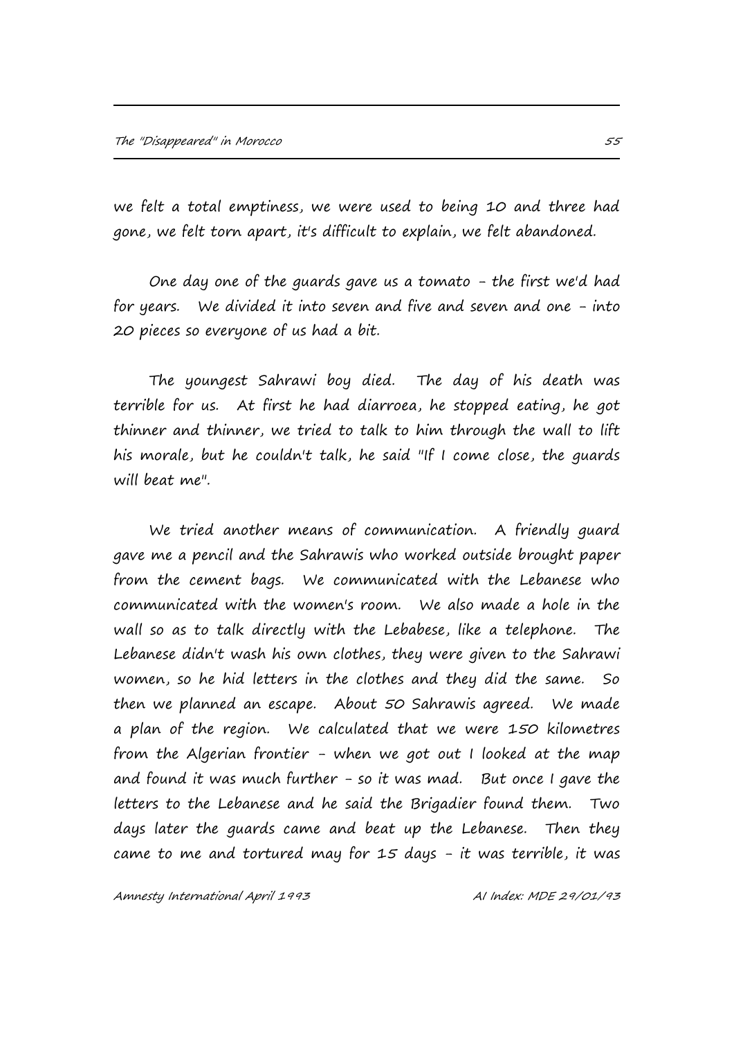we felt a total emptiness, we were used to being 10 and three had gone, we felt torn apart, it's difficult to explain, we felt abandoned.

One day one of the guards gave us a tomato - the first we'd had for years. We divided it into seven and five and seven and one - into 20 pieces so everyone of us had a bit.

The youngest Sahrawi boy died. The day of his death was terrible for us. At first he had diarroea, he stopped eating, he got thinner and thinner, we tried to talk to him through the wall to lift his morale, but he couldn't talk, he said "If I come close, the guards will beat me".

We tried another means of communication. A friendly guard gave me a pencil and the Sahrawis who worked outside brought paper from the cement bags. We communicated with the Lebanese who communicated with the women's room. We also made a hole in the wall so as to talk directly with the Lebabese, like a telephone. The Lebanese didn't wash his own clothes, they were given to the Sahrawi women, so he hid letters in the clothes and they did the same. So then we planned an escape. About 50 Sahrawis agreed. We made a plan of the region. We calculated that we were 150 kilometres from the Algerian frontier - when we got out I looked at the map and found it was much further - so it was mad. But once I gave the letters to the Lebanese and he said the Brigadier found them. Two days later the guards came and beat up the Lebanese. Then they came to me and tortured may for 15 days - it was terrible, it was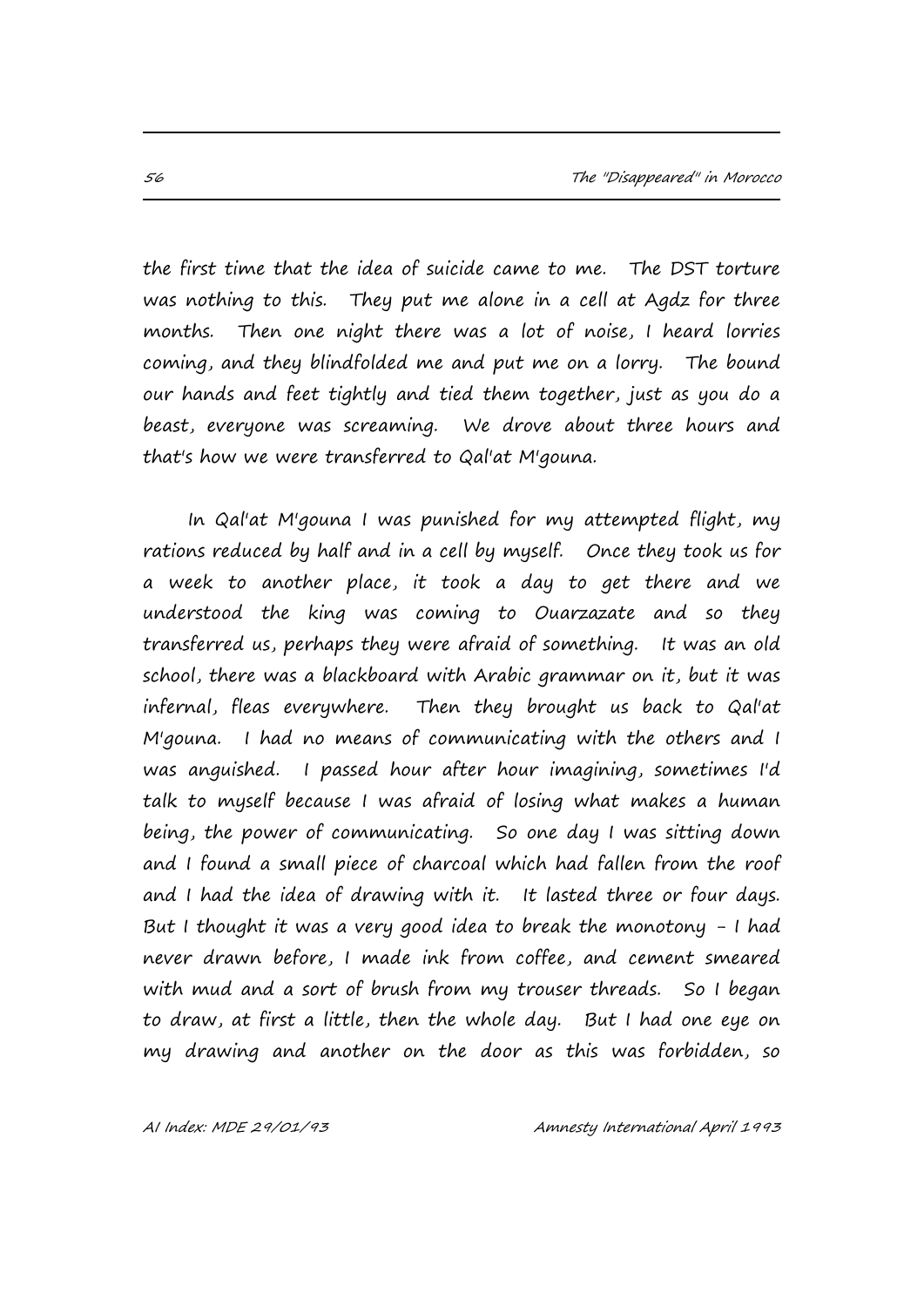the first time that the idea of suicide came to me. The DST torture was nothing to this. They put me alone in a cell at Agdz for three months. Then one night there was a lot of noise, I heard lorries coming, and they blindfolded me and put me on a lorry. The bound our hands and feet tightly and tied them together, just as you do a beast, everyone was screaming. We drove about three hours and that's how we were transferred to Qal'at M'gouna.

In Qal'at M'gouna I was punished for my attempted flight, my rations reduced by half and in a cell by myself. Once they took us for a week to another place, it took a day to get there and we understood the king was coming to Ouarzazate and so they transferred us, perhaps they were afraid of something. It was an old school, there was a blackboard with Arabic grammar on it, but it was infernal, fleas everywhere. Then they brought us back to Qal'at M'gouna. I had no means of communicating with the others and I was anguished. I passed hour after hour imagining, sometimes I'd talk to myself because I was afraid of losing what makes a human being, the power of communicating. So one day I was sitting down and I found a small piece of charcoal which had fallen from the roof and I had the idea of drawing with it. It lasted three or four days. But I thought it was a very good idea to break the monotony - I had never drawn before, I made ink from coffee, and cement smeared with mud and a sort of brush from my trouser threads. So I began to draw, at first a little, then the whole day. But I had one eye on my drawing and another on the door as this was forbidden, so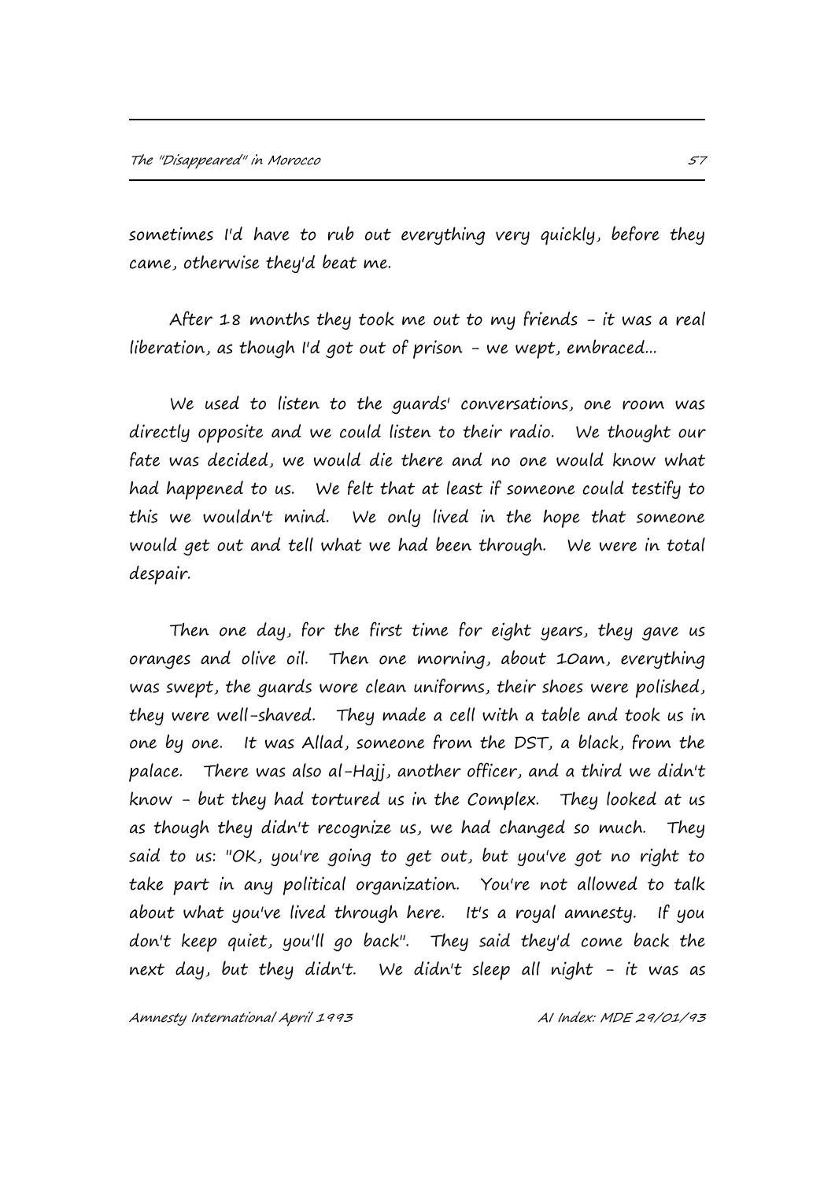sometimes I'd have to rub out everything very quickly, before they came, otherwise they'd beat me.

After 18 months they took me out to my friends - it was a real liberation, as though I'd got out of prison - we wept, embraced...

We used to listen to the guards' conversations, one room was directly opposite and we could listen to their radio. We thought our fate was decided, we would die there and no one would know what had happened to us. We felt that at least if someone could testify to this we wouldn't mind. We only lived in the hope that someone would get out and tell what we had been through. We were in total despair.

Then one day, for the first time for eight years, they gave us oranges and olive oil. Then one morning, about 10am, everything was swept, the guards wore clean uniforms, their shoes were polished, they were well-shaved. They made a cell with a table and took us in one by one. It was Allad, someone from the DST, a black, from the palace. There was also al-Hajj, another officer, and a third we didn't know - but they had tortured us in the Complex. They looked at us as though they didn't recognize us, we had changed so much. They said to us: "OK, you're going to get out, but you've got no right to take part in any political organization. You're not allowed to talk about what you've lived through here. It's a royal amnesty. If you don't keep quiet, you'll go back". They said they'd come back the next day, but they didn't. We didn't sleep all night - it was as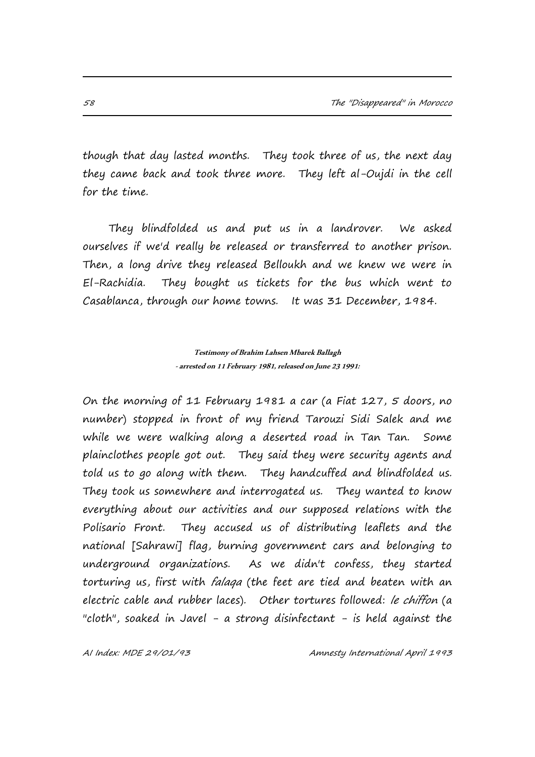though that day lasted months. They took three of us, the next day they came back and took three more. They left al-Oujdi in the cell for the time.

They blindfolded us and put us in a landrover. We asked ourselves if we'd really be released or transferred to another prison. Then, a long drive they released Belloukh and we knew we were in El-Rachidia. They bought us tickets for the bus which went to Casablanca, through our home towns. It was 31 December, 1984.

**Testimony of Brahim Lahsen Mbarek Ballagh**
**- arrested on 11 February 1981, released on June 23 1991:**

On the morning of 11 February 1981 a car (a Fiat 127, 5 doors, no number) stopped in front of my friend Tarouzi Sidi Salek and me while we were walking along a deserted road in Tan Tan. Some plainclothes people got out. They said they were security agents and told us to go along with them. They handcuffed and blindfolded us. They took us somewhere and interrogated us. They wanted to know everything about our activities and our supposed relations with the Polisario Front. They accused us of distributing leaflets and the national [Sahrawi] flag, burning government cars and belonging to underground organizations. As we didn't confess, they started torturing us, first with *falaqa* (the feet are tied and beaten with an electric cable and rubber laces). Other tortures followed: *le chiffon* (a "cloth", soaked in Javel - a strong disinfectant - is held against the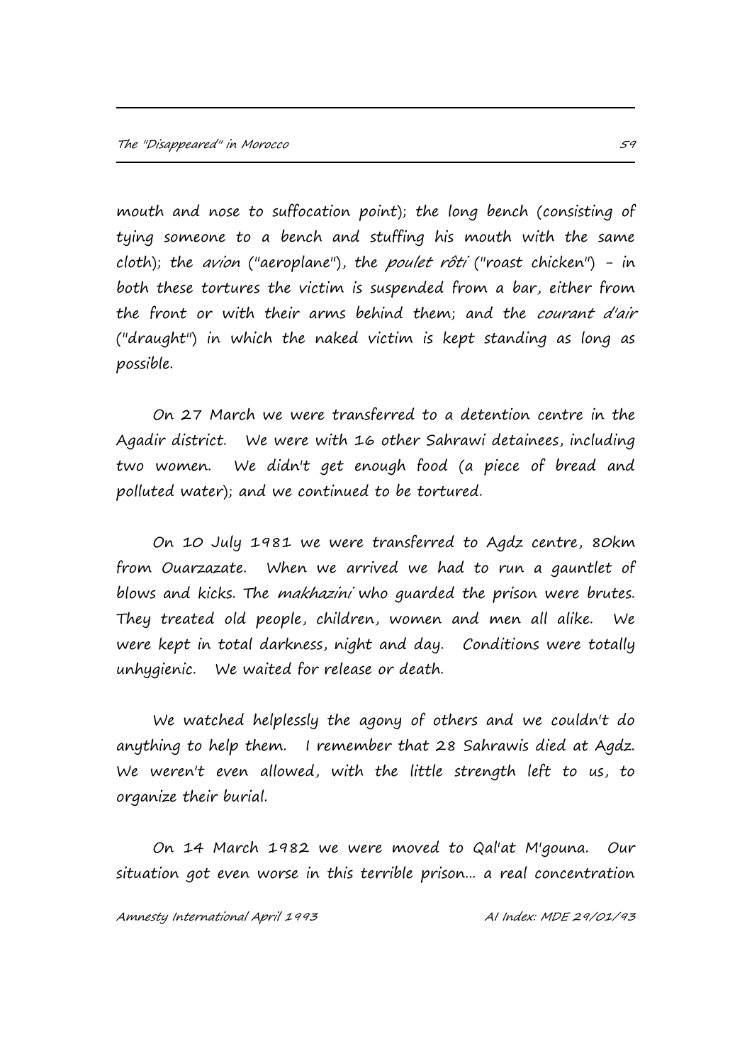mouth and nose to suffocation point); the long bench (consisting of tying someone to a bench and stuffing his mouth with the same cloth); the *avion* ("aeroplane"), the *poulet rôti* ("roast chicken") - in both these tortures the victim is suspended from a bar, either from the front or with their arms behind them; and the *courant d'air* ("draught") in which the naked victim is kept standing as long as possible.

On 27 March we were transferred to a detention centre in the Agadir district. We were with 16 other Sahrawi detainees, including two women. We didn't get enough food (a piece of bread and polluted water); and we continued to be tortured.

On 10 July 1981 we were transferred to Agdz centre, 80km from Ouarzazate. When we arrived we had to run a gauntlet of blows and kicks. The *makhazini* who guarded the prison were brutes. They treated old people, children, women and men all alike. We were kept in total darkness, night and day. Conditions were totally unhygienic. We waited for release or death.

We watched helplessly the agony of others and we couldn't do anything to help them. I remember that 28 Sahrawis died at Agdz. We weren't even allowed, with the little strength left to us, to organize their burial.

On 14 March 1982 we were moved to Qal'at M'gouna. Our situation got even worse in this terrible prison... a real concentration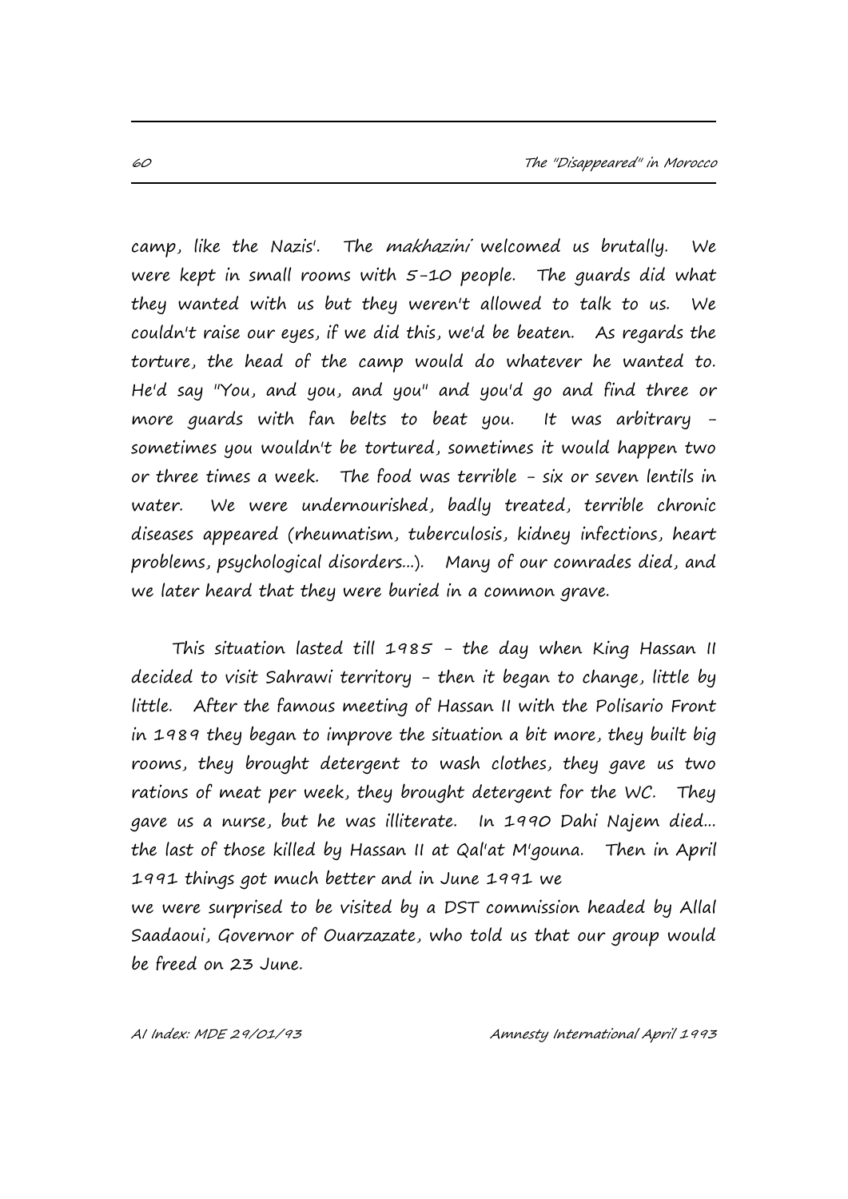camp, like the Nazis'. The *makhazini* welcomed us brutally. We were kept in small rooms with 5-10 people. The guards did what they wanted with us but they weren't allowed to talk to us. We couldn't raise our eyes, if we did this, we'd be beaten. As regards the torture, the head of the camp would do whatever he wanted to. He'd say "You, and you, and you" and you'd go and find three or more guards with fan belts to beat you. It was arbitrary - sometimes you wouldn't be tortured, sometimes it would happen two or three times a week. The food was terrible - six or seven lentils in water. We were undernourished, badly treated, terrible chronic diseases appeared (rheumatism, tuberculosis, kidney infections, heart problems, psychological disorders...). Many of our comrades died, and we later heard that they were buried in a common grave.

This situation lasted till 1985 - the day when King Hassan II decided to visit Sahrawi territory - then it began to change, little by little. After the famous meeting of Hassan II with the Polisario Front in 1989 they began to improve the situation a bit more, they built big rooms, they brought detergent to wash clothes, they gave us two rations of meat per week, they brought detergent for the WC. They gave us a nurse, but he was illiterate. In 1990 Dahi Najem died... the last of those killed by Hassan II at Qal'at M'gouna. Then in April 1991 things got much better and in June 1991 we
we were surprised to be visited by a DST commission headed by Allal Saadaoui, Governor of Ouarzazate, who told us that our group would be freed on 23 June.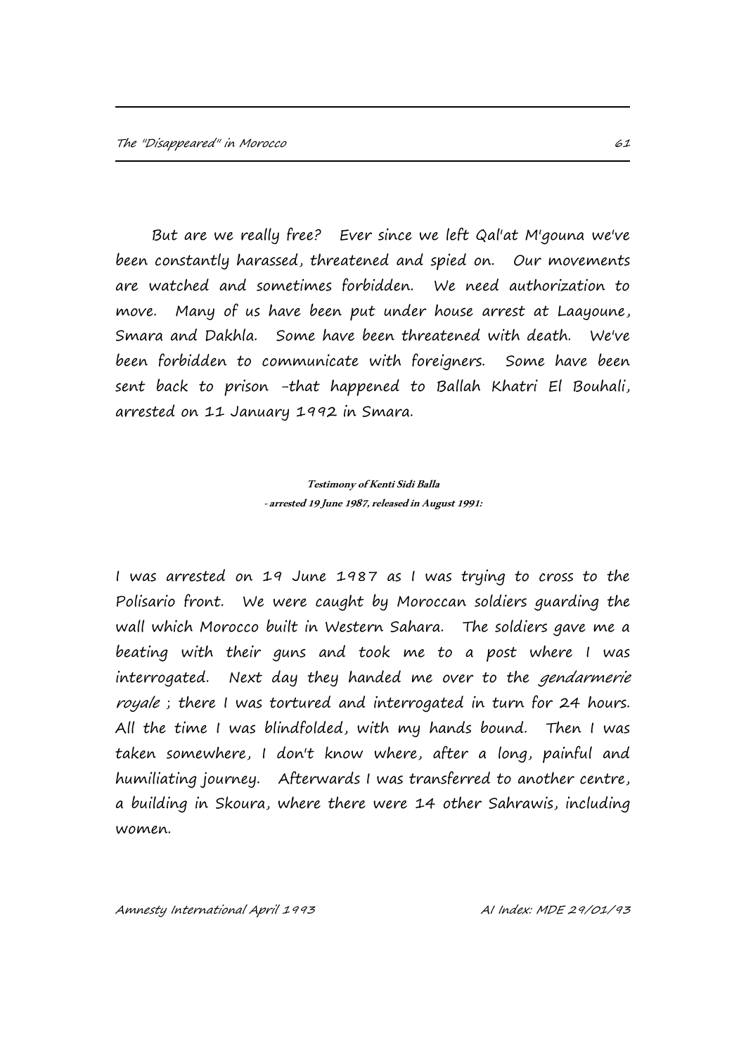But are we really free? Ever since we left Qal'at M'gouna we've been constantly harassed, threatened and spied on. Our movements are watched and sometimes forbidden. We need authorization to move. Many of us have been put under house arrest at Laayoune, Smara and Dakhla. Some have been threatened with death. We've been forbidden to communicate with foreigners. Some have been sent back to prison -that happened to Ballah Khatri El Bouhali, arrested on 11 January 1992 in Smara.

**Testimony of Kenti Sidi Balla**
**- arrested 19 June 1987, released in August 1991:**

I was arrested on 19 June 1987 as I was trying to cross to the Polisario front. We were caught by Moroccan soldiers guarding the wall which Morocco built in Western Sahara. The soldiers gave me a beating with their guns and took me to a post where I was interrogated. Next day they handed me over to the *gendarmerie royale* ; there I was tortured and interrogated in turn for 24 hours. All the time I was blindfolded, with my hands bound. Then I was taken somewhere, I don't know where, after a long, painful and humiliating journey. Afterwards I was transferred to another centre, a building in Skoura, where there were 14 other Sahrawis, including women.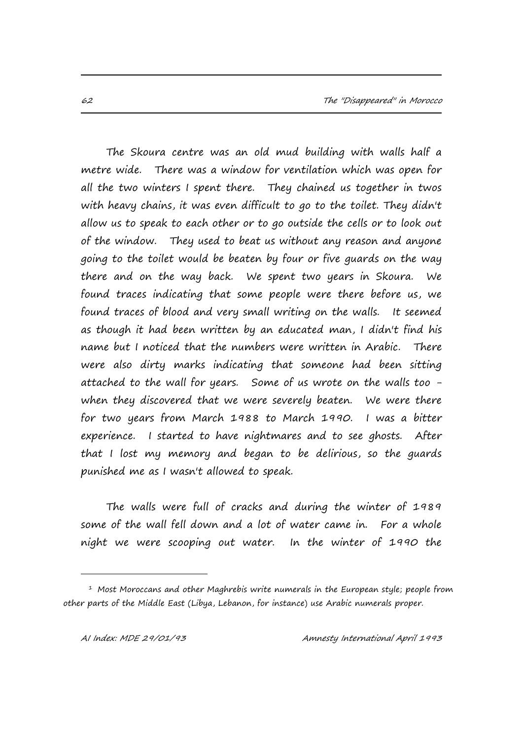The Skoura centre was an old mud building with walls half a metre wide. There was a window for ventilation which was open for all the two winters I spent there. They chained us together in twos with heavy chains, it was even difficult to go to the toilet. They didn't allow us to speak to each other or to go outside the cells or to look out of the window. They used to beat us without any reason and anyone going to the toilet would be beaten by four or five guards on the way there and on the way back. We spent two years in Skoura. We found traces indicating that some people were there before us, we found traces of blood and very small writing on the walls. It seemed as though it had been written by an educated man, I didn't find his name but I noticed that the numbers were written in Arabic. There were also dirty marks indicating that someone had been sitting attached to the wall for years. Some of us wrote on the walls too - when they discovered that we were severely beaten. We were there for two years from March 1988 to March 1990. I was a bitter experience. I started to have nightmares and to see ghosts. After that I lost my memory and began to be delirious, so the guards punished me as I wasn't allowed to speak.

The walls were full of cracks and during the winter of 1989 some of the wall fell down and a lot of water came in. For a whole night we were scooping out water. In the winter of 1990 the

---

[1] Most Moroccans and other Maghrebis write numerals in the European style; people from other parts of the Middle East (Libya, Lebanon, for instance) use Arabic numerals proper.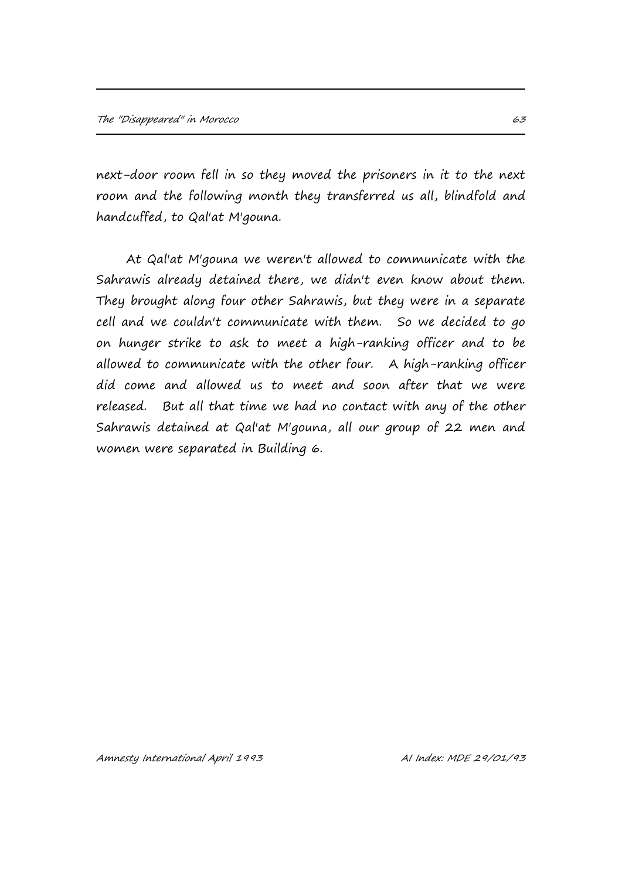next-door room fell in so they moved the prisoners in it to the next room and the following month they transferred us all, blindfold and handcuffed, to Qal'at M'gouna.

At Qal'at M'gouna we weren't allowed to communicate with the Sahrawis already detained there, we didn't even know about them. They brought along four other Sahrawis, but they were in a separate cell and we couldn't communicate with them. So we decided to go on hunger strike to ask to meet a high-ranking officer and to be allowed to communicate with the other four. A high-ranking officer did come and allowed us to meet and soon after that we were released. But all that time we had no contact with any of the other Sahrawis detained at Qal'at M'gouna, all our group of 22 men and women were separated in Building 6.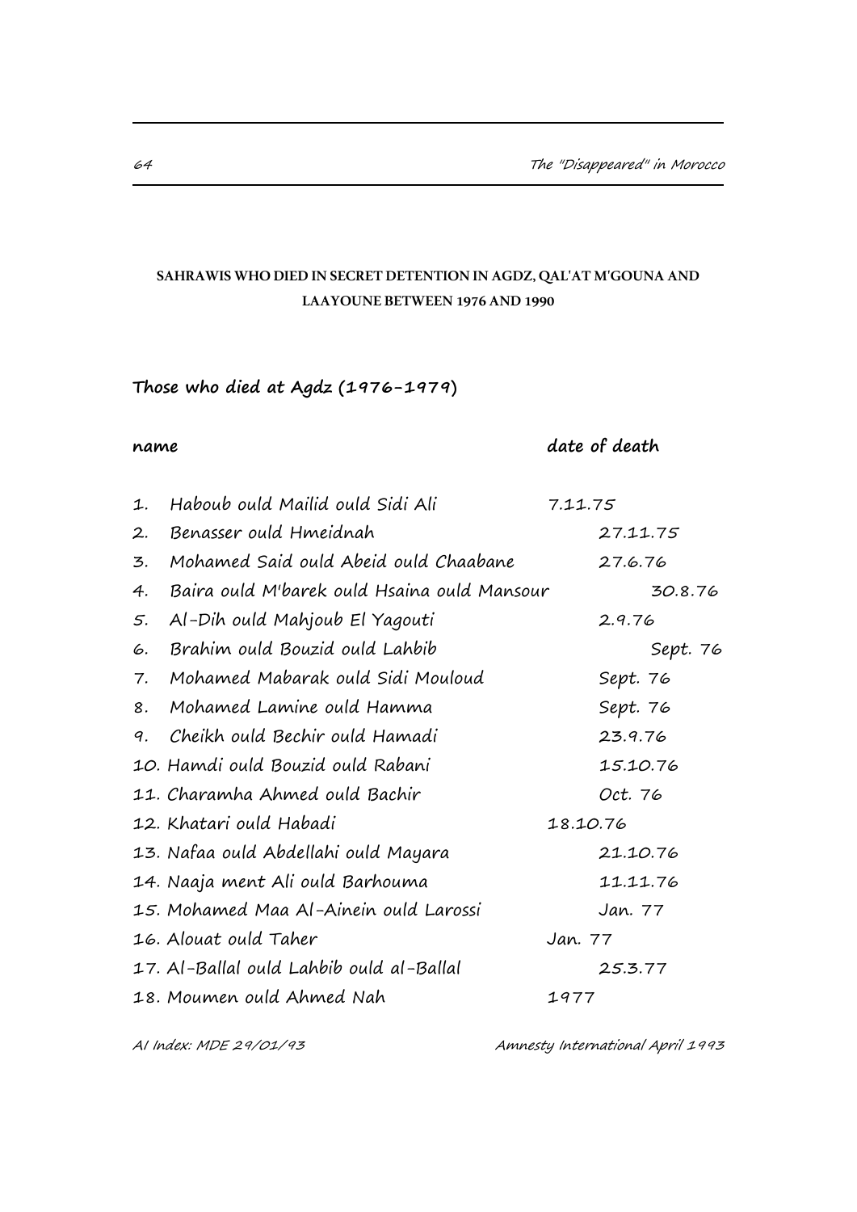**SAHRAWIS WHO DIED IN SECRET DETENTION IN AGDZ, QAL'AT M'GOUNA AND LAAYOUNE BETWEEN 1976 AND 1990**

### Those who died at Agdz (1976-1979)

| name | date of death |
|---|---|
| 1. Haboub ould Mailid ould Sidi Ali | 7.11.75 |
| 2. Benasser ould Hmeidnah | 27.11.75 |
| 3. Mohamed Said ould Abeid ould Chaabane | 27.6.76 |
| 4. Baira ould M'barek ould Hsaina ould Mansour | 30.8.76 |
| 5. Al-Dih ould Mahjoub El Yagouti | 2.9.76 |
| 6. Brahim ould Bouzid ould Lahbib | Sept. 76 |
| 7. Mohamed Mabarak ould Sidi Mouloud | Sept. 76 |
| 8. Mohamed Lamine ould Hamma | Sept. 76 |
| 9. Cheikh ould Bechir ould Hamadi | 23.9.76 |
| 10. Hamdi ould Bouzid ould Rabani | 15.10.76 |
| 11. Charamha Ahmed ould Bachir | Oct. 76 |
| 12. Khatari ould Habadi | 18.10.76 |
| 13. Nafaa ould Abdellahi ould Mayara | 21.10.76 |
| 14. Naaja ment Ali ould Barhouma | 11.11.76 |
| 15. Mohamed Maa Al-Ainein ould Larossi | Jan. 77 |
| 16. Alouat ould Taher | Jan. 77 |
| 17. Al-Ballal ould Lahbib ould al-Ballal | 25.3.77 |
| 18. Moumen ould Ahmed Nah | 1977 |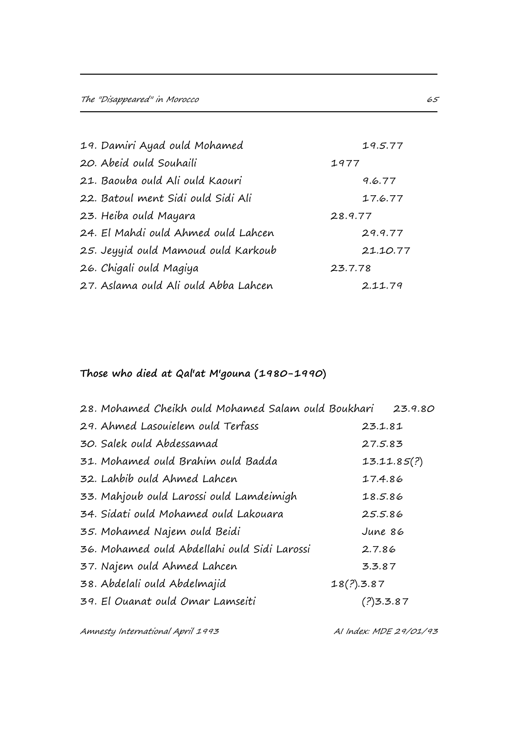19. Damiri Ayad ould Mohamed 19.5.77
20. Abeid ould Souhaili 1977
21. Baouba ould Ali ould Kaouri 9.6.77
22. Batoul ment Sidi ould Sidi Ali 17.6.77
23. Heiba ould Mayara 28.9.77
24. El Mahdi ould Ahmed ould Lahcen 29.9.77
25. Jeyyid ould Mamoud ould Karkoub 21.10.77
26. Chigali ould Magiya 23.7.78
27. Aslama ould Ali ould Abba Lahcen 2.11.79

**Those who died at Qal'at M'gouna (1980-1990)**

28. Mohamed Cheikh ould Mohamed Salam ould Boukhari 23.9.80
29. Ahmed Lasouielem ould Terfass 23.1.81
30. Salek ould Abdessamad 27.5.83
31. Mohamed ould Brahim ould Badda 13.11.85(?)
32. Lahbib ould Ahmed Lahcen 17.4.86
33. Mahjoub ould Larossi ould Lamdeimigh 18.5.86
34. Sidati ould Mohamed ould Lakouara 25.5.86
35. Mohamed Najem ould Beidi June 86
36. Mohamed ould Abdellahi ould Sidi Larossi 2.7.86
37. Najem ould Ahmed Lahcen 3.3.87
38. Abdelali ould Abdelmajid 18(?).3.87
39. El Ouanat ould Omar Lamseiti (?)3.3.87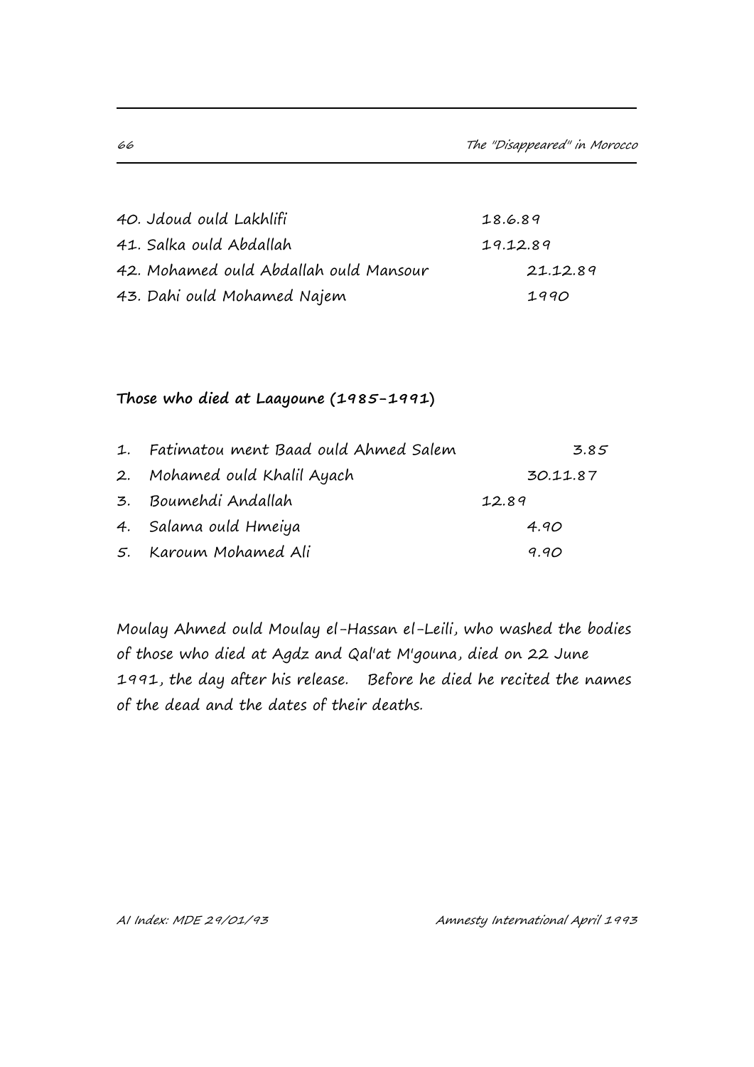| | |
|---|---|
| 40. Jdoud ould Lakhlifi | 18.6.89 |
| 41. Salka ould Abdallah | 19.12.89 |
| 42. Mohamed ould Abdallah ould Mansour | 21.12.89 |
| 43. Dahi ould Mohamed Najem | 1990 |

**Those who died at Laayoune (1985-1991)**

| | |
|---|---|
| 1. Fatimatou ment Baad ould Ahmed Salem | 3.85 |
| 2. Mohamed ould Khalil Ayach | 30.11.87 |
| 3. Boumehdi Andallah | 12.89 |
| 4. Salama ould Hmeiya | 4.90 |
| 5. Karoum Mohamed Ali | 9.90 |

Moulay Ahmed ould Moulay el-Hassan el-Leili, who washed the bodies of those who died at Agdz and Qal'at M'gouna, died on 22 June 1991, the day after his release. Before he died he recited the names of the dead and the dates of their deaths.